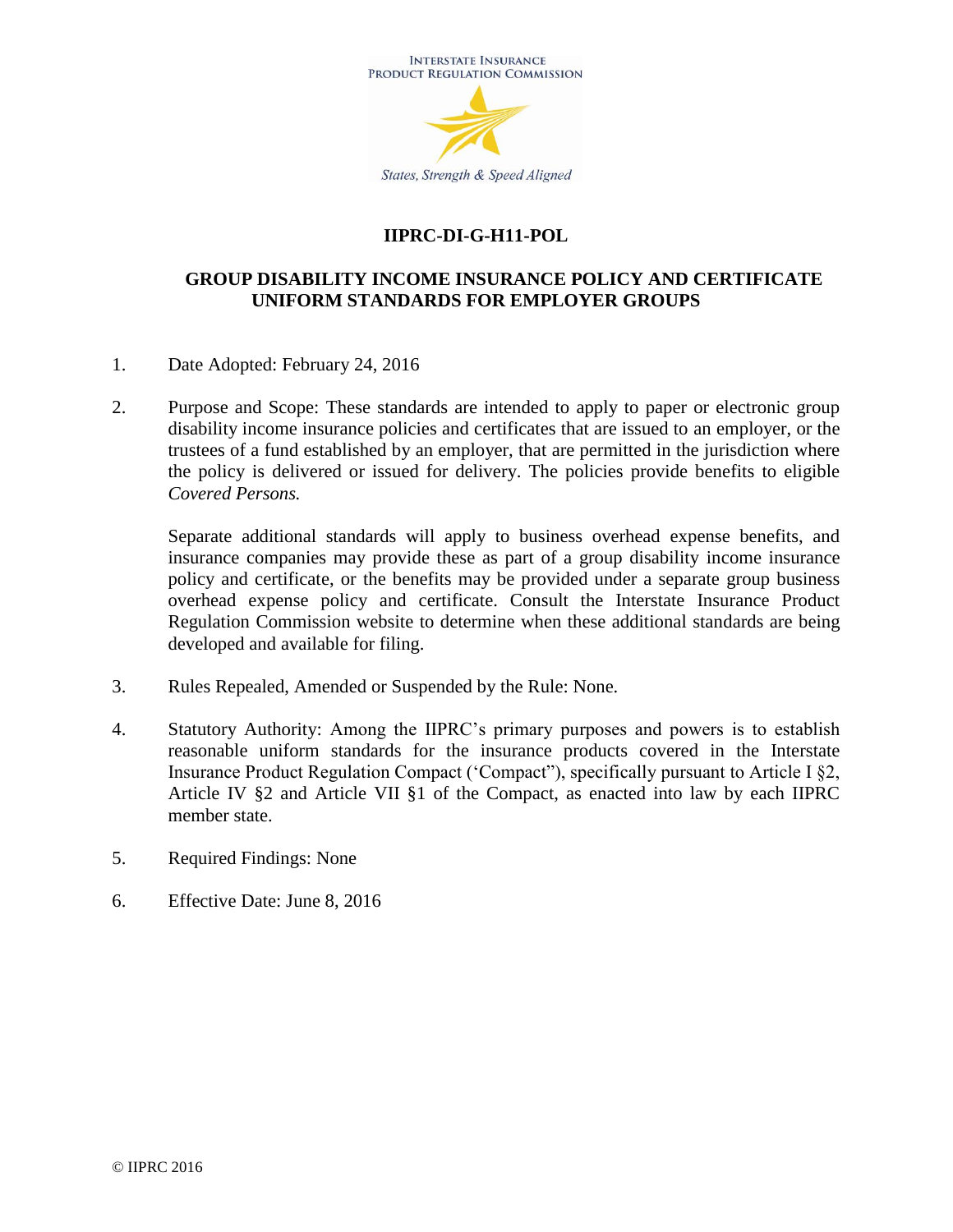INTERSTATE INSURANCE PRODUCT REGULATION COMMISSION

*States, Strength & Speed Aligned*

# IIPRC-DI-G-H11-POL

## GROUP DISABILITY INCOME INSURANCE POLICY AND CERTIFICATE UNIFORM STANDARDS FOR EMPLOYER GROUPS

1. Date Adopted: February 24, 2016

2. Purpose and Scope: These standards are intended to apply to paper or electronic group disability income insurance policies and certificates that are issued to an employer, or the trustees of a fund established by an employer, that are permitted in the jurisdiction where the policy is delivered or issued for delivery. The policies provide benefits to eligible *Covered Persons.*

   Separate additional standards will apply to business overhead expense benefits, and insurance companies may provide these as part of a group disability income insurance policy and certificate, or the benefits may be provided under a separate group business overhead expense policy and certificate. Consult the Interstate Insurance Product Regulation Commission website to determine when these additional standards are being developed and available for filing.

3. Rules Repealed, Amended or Suspended by the Rule: None.

4. Statutory Authority: Among the IIPRC's primary purposes and powers is to establish reasonable uniform standards for the insurance products covered in the Interstate Insurance Product Regulation Compact ('Compact"), specifically pursuant to Article I §2, Article IV §2 and Article VII §1 of the Compact, as enacted into law by each IIPRC member state.

5. Required Findings: None

6. Effective Date: June 8, 2016

© IIPRC 2016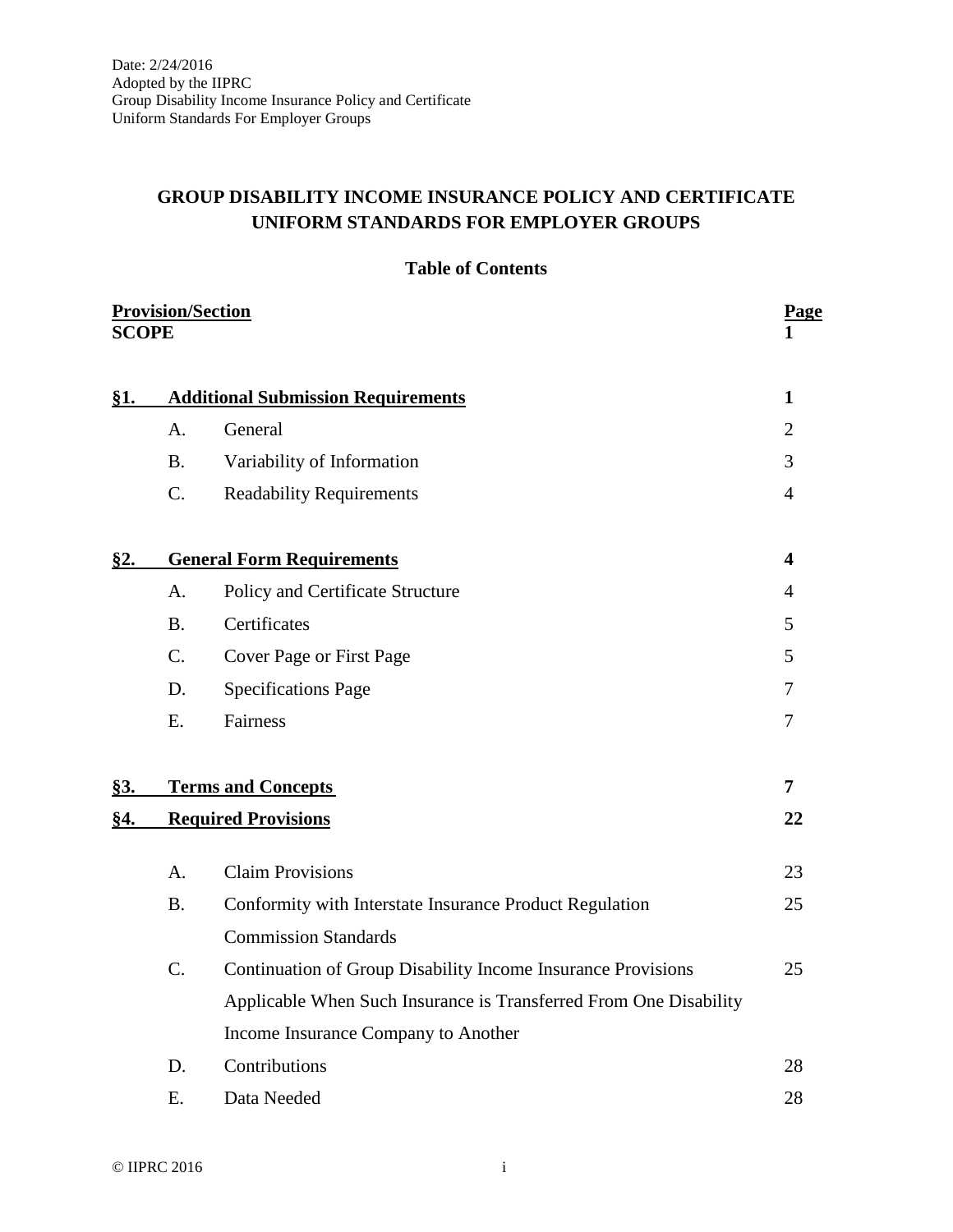Date: 2/24/2016
Adopted by the IIPRC
Group Disability Income Insurance Policy and Certificate
Uniform Standards For Employer Groups

# GROUP DISABILITY INCOME INSURANCE POLICY AND CERTIFICATE UNIFORM STANDARDS FOR EMPLOYER GROUPS

## Table of Contents

| Provision/Section | | | Page |
|---|---|---|---|
| **SCOPE** | | | **1** |
| **§1.** | **Additional Submission Requirements** | | **1** |
| | A. | General | 2 |
| | B. | Variability of Information | 3 |
| | C. | Readability Requirements | 4 |
| **§2.** | **General Form Requirements** | | **4** |
| | A. | Policy and Certificate Structure | 4 |
| | B. | Certificates | 5 |
| | C. | Cover Page or First Page | 5 |
| | D. | Specifications Page | 7 |
| | E. | Fairness | 7 |
| **§3.** | **Terms and Concepts** | | **7** |
| **§4.** | **Required Provisions** | | **22** |
| | A. | Claim Provisions | 23 |
| | B. | Conformity with Interstate Insurance Product Regulation Commission Standards | 25 |
| | C. | Continuation of Group Disability Income Insurance Provisions Applicable When Such Insurance is Transferred From One Disability Income Insurance Company to Another | 25 |
| | D. | Contributions | 28 |
| | E. | Data Needed | 28 |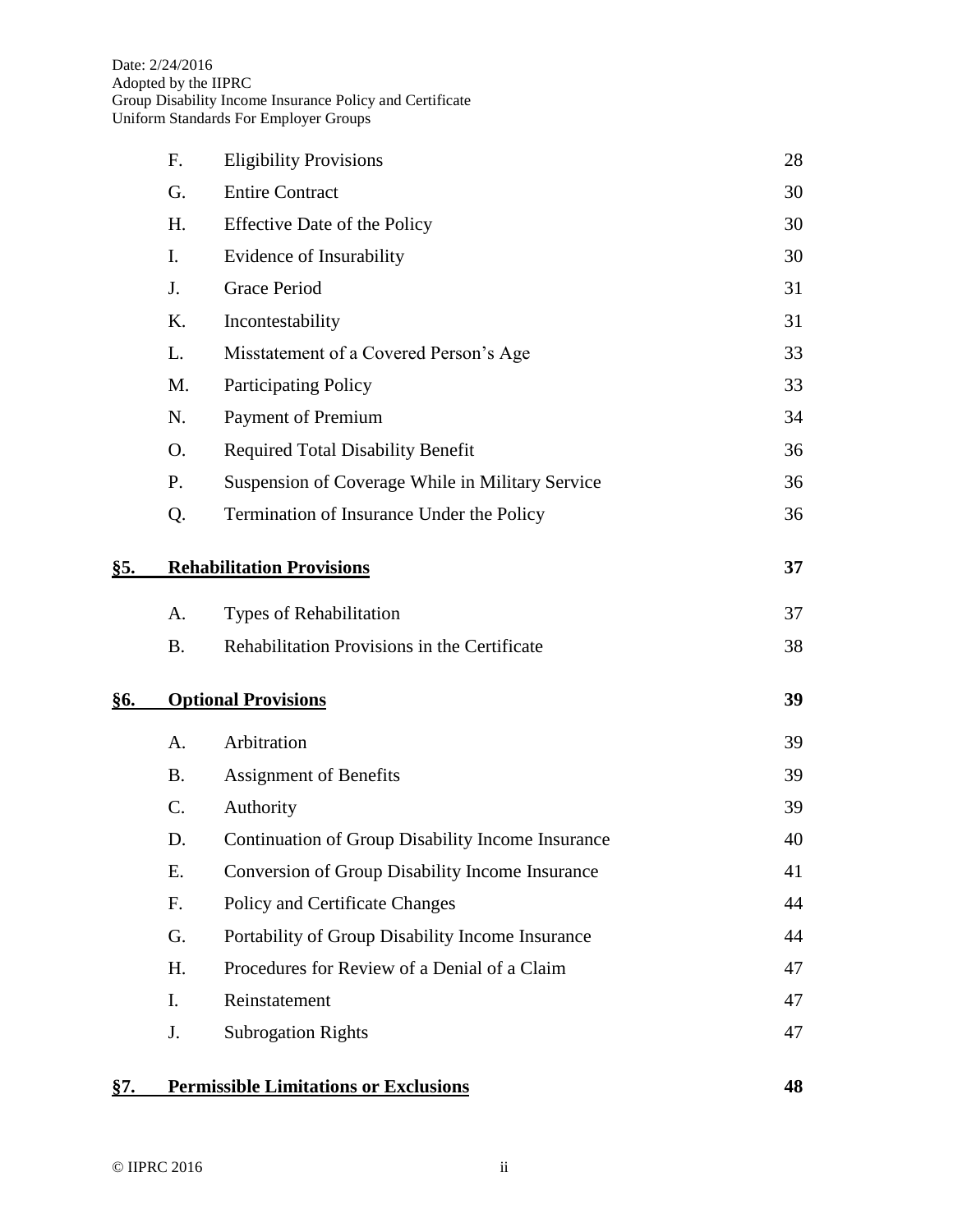| | | | |
|---|---|---|---|
| | F. | Eligibility Provisions | 28 |
| | G. | Entire Contract | 30 |
| | H. | Effective Date of the Policy | 30 |
| | I. | Evidence of Insurability | 30 |
| | J. | Grace Period | 31 |
| | K. | Incontestability | 31 |
| | L. | Misstatement of a Covered Person's Age | 33 |
| | M. | Participating Policy | 33 |
| | N. | Payment of Premium | 34 |
| | O. | Required Total Disability Benefit | 36 |
| | P. | Suspension of Coverage While in Military Service | 36 |
| | Q. | Termination of Insurance Under the Policy | 36 |
| **§5.** | **Rehabilitation Provisions** | | **37** |
| | A. | Types of Rehabilitation | 37 |
| | B. | Rehabilitation Provisions in the Certificate | 38 |
| **§6.** | **Optional Provisions** | | **39** |
| | A. | Arbitration | 39 |
| | B. | Assignment of Benefits | 39 |
| | C. | Authority | 39 |
| | D. | Continuation of Group Disability Income Insurance | 40 |
| | E. | Conversion of Group Disability Income Insurance | 41 |
| | F. | Policy and Certificate Changes | 44 |
| | G. | Portability of Group Disability Income Insurance | 44 |
| | H. | Procedures for Review of a Denial of a Claim | 47 |
| | I. | Reinstatement | 47 |
| | J. | Subrogation Rights | 47 |
| **§7.** | **Permissible Limitations or Exclusions** | | **48** |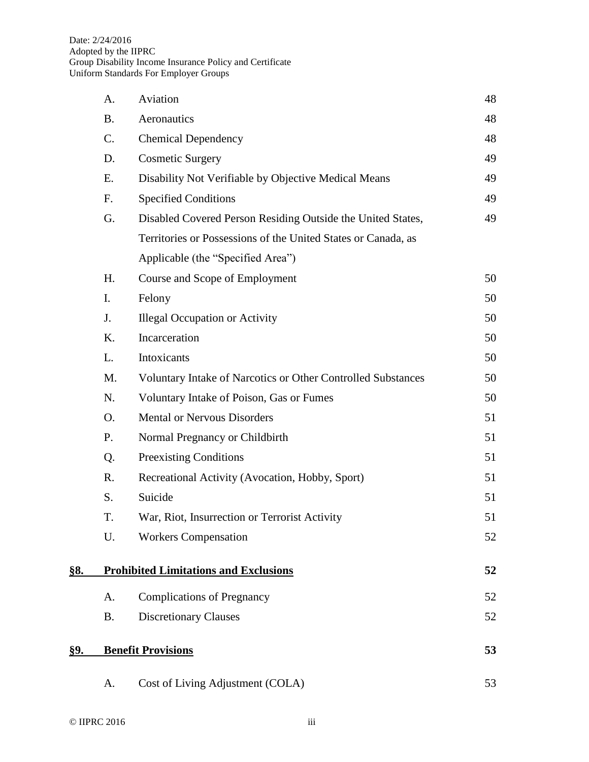| | | |
|---|---|---|
| A. | Aviation | 48 |
| B. | Aeronautics | 48 |
| C. | Chemical Dependency | 48 |
| D. | Cosmetic Surgery | 49 |
| E. | Disability Not Verifiable by Objective Medical Means | 49 |
| F. | Specified Conditions | 49 |
| G. | Disabled Covered Person Residing Outside the United States, Territories or Possessions of the United States or Canada, as Applicable (the "Specified Area") | 49 |
| H. | Course and Scope of Employment | 50 |
| I. | Felony | 50 |
| J. | Illegal Occupation or Activity | 50 |
| K. | Incarceration | 50 |
| L. | Intoxicants | 50 |
| M. | Voluntary Intake of Narcotics or Other Controlled Substances | 50 |
| N. | Voluntary Intake of Poison, Gas or Fumes | 50 |
| O. | Mental or Nervous Disorders | 51 |
| P. | Normal Pregnancy or Childbirth | 51 |
| Q. | Preexisting Conditions | 51 |
| R. | Recreational Activity (Avocation, Hobby, Sport) | 51 |
| S. | Suicide | 51 |
| T. | War, Riot, Insurrection or Terrorist Activity | 51 |
| U. | Workers Compensation | 52 |

**§8. Prohibited Limitations and Exclusions** **52**

| | | |
|---|---|---|
| A. | Complications of Pregnancy | 52 |
| B. | Discretionary Clauses | 52 |

**§9. Benefit Provisions** **53**

| | | |
|---|---|---|
| A. | Cost of Living Adjustment (COLA) | 53 |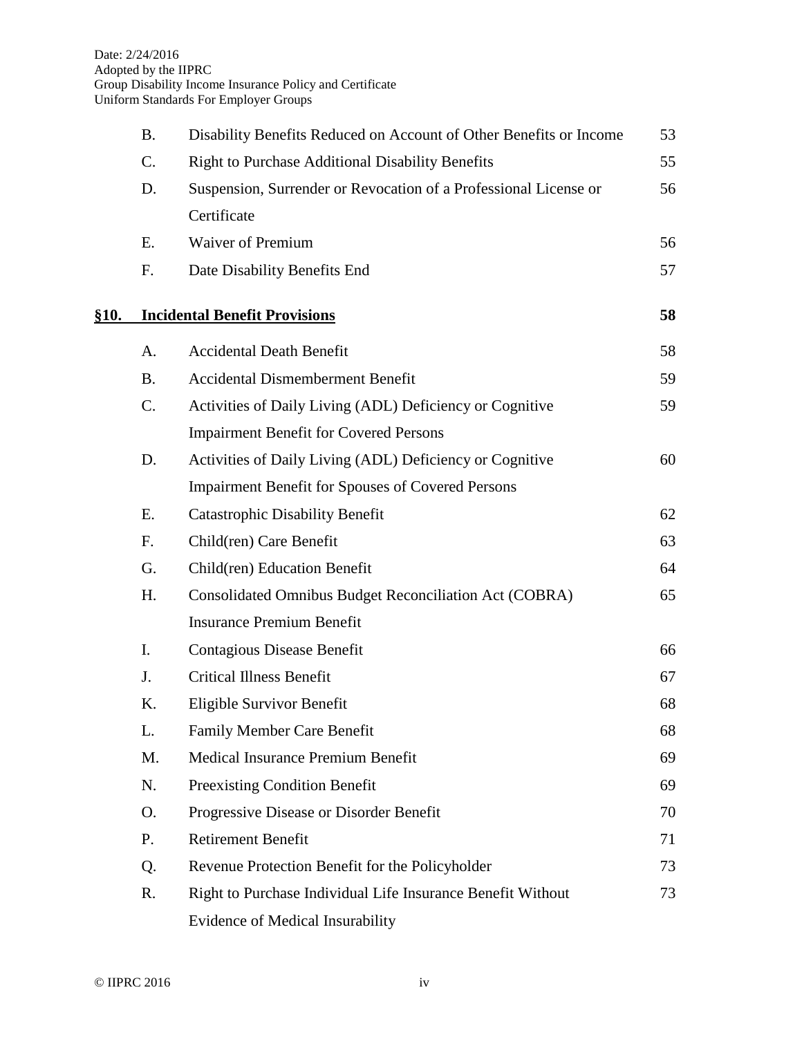| | | |
|---|---|---|
| B. | Disability Benefits Reduced on Account of Other Benefits or Income | 53 |
| C. | Right to Purchase Additional Disability Benefits | 55 |
| D. | Suspension, Surrender or Revocation of a Professional License or Certificate | 56 |
| E. | Waiver of Premium | 56 |
| F. | Date Disability Benefits End | 57 |

**§10. Incidental Benefit Provisions** **58**

| | | |
|---|---|---|
| A. | Accidental Death Benefit | 58 |
| B. | Accidental Dismemberment Benefit | 59 |
| C. | Activities of Daily Living (ADL) Deficiency or Cognitive Impairment Benefit for Covered Persons | 59 |
| D. | Activities of Daily Living (ADL) Deficiency or Cognitive Impairment Benefit for Spouses of Covered Persons | 60 |
| E. | Catastrophic Disability Benefit | 62 |
| F. | Child(ren) Care Benefit | 63 |
| G. | Child(ren) Education Benefit | 64 |
| H. | Consolidated Omnibus Budget Reconciliation Act (COBRA) Insurance Premium Benefit | 65 |
| I. | Contagious Disease Benefit | 66 |
| J. | Critical Illness Benefit | 67 |
| K. | Eligible Survivor Benefit | 68 |
| L. | Family Member Care Benefit | 68 |
| M. | Medical Insurance Premium Benefit | 69 |
| N. | Preexisting Condition Benefit | 69 |
| O. | Progressive Disease or Disorder Benefit | 70 |
| P. | Retirement Benefit | 71 |
| Q. | Revenue Protection Benefit for the Policyholder | 73 |
| R. | Right to Purchase Individual Life Insurance Benefit Without Evidence of Medical Insurability | 73 |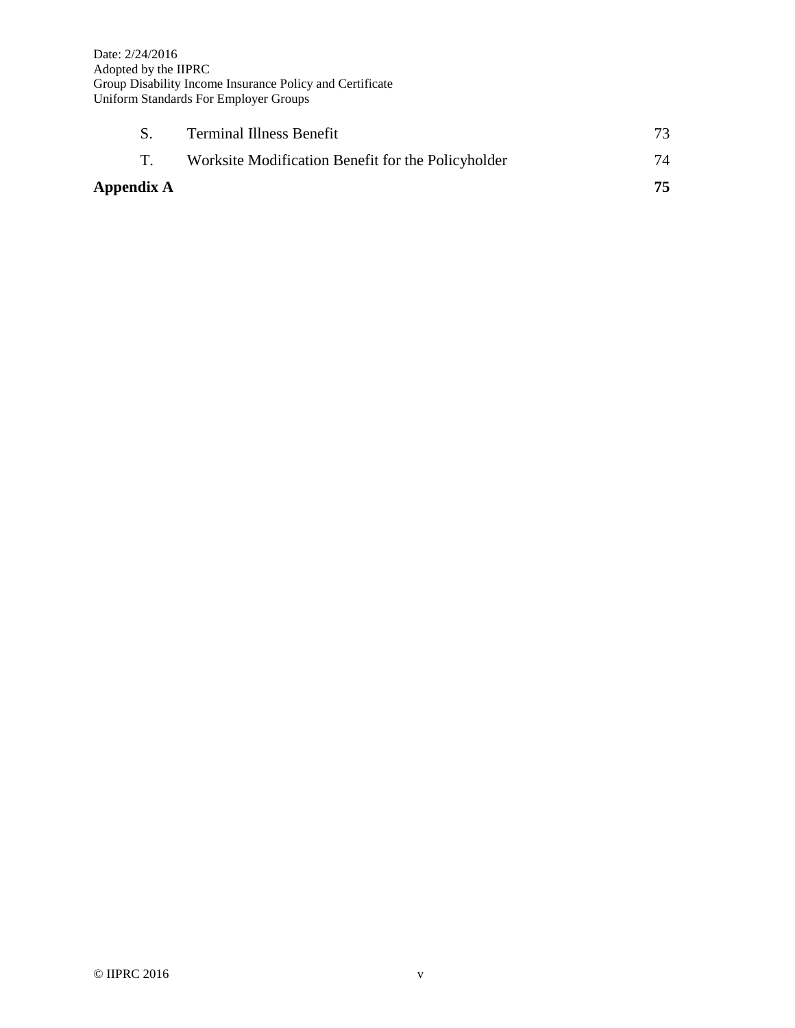| | | |
|---|---|---|
| S. | Terminal Illness Benefit | 73 |
| T. | Worksite Modification Benefit for the Policyholder | 74 |
| **Appendix A** | | **75** |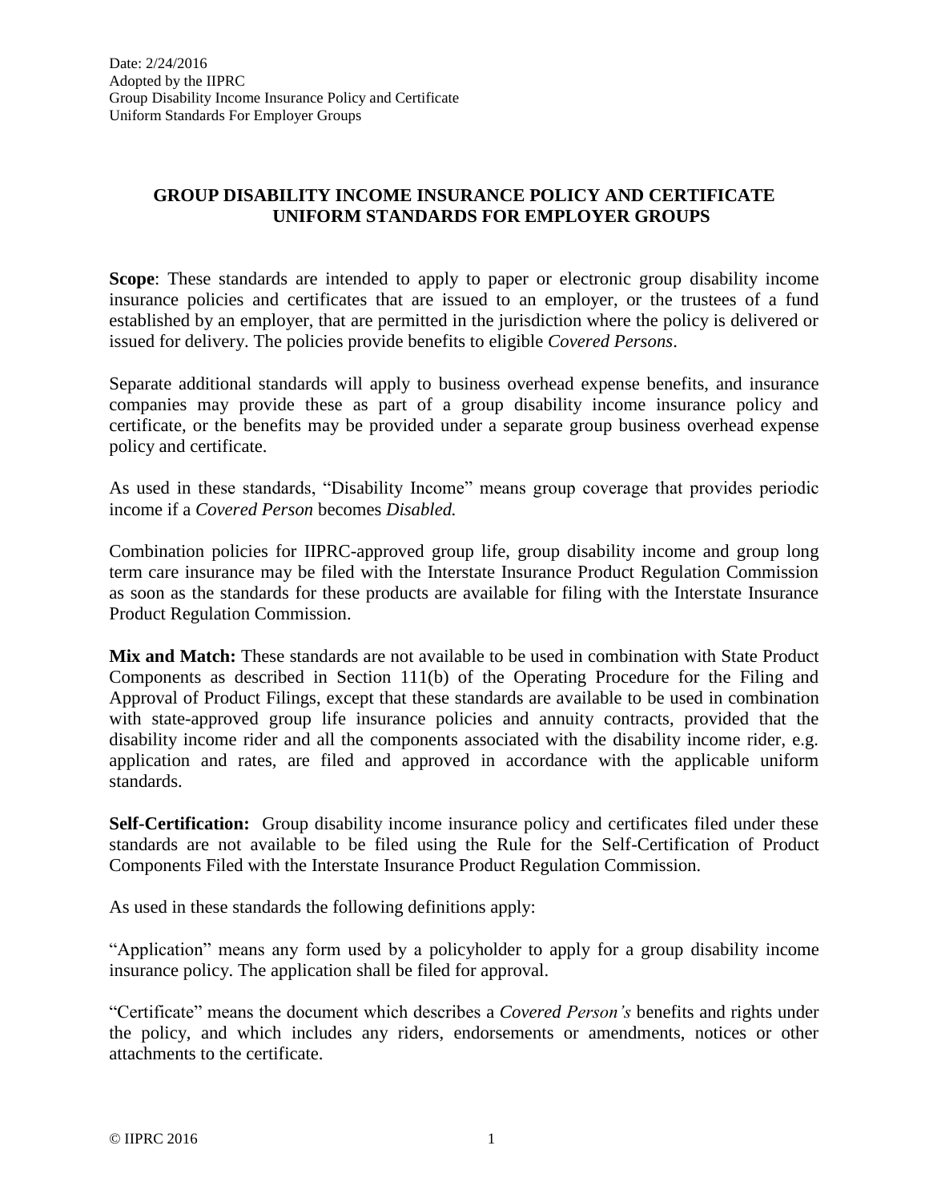Date: 2/24/2016
Adopted by the IIPRC
Group Disability Income Insurance Policy and Certificate
Uniform Standards For Employer Groups

# GROUP DISABILITY INCOME INSURANCE POLICY AND CERTIFICATE UNIFORM STANDARDS FOR EMPLOYER GROUPS

**Scope**: These standards are intended to apply to paper or electronic group disability income insurance policies and certificates that are issued to an employer, or the trustees of a fund established by an employer, that are permitted in the jurisdiction where the policy is delivered or issued for delivery. The policies provide benefits to eligible *Covered Persons*.

Separate additional standards will apply to business overhead expense benefits, and insurance companies may provide these as part of a group disability income insurance policy and certificate, or the benefits may be provided under a separate group business overhead expense policy and certificate.

As used in these standards, "Disability Income" means group coverage that provides periodic income if a *Covered Person* becomes *Disabled.*

Combination policies for IIPRC-approved group life, group disability income and group long term care insurance may be filed with the Interstate Insurance Product Regulation Commission as soon as the standards for these products are available for filing with the Interstate Insurance Product Regulation Commission.

**Mix and Match:** These standards are not available to be used in combination with State Product Components as described in Section 111(b) of the Operating Procedure for the Filing and Approval of Product Filings, except that these standards are available to be used in combination with state-approved group life insurance policies and annuity contracts, provided that the disability income rider and all the components associated with the disability income rider, e.g. application and rates, are filed and approved in accordance with the applicable uniform standards.

**Self-Certification:** Group disability income insurance policy and certificates filed under these standards are not available to be filed using the Rule for the Self-Certification of Product Components Filed with the Interstate Insurance Product Regulation Commission.

As used in these standards the following definitions apply:

"Application" means any form used by a policyholder to apply for a group disability income insurance policy. The application shall be filed for approval.

"Certificate" means the document which describes a *Covered Person's* benefits and rights under the policy, and which includes any riders, endorsements or amendments, notices or other attachments to the certificate.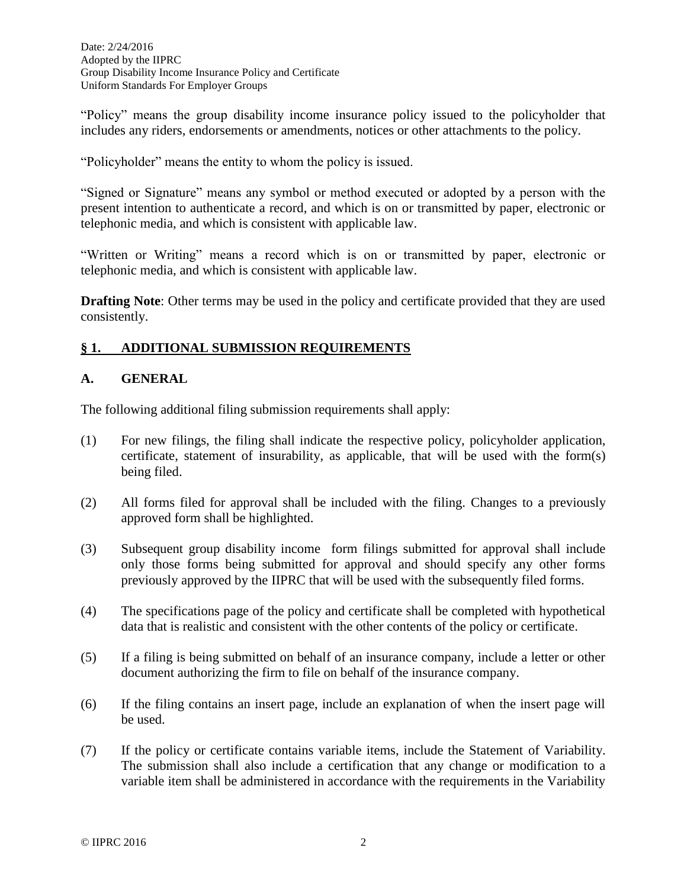"Policy" means the group disability income insurance policy issued to the policyholder that includes any riders, endorsements or amendments, notices or other attachments to the policy.

"Policyholder" means the entity to whom the policy is issued.

"Signed or Signature" means any symbol or method executed or adopted by a person with the present intention to authenticate a record, and which is on or transmitted by paper, electronic or telephonic media, and which is consistent with applicable law.

"Written or Writing" means a record which is on or transmitted by paper, electronic or telephonic media, and which is consistent with applicable law.

**Drafting Note**: Other terms may be used in the policy and certificate provided that they are used consistently.

## § 1. ADDITIONAL SUBMISSION REQUIREMENTS

### A. GENERAL

The following additional filing submission requirements shall apply:

(1) For new filings, the filing shall indicate the respective policy, policyholder application, certificate, statement of insurability, as applicable, that will be used with the form(s) being filed.

(2) All forms filed for approval shall be included with the filing. Changes to a previously approved form shall be highlighted.

(3) Subsequent group disability income form filings submitted for approval shall include only those forms being submitted for approval and should specify any other forms previously approved by the IIPRC that will be used with the subsequently filed forms.

(4) The specifications page of the policy and certificate shall be completed with hypothetical data that is realistic and consistent with the other contents of the policy or certificate.

(5) If a filing is being submitted on behalf of an insurance company, include a letter or other document authorizing the firm to file on behalf of the insurance company.

(6) If the filing contains an insert page, include an explanation of when the insert page will be used.

(7) If the policy or certificate contains variable items, include the Statement of Variability. The submission shall also include a certification that any change or modification to a variable item shall be administered in accordance with the requirements in the Variability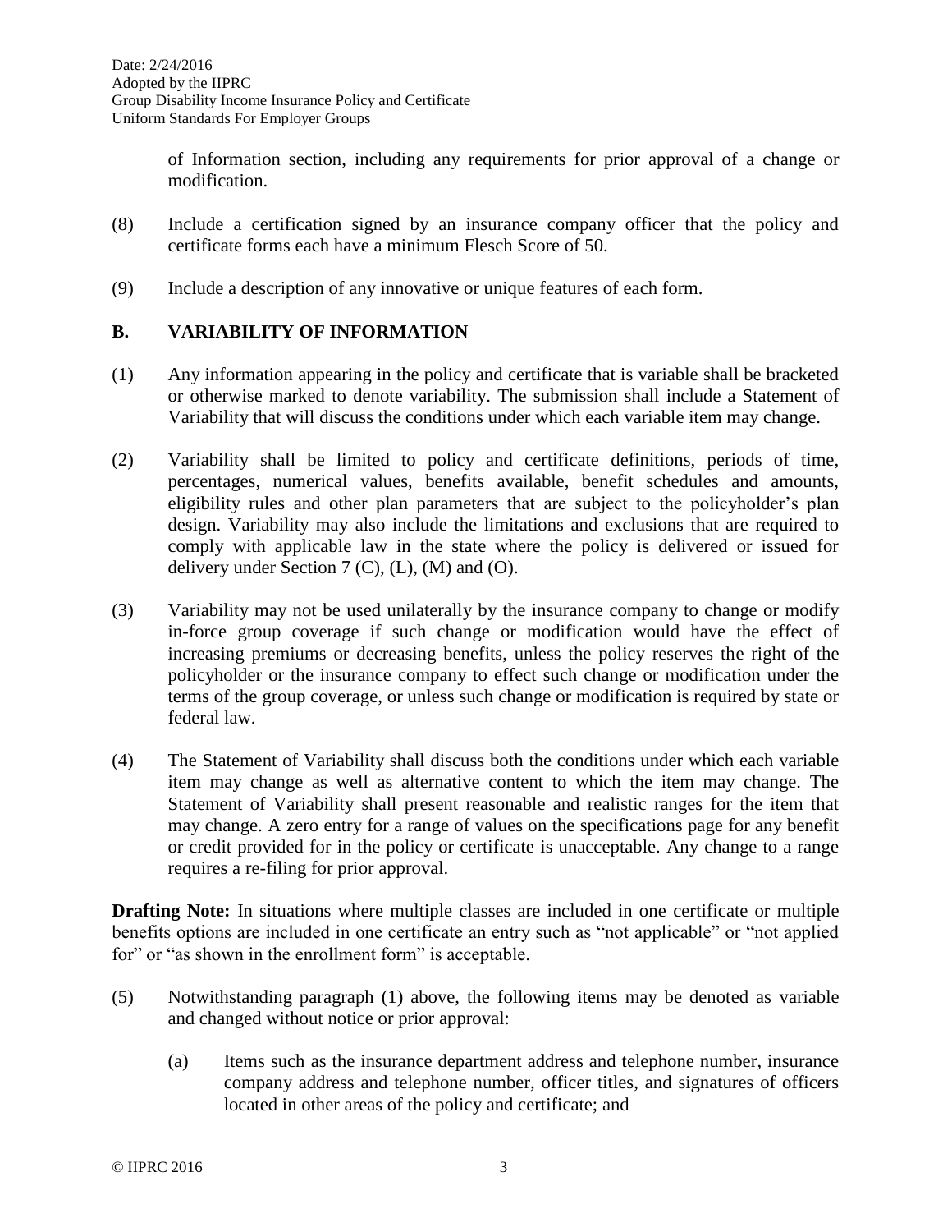of Information section, including any requirements for prior approval of a change or modification.

(8) Include a certification signed by an insurance company officer that the policy and certificate forms each have a minimum Flesch Score of 50.

(9) Include a description of any innovative or unique features of each form.

## B. VARIABILITY OF INFORMATION

(1) Any information appearing in the policy and certificate that is variable shall be bracketed or otherwise marked to denote variability. The submission shall include a Statement of Variability that will discuss the conditions under which each variable item may change.

(2) Variability shall be limited to policy and certificate definitions, periods of time, percentages, numerical values, benefits available, benefit schedules and amounts, eligibility rules and other plan parameters that are subject to the policyholder's plan design. Variability may also include the limitations and exclusions that are required to comply with applicable law in the state where the policy is delivered or issued for delivery under Section 7 (C), (L), (M) and (O).

(3) Variability may not be used unilaterally by the insurance company to change or modify in-force group coverage if such change or modification would have the effect of increasing premiums or decreasing benefits, unless the policy reserves the right of the policyholder or the insurance company to effect such change or modification under the terms of the group coverage, or unless such change or modification is required by state or federal law.

(4) The Statement of Variability shall discuss both the conditions under which each variable item may change as well as alternative content to which the item may change. The Statement of Variability shall present reasonable and realistic ranges for the item that may change. A zero entry for a range of values on the specifications page for any benefit or credit provided for in the policy or certificate is unacceptable. Any change to a range requires a re-filing for prior approval.

**Drafting Note:** In situations where multiple classes are included in one certificate or multiple benefits options are included in one certificate an entry such as "not applicable" or "not applied for" or "as shown in the enrollment form" is acceptable.

(5) Notwithstanding paragraph (1) above, the following items may be denoted as variable and changed without notice or prior approval:

   (a) Items such as the insurance department address and telephone number, insurance company address and telephone number, officer titles, and signatures of officers located in other areas of the policy and certificate; and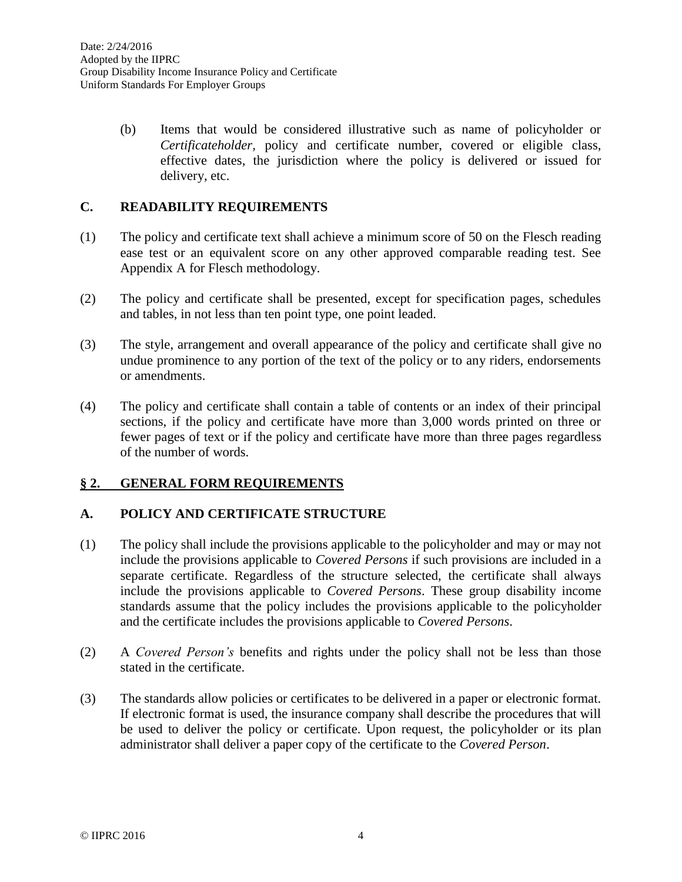(b) Items that would be considered illustrative such as name of policyholder or *Certificateholder*, policy and certificate number, covered or eligible class, effective dates, the jurisdiction where the policy is delivered or issued for delivery, etc.

## C. READABILITY REQUIREMENTS

(1) The policy and certificate text shall achieve a minimum score of 50 on the Flesch reading ease test or an equivalent score on any other approved comparable reading test. See Appendix A for Flesch methodology.

(2) The policy and certificate shall be presented, except for specification pages, schedules and tables, in not less than ten point type, one point leaded.

(3) The style, arrangement and overall appearance of the policy and certificate shall give no undue prominence to any portion of the text of the policy or to any riders, endorsements or amendments.

(4) The policy and certificate shall contain a table of contents or an index of their principal sections, if the policy and certificate have more than 3,000 words printed on three or fewer pages of text or if the policy and certificate have more than three pages regardless of the number of words.

# § 2. GENERAL FORM REQUIREMENTS

## A. POLICY AND CERTIFICATE STRUCTURE

(1) The policy shall include the provisions applicable to the policyholder and may or may not include the provisions applicable to *Covered Persons* if such provisions are included in a separate certificate. Regardless of the structure selected, the certificate shall always include the provisions applicable to *Covered Persons*. These group disability income standards assume that the policy includes the provisions applicable to the policyholder and the certificate includes the provisions applicable to *Covered Persons*.

(2) A *Covered Person's* benefits and rights under the policy shall not be less than those stated in the certificate.

(3) The standards allow policies or certificates to be delivered in a paper or electronic format. If electronic format is used, the insurance company shall describe the procedures that will be used to deliver the policy or certificate. Upon request, the policyholder or its plan administrator shall deliver a paper copy of the certificate to the *Covered Person*.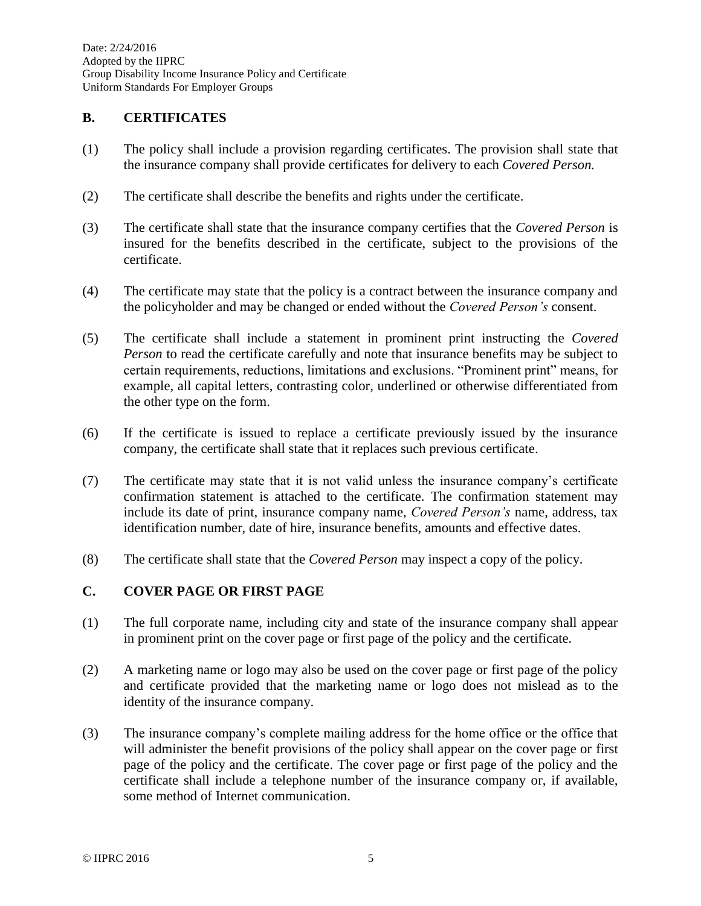## B. CERTIFICATES

(1) The policy shall include a provision regarding certificates. The provision shall state that the insurance company shall provide certificates for delivery to each *Covered Person.*

(2) The certificate shall describe the benefits and rights under the certificate.

(3) The certificate shall state that the insurance company certifies that the *Covered Person* is insured for the benefits described in the certificate, subject to the provisions of the certificate.

(4) The certificate may state that the policy is a contract between the insurance company and the policyholder and may be changed or ended without the *Covered Person's* consent.

(5) The certificate shall include a statement in prominent print instructing the *Covered Person* to read the certificate carefully and note that insurance benefits may be subject to certain requirements, reductions, limitations and exclusions. "Prominent print" means, for example, all capital letters, contrasting color, underlined or otherwise differentiated from the other type on the form.

(6) If the certificate is issued to replace a certificate previously issued by the insurance company, the certificate shall state that it replaces such previous certificate.

(7) The certificate may state that it is not valid unless the insurance company's certificate confirmation statement is attached to the certificate. The confirmation statement may include its date of print, insurance company name, *Covered Person's* name, address, tax identification number, date of hire, insurance benefits, amounts and effective dates.

(8) The certificate shall state that the *Covered Person* may inspect a copy of the policy.

## C. COVER PAGE OR FIRST PAGE

(1) The full corporate name, including city and state of the insurance company shall appear in prominent print on the cover page or first page of the policy and the certificate.

(2) A marketing name or logo may also be used on the cover page or first page of the policy and certificate provided that the marketing name or logo does not mislead as to the identity of the insurance company.

(3) The insurance company's complete mailing address for the home office or the office that will administer the benefit provisions of the policy shall appear on the cover page or first page of the policy and the certificate. The cover page or first page of the policy and the certificate shall include a telephone number of the insurance company or, if available, some method of Internet communication.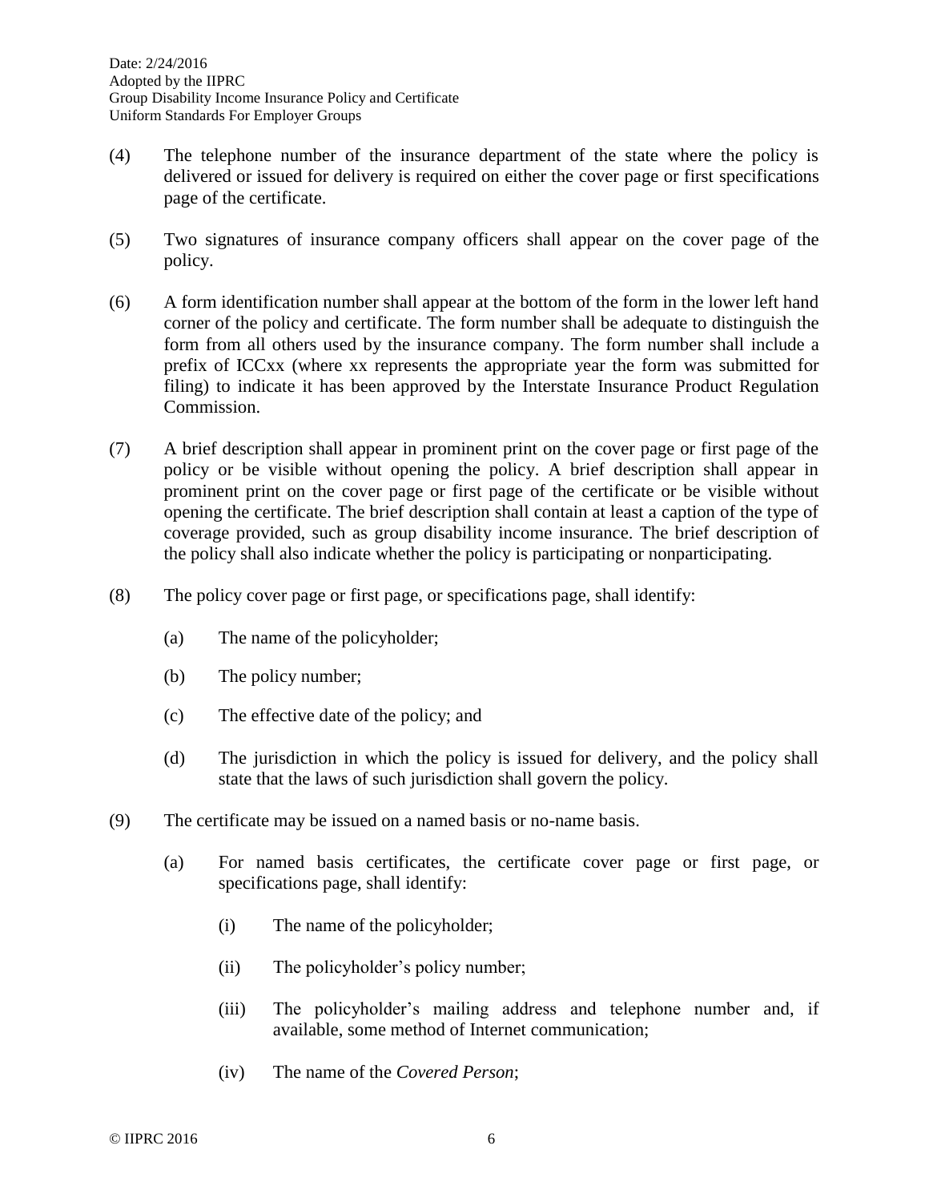(4) The telephone number of the insurance department of the state where the policy is delivered or issued for delivery is required on either the cover page or first specifications page of the certificate.

(5) Two signatures of insurance company officers shall appear on the cover page of the policy.

(6) A form identification number shall appear at the bottom of the form in the lower left hand corner of the policy and certificate. The form number shall be adequate to distinguish the form from all others used by the insurance company. The form number shall include a prefix of ICCxx (where xx represents the appropriate year the form was submitted for filing) to indicate it has been approved by the Interstate Insurance Product Regulation Commission.

(7) A brief description shall appear in prominent print on the cover page or first page of the policy or be visible without opening the policy. A brief description shall appear in prominent print on the cover page or first page of the certificate or be visible without opening the certificate. The brief description shall contain at least a caption of the type of coverage provided, such as group disability income insurance. The brief description of the policy shall also indicate whether the policy is participating or nonparticipating.

(8) The policy cover page or first page, or specifications page, shall identify:

  (a) The name of the policyholder;

  (b) The policy number;

  (c) The effective date of the policy; and

  (d) The jurisdiction in which the policy is issued for delivery, and the policy shall state that the laws of such jurisdiction shall govern the policy.

(9) The certificate may be issued on a named basis or no-name basis.

  (a) For named basis certificates, the certificate cover page or first page, or specifications page, shall identify:

    (i) The name of the policyholder;

    (ii) The policyholder's policy number;

    (iii) The policyholder's mailing address and telephone number and, if available, some method of Internet communication;

    (iv) The name of the *Covered Person*;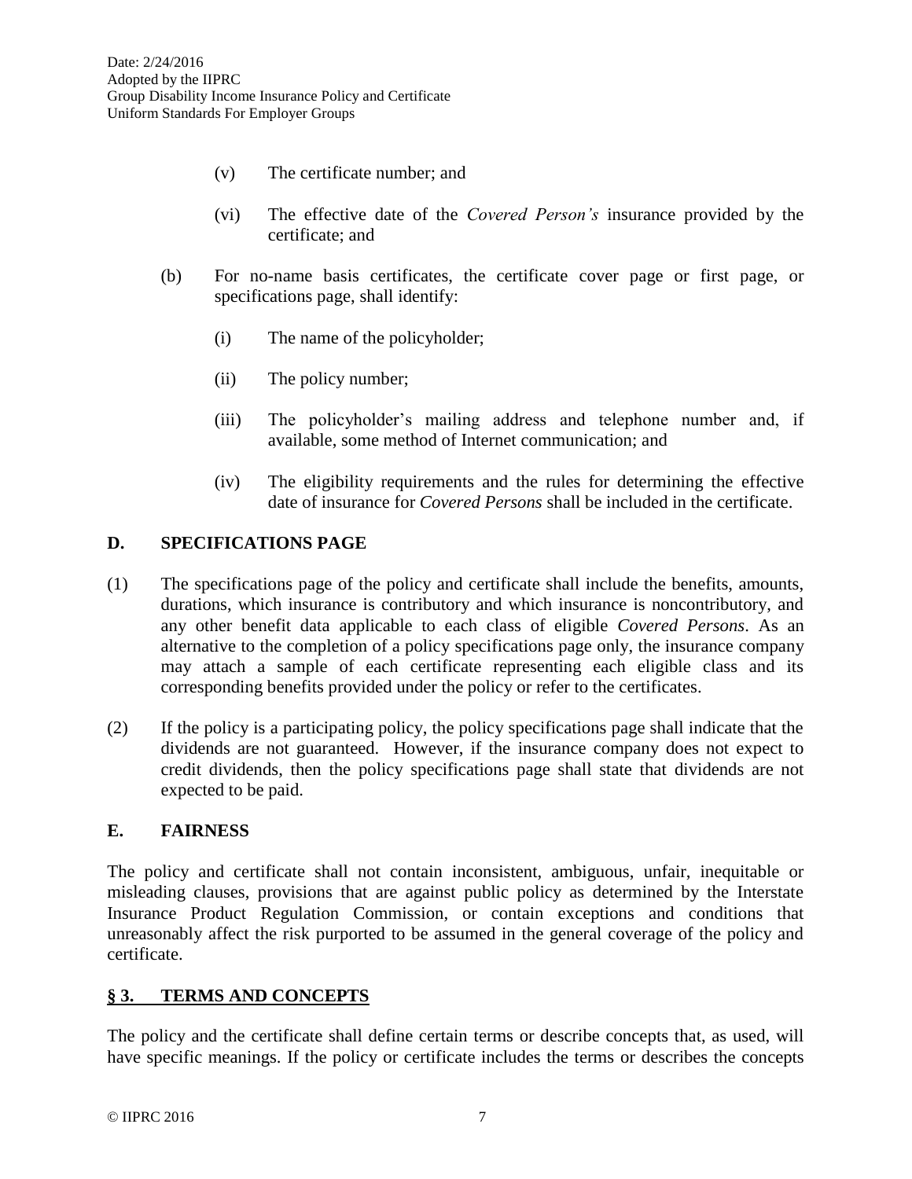(v) The certificate number; and

(vi) The effective date of the *Covered Person's* insurance provided by the certificate; and

(b) For no-name basis certificates, the certificate cover page or first page, or specifications page, shall identify:

(i) The name of the policyholder;

(ii) The policy number;

(iii) The policyholder's mailing address and telephone number and, if available, some method of Internet communication; and

(iv) The eligibility requirements and the rules for determining the effective date of insurance for *Covered Persons* shall be included in the certificate.

## D. SPECIFICATIONS PAGE

(1) The specifications page of the policy and certificate shall include the benefits, amounts, durations, which insurance is contributory and which insurance is noncontributory, and any other benefit data applicable to each class of eligible *Covered Persons*. As an alternative to the completion of a policy specifications page only, the insurance company may attach a sample of each certificate representing each eligible class and its corresponding benefits provided under the policy or refer to the certificates.

(2) If the policy is a participating policy, the policy specifications page shall indicate that the dividends are not guaranteed. However, if the insurance company does not expect to credit dividends, then the policy specifications page shall state that dividends are not expected to be paid.

## E. FAIRNESS

The policy and certificate shall not contain inconsistent, ambiguous, unfair, inequitable or misleading clauses, provisions that are against public policy as determined by the Interstate Insurance Product Regulation Commission, or contain exceptions and conditions that unreasonably affect the risk purported to be assumed in the general coverage of the policy and certificate.

## § 3. TERMS AND CONCEPTS

The policy and the certificate shall define certain terms or describe concepts that, as used, will have specific meanings. If the policy or certificate includes the terms or describes the concepts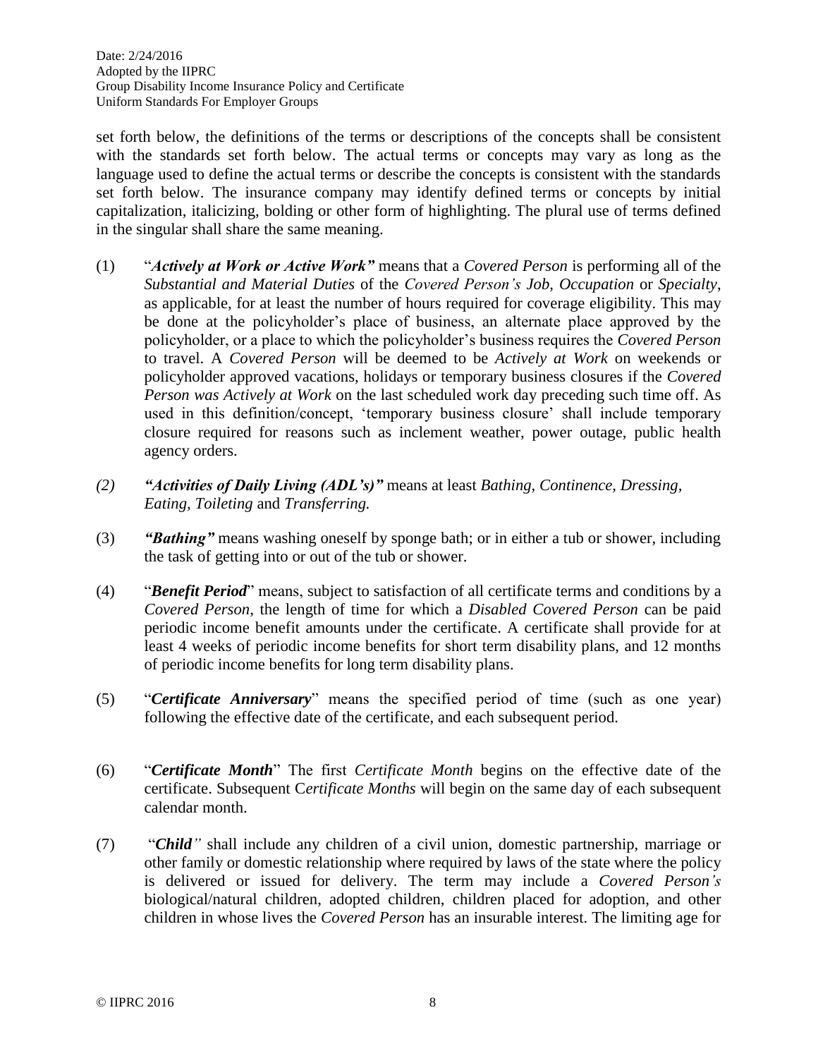set forth below, the definitions of the terms or descriptions of the concepts shall be consistent with the standards set forth below. The actual terms or concepts may vary as long as the language used to define the actual terms or describe the concepts is consistent with the standards set forth below. The insurance company may identify defined terms or concepts by initial capitalization, italicizing, bolding or other form of highlighting. The plural use of terms defined in the singular shall share the same meaning.

(1) "***Actively at Work or Active Work"*** means that a *Covered Person* is performing all of the *Substantial and Material Duties* of the *Covered Person's Job, Occupation* or *Specialty*, as applicable, for at least the number of hours required for coverage eligibility. This may be done at the policyholder's place of business, an alternate place approved by the policyholder, or a place to which the policyholder's business requires the *Covered Person* to travel. A *Covered Person* will be deemed to be *Actively at Work* on weekends or policyholder approved vacations, holidays or temporary business closures if the *Covered Person was Actively at Work* on the last scheduled work day preceding such time off. As used in this definition/concept, 'temporary business closure' shall include temporary closure required for reasons such as inclement weather, power outage, public health agency orders.

*(2)* ***"Activities of Daily Living (ADL's)"*** means at least *Bathing, Continence, Dressing, Eating, Toileting* and *Transferring.*

(3) ***"Bathing"*** means washing oneself by sponge bath; or in either a tub or shower, including the task of getting into or out of the tub or shower.

(4) "***Benefit Period***" means, subject to satisfaction of all certificate terms and conditions by a *Covered Person*, the length of time for which a *Disabled Covered Person* can be paid periodic income benefit amounts under the certificate. A certificate shall provide for at least 4 weeks of periodic income benefits for short term disability plans, and 12 months of periodic income benefits for long term disability plans.

(5) "***Certificate Anniversary***" means the specified period of time (such as one year) following the effective date of the certificate, and each subsequent period.

(6) "***Certificate Month***" The first *Certificate Month* begins on the effective date of the certificate. Subsequent C*ertificate Months* will begin on the same day of each subsequent calendar month.

(7) "***Child****"* shall include any children of a civil union, domestic partnership, marriage or other family or domestic relationship where required by laws of the state where the policy is delivered or issued for delivery. The term may include a *Covered Person's* biological/natural children, adopted children, children placed for adoption, and other children in whose lives the *Covered Person* has an insurable interest. The limiting age for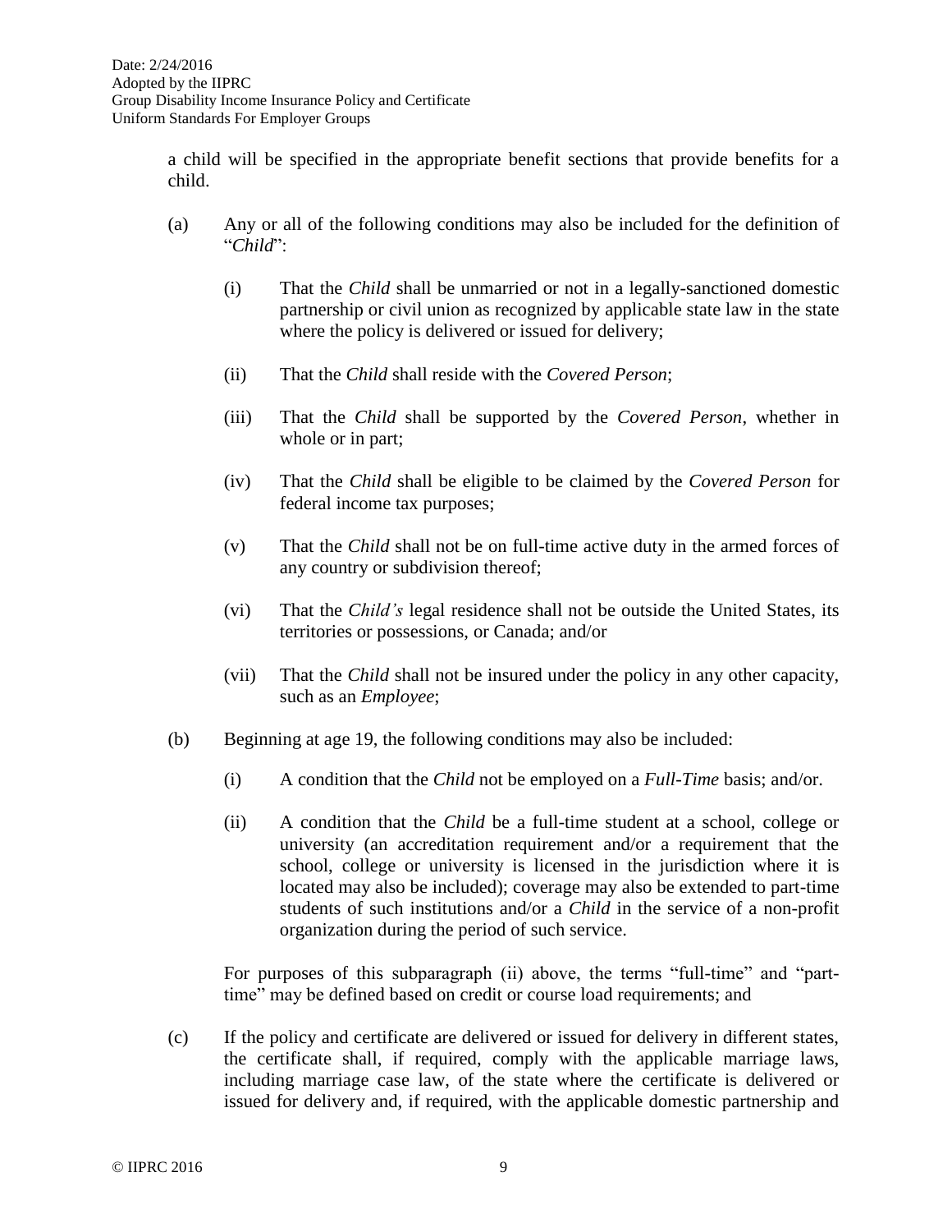a child will be specified in the appropriate benefit sections that provide benefits for a child.

(a) Any or all of the following conditions may also be included for the definition of "*Child*":

(i) That the *Child* shall be unmarried or not in a legally-sanctioned domestic partnership or civil union as recognized by applicable state law in the state where the policy is delivered or issued for delivery;

(ii) That the *Child* shall reside with the *Covered Person*;

(iii) That the *Child* shall be supported by the *Covered Person*, whether in whole or in part;

(iv) That the *Child* shall be eligible to be claimed by the *Covered Person* for federal income tax purposes;

(v) That the *Child* shall not be on full-time active duty in the armed forces of any country or subdivision thereof;

(vi) That the *Child's* legal residence shall not be outside the United States, its territories or possessions, or Canada; and/or

(vii) That the *Child* shall not be insured under the policy in any other capacity, such as an *Employee*;

(b) Beginning at age 19, the following conditions may also be included:

(i) A condition that the *Child* not be employed on a *Full-Time* basis; and/or.

(ii) A condition that the *Child* be a full-time student at a school, college or university (an accreditation requirement and/or a requirement that the school, college or university is licensed in the jurisdiction where it is located may also be included); coverage may also be extended to part-time students of such institutions and/or a *Child* in the service of a non-profit organization during the period of such service.

For purposes of this subparagraph (ii) above, the terms "full-time" and "part-time" may be defined based on credit or course load requirements; and

(c) If the policy and certificate are delivered or issued for delivery in different states, the certificate shall, if required, comply with the applicable marriage laws, including marriage case law, of the state where the certificate is delivered or issued for delivery and, if required, with the applicable domestic partnership and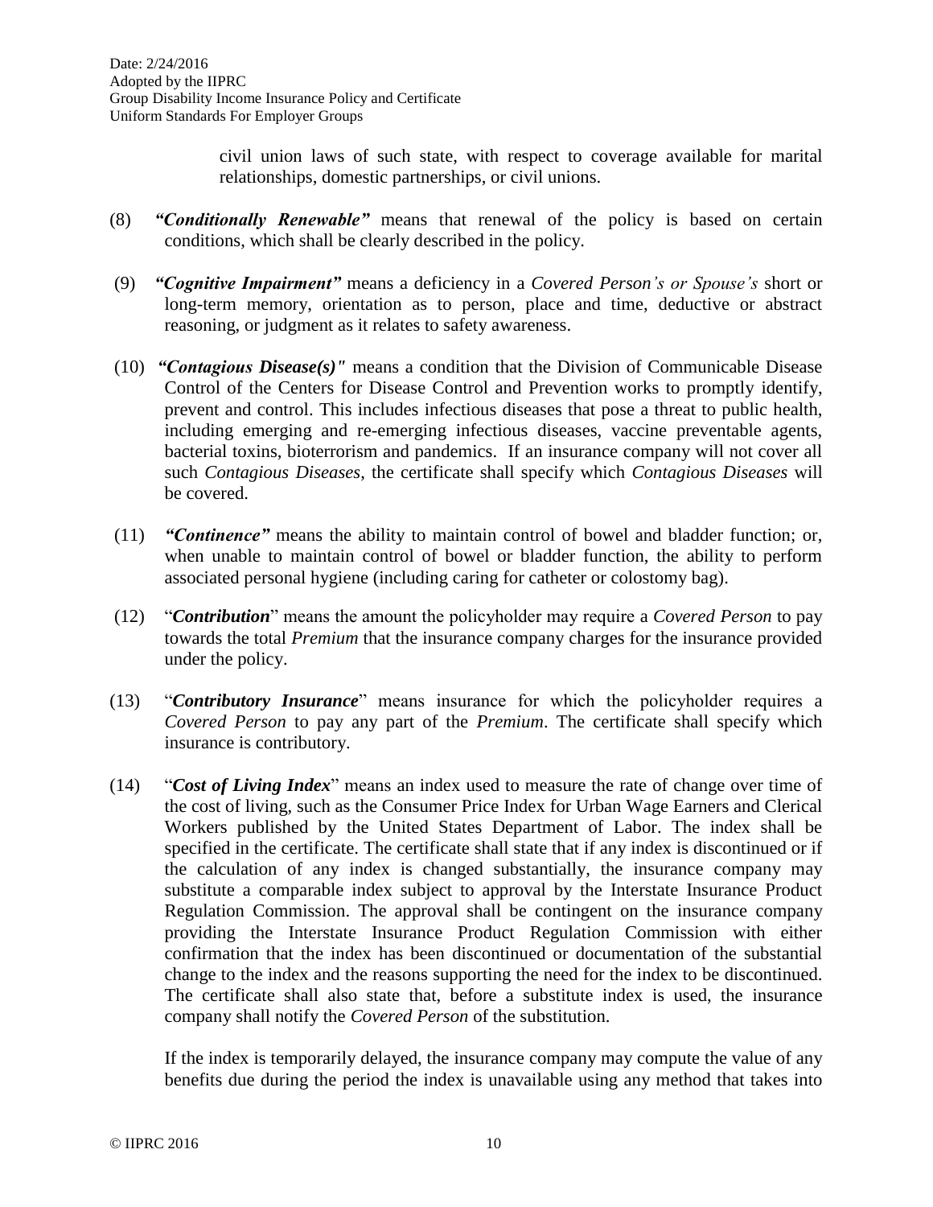civil union laws of such state, with respect to coverage available for marital relationships, domestic partnerships, or civil unions.

(8) ***"Conditionally Renewable"*** means that renewal of the policy is based on certain conditions, which shall be clearly described in the policy.

(9) ***"Cognitive Impairment"*** means a deficiency in a *Covered Person's or Spouse's* short or long-term memory, orientation as to person, place and time, deductive or abstract reasoning, or judgment as it relates to safety awareness.

(10) ***"Contagious Disease(s)"*** means a condition that the Division of Communicable Disease Control of the Centers for Disease Control and Prevention works to promptly identify, prevent and control. This includes infectious diseases that pose a threat to public health, including emerging and re-emerging infectious diseases, vaccine preventable agents, bacterial toxins, bioterrorism and pandemics. If an insurance company will not cover all such *Contagious Diseases*, the certificate shall specify which *Contagious Diseases* will be covered.

(11) ***"Continence"*** means the ability to maintain control of bowel and bladder function; or, when unable to maintain control of bowel or bladder function, the ability to perform associated personal hygiene (including caring for catheter or colostomy bag).

(12) "***Contribution***" means the amount the policyholder may require a *Covered Person* to pay towards the total *Premium* that the insurance company charges for the insurance provided under the policy.

(13) "***Contributory Insurance***" means insurance for which the policyholder requires a *Covered Person* to pay any part of the *Premium*. The certificate shall specify which insurance is contributory.

(14) "***Cost of Living Index***" means an index used to measure the rate of change over time of the cost of living, such as the Consumer Price Index for Urban Wage Earners and Clerical Workers published by the United States Department of Labor. The index shall be specified in the certificate. The certificate shall state that if any index is discontinued or if the calculation of any index is changed substantially, the insurance company may substitute a comparable index subject to approval by the Interstate Insurance Product Regulation Commission. The approval shall be contingent on the insurance company providing the Interstate Insurance Product Regulation Commission with either confirmation that the index has been discontinued or documentation of the substantial change to the index and the reasons supporting the need for the index to be discontinued. The certificate shall also state that, before a substitute index is used, the insurance company shall notify the *Covered Person* of the substitution.

If the index is temporarily delayed, the insurance company may compute the value of any benefits due during the period the index is unavailable using any method that takes into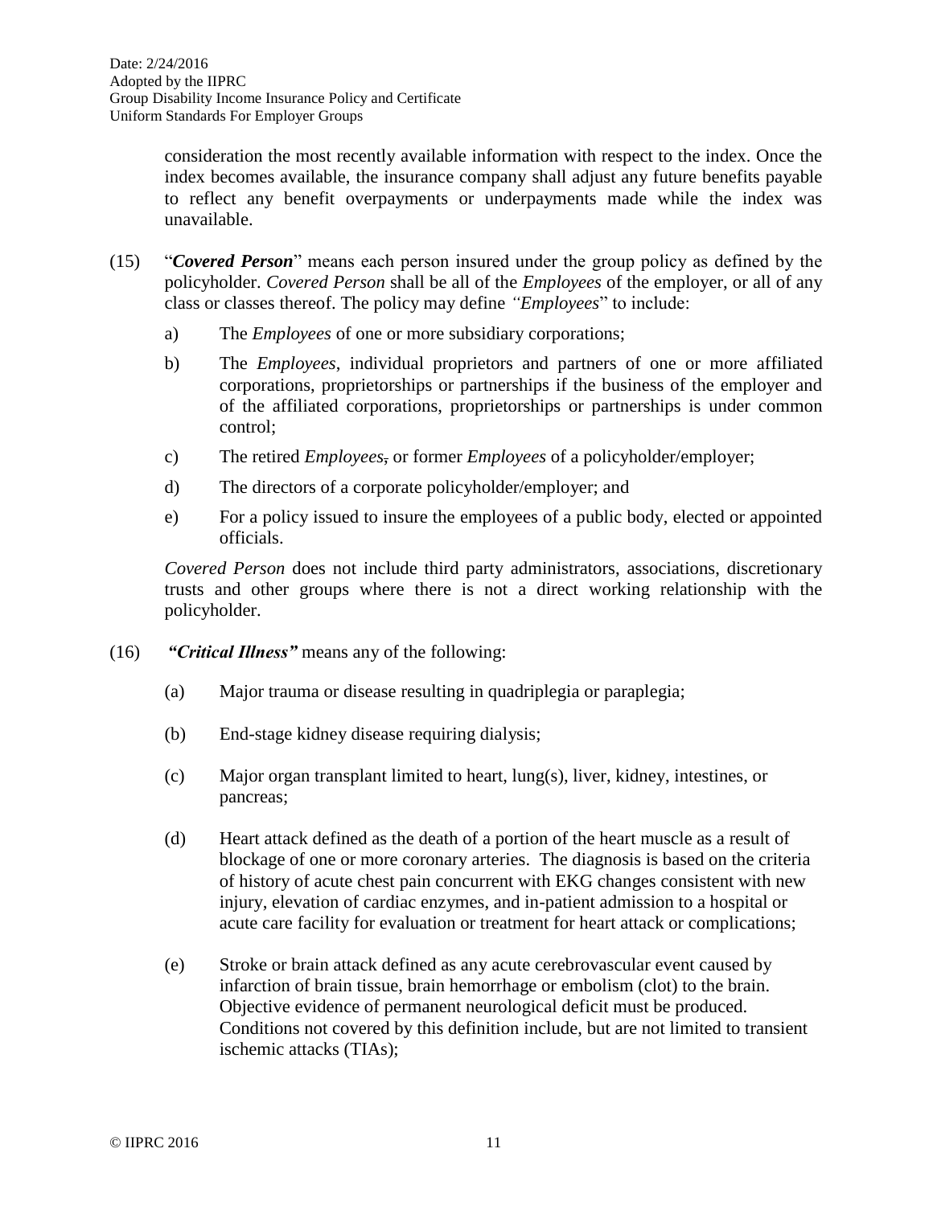consideration the most recently available information with respect to the index. Once the index becomes available, the insurance company shall adjust any future benefits payable to reflect any benefit overpayments or underpayments made while the index was unavailable.

(15) "***Covered Person***" means each person insured under the group policy as defined by the policyholder. *Covered Person* shall be all of the *Employees* of the employer, or all of any class or classes thereof. The policy may define *"Employees*" to include:

a) The *Employees* of one or more subsidiary corporations;

b) The *Employees*, individual proprietors and partners of one or more affiliated corporations, proprietorships or partnerships if the business of the employer and of the affiliated corporations, proprietorships or partnerships is under common control;

c) The retired *Employees*, or former *Employees* of a policyholder/employer;

d) The directors of a corporate policyholder/employer; and

e) For a policy issued to insure the employees of a public body, elected or appointed officials.

*Covered Person* does not include third party administrators, associations, discretionary trusts and other groups where there is not a direct working relationship with the policyholder.

(16) ***"Critical Illness"*** means any of the following:

(a) Major trauma or disease resulting in quadriplegia or paraplegia;

(b) End-stage kidney disease requiring dialysis;

(c) Major organ transplant limited to heart, lung(s), liver, kidney, intestines, or pancreas;

(d) Heart attack defined as the death of a portion of the heart muscle as a result of blockage of one or more coronary arteries. The diagnosis is based on the criteria of history of acute chest pain concurrent with EKG changes consistent with new injury, elevation of cardiac enzymes, and in-patient admission to a hospital or acute care facility for evaluation or treatment for heart attack or complications;

(e) Stroke or brain attack defined as any acute cerebrovascular event caused by infarction of brain tissue, brain hemorrhage or embolism (clot) to the brain. Objective evidence of permanent neurological deficit must be produced. Conditions not covered by this definition include, but are not limited to transient ischemic attacks (TIAs);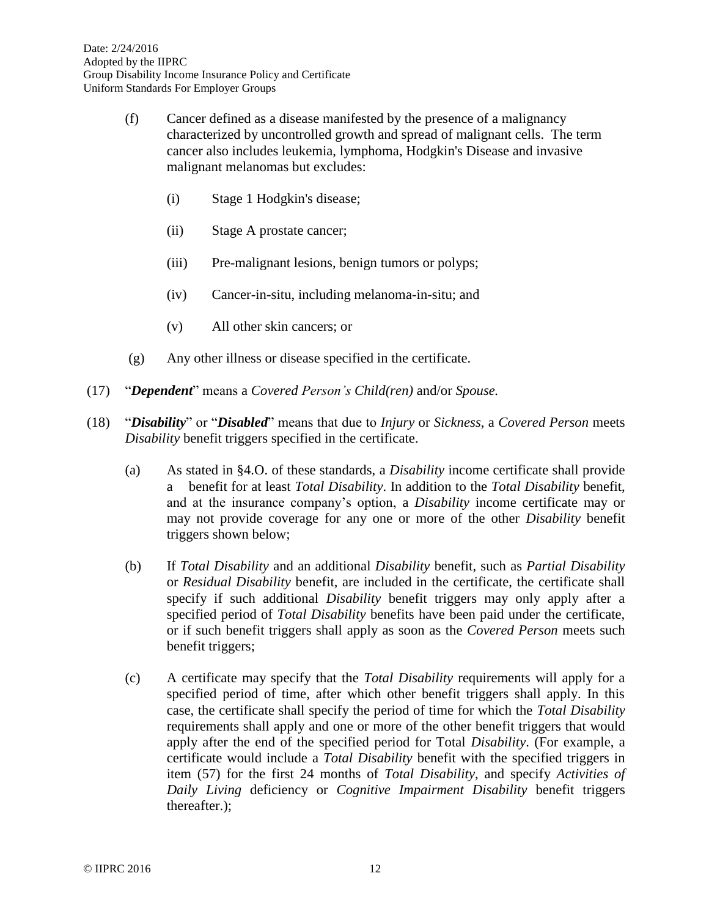(f) Cancer defined as a disease manifested by the presence of a malignancy characterized by uncontrolled growth and spread of malignant cells. The term cancer also includes leukemia, lymphoma, Hodgkin's Disease and invasive malignant melanomas but excludes:

   (i) Stage 1 Hodgkin's disease;

   (ii) Stage A prostate cancer;

   (iii) Pre-malignant lesions, benign tumors or polyps;

   (iv) Cancer-in-situ, including melanoma-in-situ; and

   (v) All other skin cancers; or

(g) Any other illness or disease specified in the certificate.

(17) "***Dependent***" means a *Covered Person's Child(ren)* and/or *Spouse.*

(18) "***Disability***" or "***Disabled***" means that due to *Injury* or *Sickness*, a *Covered Person* meets *Disability* benefit triggers specified in the certificate.

   (a) As stated in §4.O. of these standards, a *Disability* income certificate shall provide a benefit for at least *Total Disability*. In addition to the *Total Disability* benefit, and at the insurance company's option, a *Disability* income certificate may or may not provide coverage for any one or more of the other *Disability* benefit triggers shown below;

   (b) If *Total Disability* and an additional *Disability* benefit, such as *Partial Disability* or *Residual Disability* benefit, are included in the certificate, the certificate shall specify if such additional *Disability* benefit triggers may only apply after a specified period of *Total Disability* benefits have been paid under the certificate, or if such benefit triggers shall apply as soon as the *Covered Person* meets such benefit triggers;

   (c) A certificate may specify that the *Total Disability* requirements will apply for a specified period of time, after which other benefit triggers shall apply. In this case, the certificate shall specify the period of time for which the *Total Disability* requirements shall apply and one or more of the other benefit triggers that would apply after the end of the specified period for Total *Disability*. (For example, a certificate would include a *Total Disability* benefit with the specified triggers in item (57) for the first 24 months of *Total Disability*, and specify *Activities of Daily Living* deficiency or *Cognitive Impairment Disability* benefit triggers thereafter.);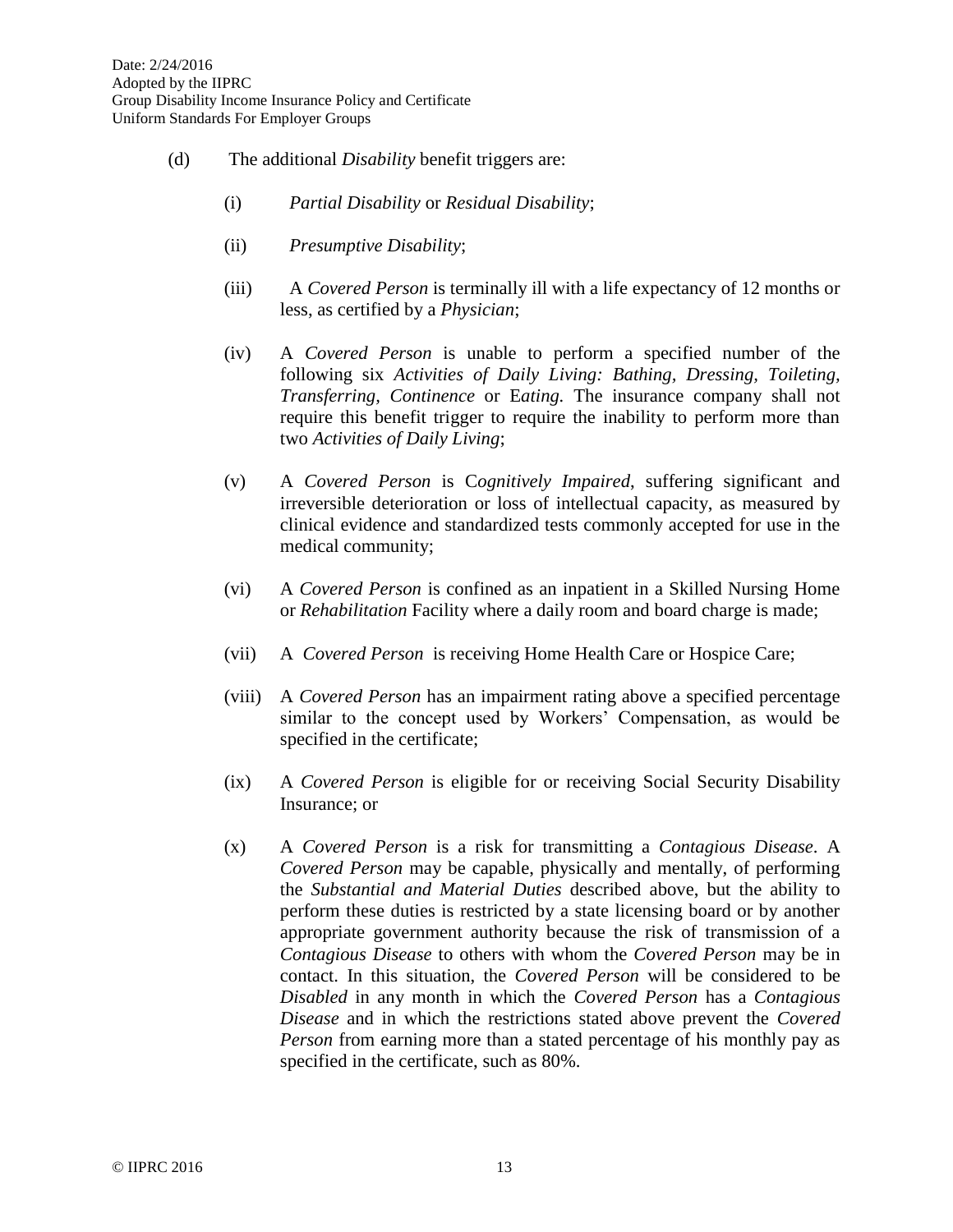(d) The additional *Disability* benefit triggers are:

(i) *Partial Disability* or *Residual Disability*;

(ii) *Presumptive Disability*;

(iii) A *Covered Person* is terminally ill with a life expectancy of 12 months or less, as certified by a *Physician*;

(iv) A *Covered Person* is unable to perform a specified number of the following six *Activities of Daily Living: Bathing, Dressing, Toileting, Transferring, Continence* or E*ating.* The insurance company shall not require this benefit trigger to require the inability to perform more than two *Activities of Daily Living*;

(v) A *Covered Person* is C*ognitively Impaired*, suffering significant and irreversible deterioration or loss of intellectual capacity, as measured by clinical evidence and standardized tests commonly accepted for use in the medical community;

(vi) A *Covered Person* is confined as an inpatient in a Skilled Nursing Home or *Rehabilitation* Facility where a daily room and board charge is made;

(vii) A *Covered Person* is receiving Home Health Care or Hospice Care;

(viii) A *Covered Person* has an impairment rating above a specified percentage similar to the concept used by Workers' Compensation, as would be specified in the certificate;

(ix) A *Covered Person* is eligible for or receiving Social Security Disability Insurance; or

(x) A *Covered Person* is a risk for transmitting a *Contagious Disease*. A *Covered Person* may be capable, physically and mentally, of performing the *Substantial and Material Duties* described above, but the ability to perform these duties is restricted by a state licensing board or by another appropriate government authority because the risk of transmission of a *Contagious Disease* to others with whom the *Covered Person* may be in contact. In this situation, the *Covered Person* will be considered to be *Disabled* in any month in which the *Covered Person* has a *Contagious Disease* and in which the restrictions stated above prevent the *Covered Person* from earning more than a stated percentage of his monthly pay as specified in the certificate, such as 80%.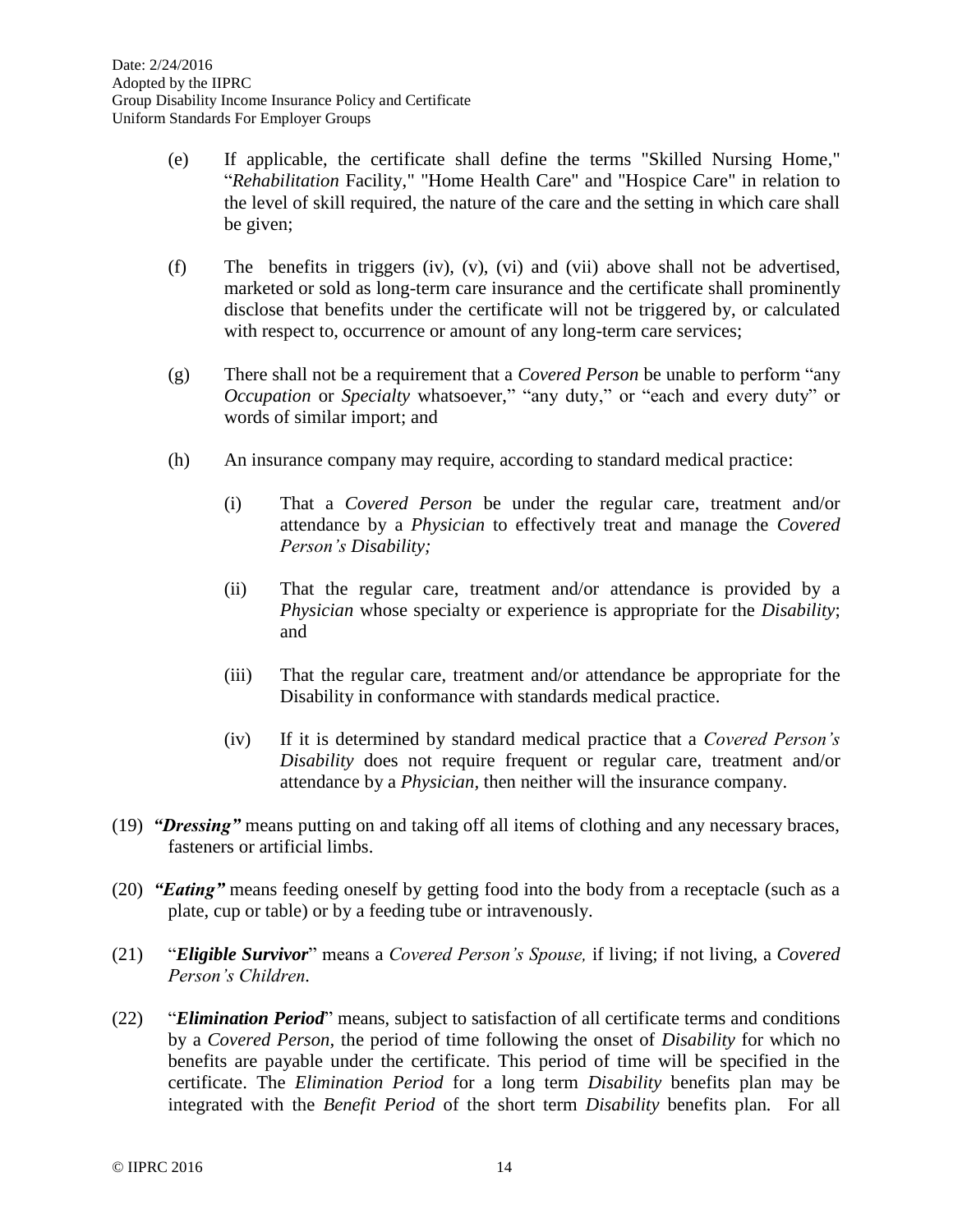(e) If applicable, the certificate shall define the terms "Skilled Nursing Home," "*Rehabilitation* Facility," "Home Health Care" and "Hospice Care" in relation to the level of skill required, the nature of the care and the setting in which care shall be given;

(f) The benefits in triggers (iv), (v), (vi) and (vii) above shall not be advertised, marketed or sold as long-term care insurance and the certificate shall prominently disclose that benefits under the certificate will not be triggered by, or calculated with respect to, occurrence or amount of any long-term care services;

(g) There shall not be a requirement that a *Covered Person* be unable to perform "any *Occupation* or *Specialty* whatsoever," "any duty," or "each and every duty" or words of similar import; and

(h) An insurance company may require, according to standard medical practice:

(i) That a *Covered Person* be under the regular care, treatment and/or attendance by a *Physician* to effectively treat and manage the *Covered Person's Disability;*

(ii) That the regular care, treatment and/or attendance is provided by a *Physician* whose specialty or experience is appropriate for the *Disability*; and

(iii) That the regular care, treatment and/or attendance be appropriate for the Disability in conformance with standards medical practice.

(iv) If it is determined by standard medical practice that a *Covered Person's Disability* does not require frequent or regular care, treatment and/or attendance by a *Physician*, then neither will the insurance company.

(19) ***"Dressing"*** means putting on and taking off all items of clothing and any necessary braces, fasteners or artificial limbs.

(20) ***"Eating"*** means feeding oneself by getting food into the body from a receptacle (such as a plate, cup or table) or by a feeding tube or intravenously.

(21) "***Eligible Survivor***" means a *Covered Person's Spouse,* if living; if not living, a *Covered Person's Children*.

(22) "***Elimination Period***" means, subject to satisfaction of all certificate terms and conditions by a *Covered Person*, the period of time following the onset of *Disability* for which no benefits are payable under the certificate. This period of time will be specified in the certificate. The *Elimination Period* for a long term *Disability* benefits plan may be integrated with the *Benefit Period* of the short term *Disability* benefits plan. For all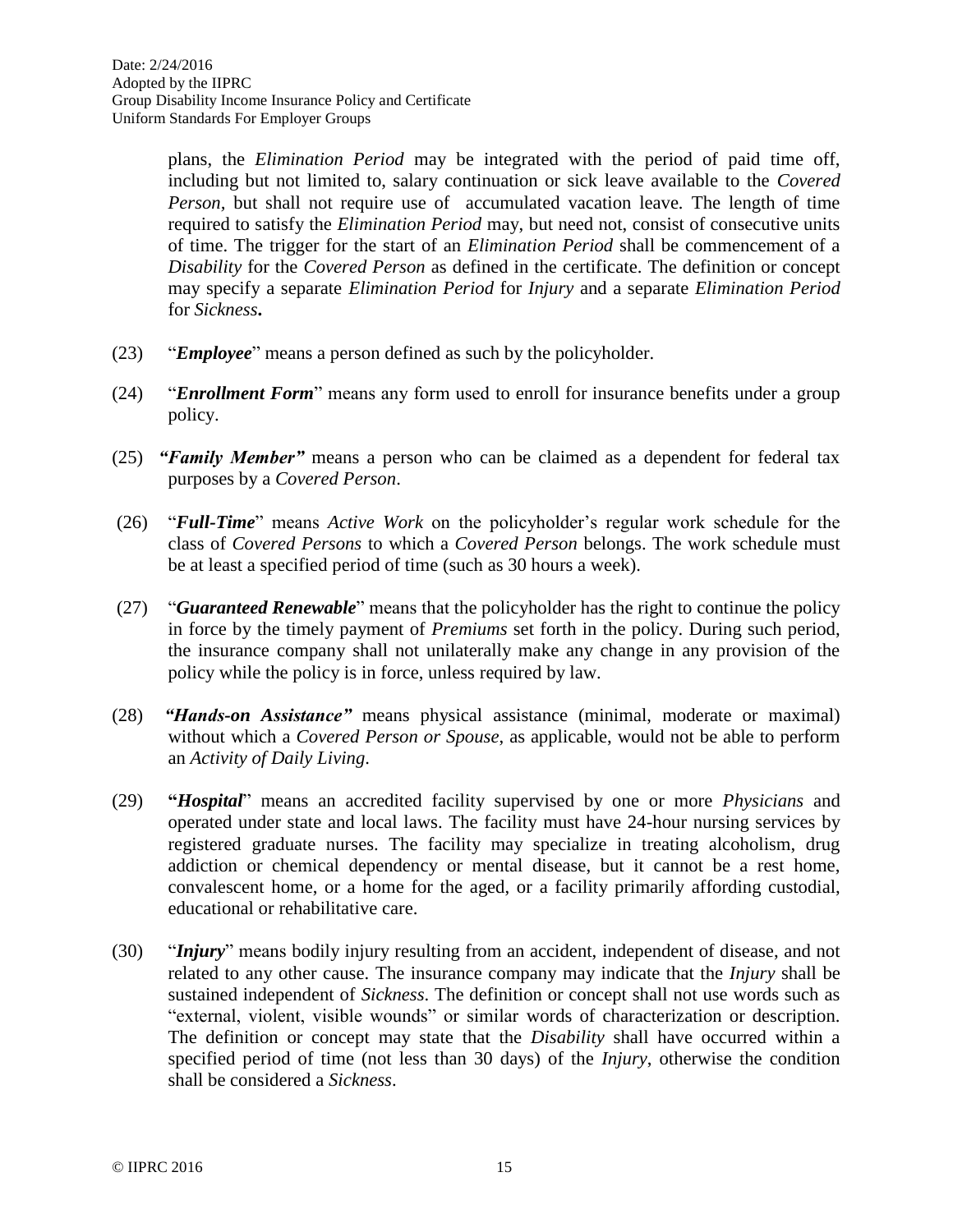plans, the *Elimination Period* may be integrated with the period of paid time off, including but not limited to, salary continuation or sick leave available to the *Covered Person*, but shall not require use of accumulated vacation leave. The length of time required to satisfy the *Elimination Period* may, but need not, consist of consecutive units of time. The trigger for the start of an *Elimination Period* shall be commencement of a *Disability* for the *Covered Person* as defined in the certificate. The definition or concept may specify a separate *Elimination Period* for *Injury* and a separate *Elimination Period* for *Sickness***.**

(23) "***Employee***" means a person defined as such by the policyholder.

(24) "***Enrollment Form***" means any form used to enroll for insurance benefits under a group policy.

(25) ***"Family Member"*** means a person who can be claimed as a dependent for federal tax purposes by a *Covered Person*.

(26) "***Full-Time***" means *Active Work* on the policyholder's regular work schedule for the class of *Covered Persons* to which a *Covered Person* belongs. The work schedule must be at least a specified period of time (such as 30 hours a week).

(27) "***Guaranteed Renewable***" means that the policyholder has the right to continue the policy in force by the timely payment of *Premiums* set forth in the policy. During such period, the insurance company shall not unilaterally make any change in any provision of the policy while the policy is in force, unless required by law.

(28) ***"Hands-on Assistance"*** means physical assistance (minimal, moderate or maximal) without which a *Covered Person or Spouse*, as applicable, would not be able to perform an *Activity of Daily Living*.

(29) **"*Hospital*"** means an accredited facility supervised by one or more *Physicians* and operated under state and local laws. The facility must have 24-hour nursing services by registered graduate nurses. The facility may specialize in treating alcoholism, drug addiction or chemical dependency or mental disease, but it cannot be a rest home, convalescent home, or a home for the aged, or a facility primarily affording custodial, educational or rehabilitative care.

(30) "***Injury***" means bodily injury resulting from an accident, independent of disease, and not related to any other cause. The insurance company may indicate that the *Injury* shall be sustained independent of *Sickness*. The definition or concept shall not use words such as "external, violent, visible wounds" or similar words of characterization or description. The definition or concept may state that the *Disability* shall have occurred within a specified period of time (not less than 30 days) of the *Injury*, otherwise the condition shall be considered a *Sickness*.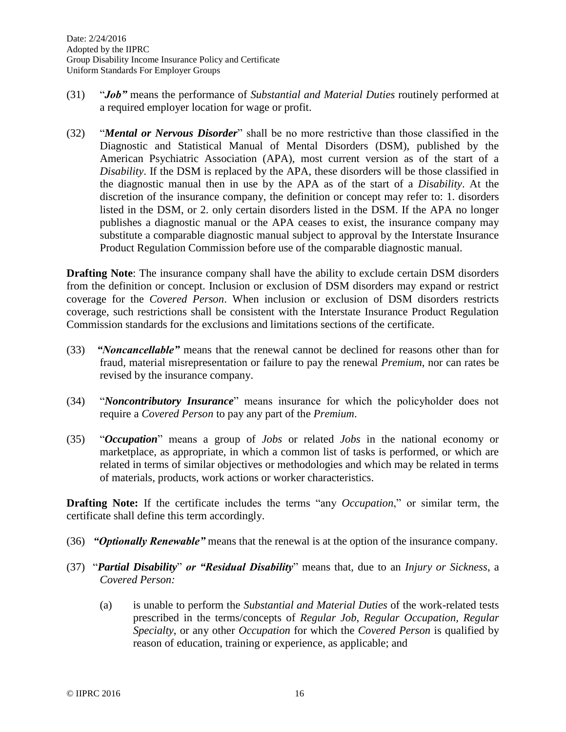(31) "***Job***" means the performance of *Substantial and Material Duties* routinely performed at a required employer location for wage or profit.

(32) "***Mental or Nervous Disorder***" shall be no more restrictive than those classified in the Diagnostic and Statistical Manual of Mental Disorders (DSM), published by the American Psychiatric Association (APA), most current version as of the start of a *Disability*. If the DSM is replaced by the APA, these disorders will be those classified in the diagnostic manual then in use by the APA as of the start of a *Disability*. At the discretion of the insurance company, the definition or concept may refer to: 1. disorders listed in the DSM, or 2. only certain disorders listed in the DSM. If the APA no longer publishes a diagnostic manual or the APA ceases to exist, the insurance company may substitute a comparable diagnostic manual subject to approval by the Interstate Insurance Product Regulation Commission before use of the comparable diagnostic manual.

**Drafting Note**: The insurance company shall have the ability to exclude certain DSM disorders from the definition or concept. Inclusion or exclusion of DSM disorders may expand or restrict coverage for the *Covered Person*. When inclusion or exclusion of DSM disorders restricts coverage, such restrictions shall be consistent with the Interstate Insurance Product Regulation Commission standards for the exclusions and limitations sections of the certificate.

(33) "***Noncancellable***" means that the renewal cannot be declined for reasons other than for fraud, material misrepresentation or failure to pay the renewal *Premium*, nor can rates be revised by the insurance company.

(34) "***Noncontributory Insurance***" means insurance for which the policyholder does not require a *Covered Person* to pay any part of the *Premium*.

(35) "***Occupation***" means a group of *Jobs* or related *Jobs* in the national economy or marketplace, as appropriate, in which a common list of tasks is performed, or which are related in terms of similar objectives or methodologies and which may be related in terms of materials, products, work actions or worker characteristics.

**Drafting Note:** If the certificate includes the terms "any *Occupation*," or similar term, the certificate shall define this term accordingly.

(36) "***Optionally Renewable***" means that the renewal is at the option of the insurance company.

(37) "***Partial Disability***" ***or "Residual Disability***" means that, due to an *Injury or Sickness*, a *Covered Person:*

(a) is unable to perform the *Substantial and Material Duties* of the work-related tests prescribed in the terms/concepts of *Regular Job, Regular Occupation, Regular Specialty*, or any other *Occupation* for which the *Covered Person* is qualified by reason of education, training or experience, as applicable; and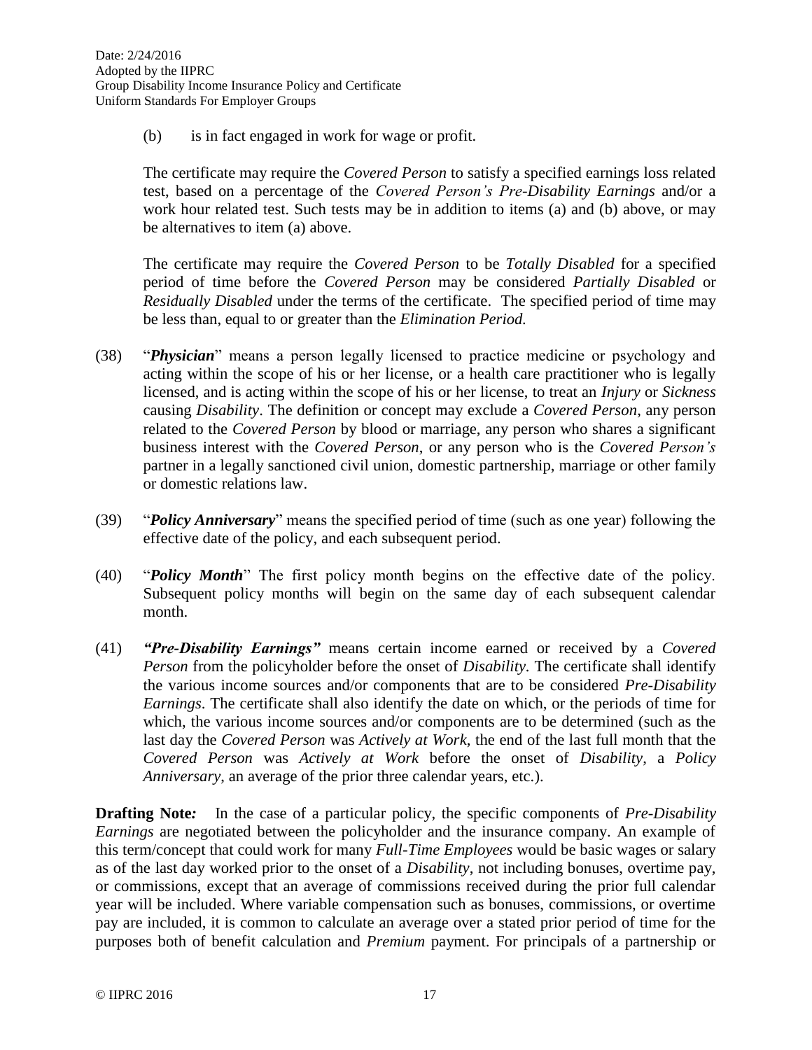(b) is in fact engaged in work for wage or profit.

The certificate may require the *Covered Person* to satisfy a specified earnings loss related test, based on a percentage of the *Covered Person's Pre-Disability Earnings* and/or a work hour related test. Such tests may be in addition to items (a) and (b) above, or may be alternatives to item (a) above.

The certificate may require the *Covered Person* to be *Totally Disabled* for a specified period of time before the *Covered Person* may be considered *Partially Disabled* or *Residually Disabled* under the terms of the certificate. The specified period of time may be less than, equal to or greater than the *Elimination Period.*

(38) "***Physician***" means a person legally licensed to practice medicine or psychology and acting within the scope of his or her license, or a health care practitioner who is legally licensed, and is acting within the scope of his or her license, to treat an *Injury* or *Sickness* causing *Disability*. The definition or concept may exclude a *Covered Person*, any person related to the *Covered Person* by blood or marriage, any person who shares a significant business interest with the *Covered Person*, or any person who is the *Covered Person's* partner in a legally sanctioned civil union, domestic partnership, marriage or other family or domestic relations law.

(39) "***Policy Anniversary***" means the specified period of time (such as one year) following the effective date of the policy, and each subsequent period.

(40) "***Policy Month***" The first policy month begins on the effective date of the policy. Subsequent policy months will begin on the same day of each subsequent calendar month.

(41) ***"Pre-Disability Earnings"*** means certain income earned or received by a *Covered Person* from the policyholder before the onset of *Disability.* The certificate shall identify the various income sources and/or components that are to be considered *Pre-Disability Earnings*. The certificate shall also identify the date on which, or the periods of time for which, the various income sources and/or components are to be determined (such as the last day the *Covered Person* was *Actively at Work*, the end of the last full month that the *Covered Person* was *Actively at Work* before the onset of *Disability*, a *Policy Anniversary*, an average of the prior three calendar years, etc.).

**Drafting Note***:* In the case of a particular policy, the specific components of *Pre-Disability Earnings* are negotiated between the policyholder and the insurance company. An example of this term/concept that could work for many *Full-Time Employees* would be basic wages or salary as of the last day worked prior to the onset of a *Disability*, not including bonuses, overtime pay, or commissions, except that an average of commissions received during the prior full calendar year will be included. Where variable compensation such as bonuses, commissions, or overtime pay are included, it is common to calculate an average over a stated prior period of time for the purposes both of benefit calculation and *Premium* payment. For principals of a partnership or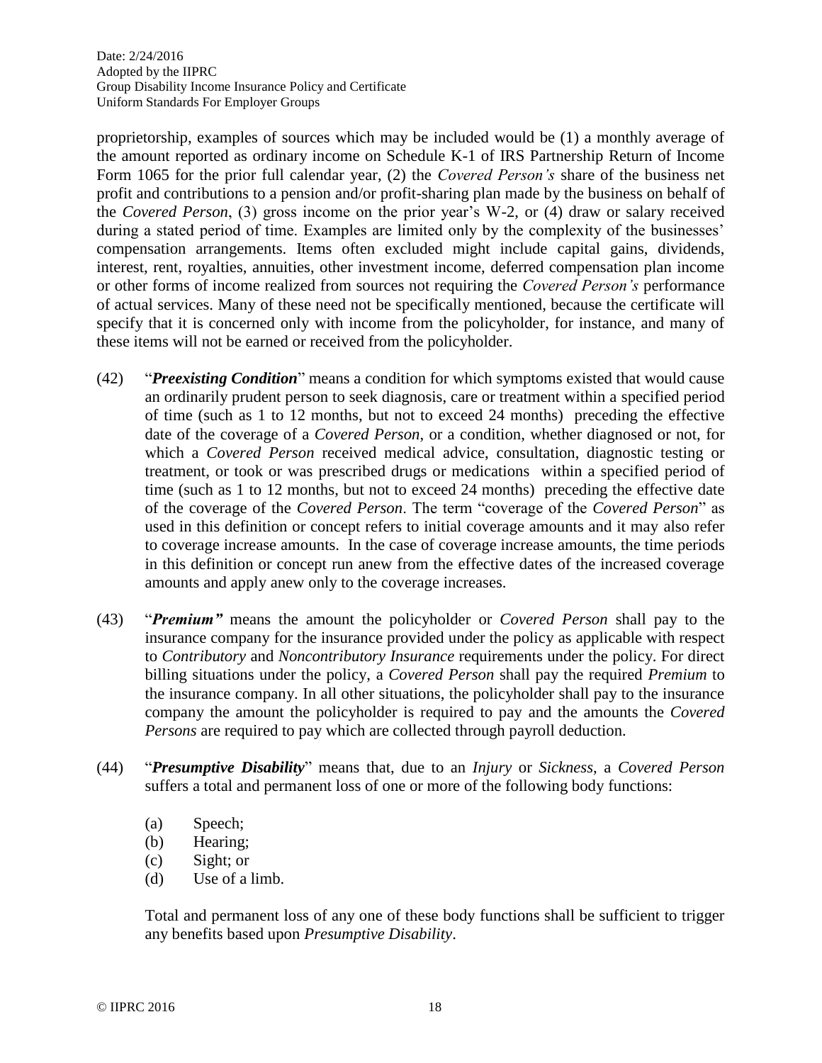proprietorship, examples of sources which may be included would be (1) a monthly average of the amount reported as ordinary income on Schedule K-1 of IRS Partnership Return of Income Form 1065 for the prior full calendar year, (2) the *Covered Person's* share of the business net profit and contributions to a pension and/or profit-sharing plan made by the business on behalf of the *Covered Person*, (3) gross income on the prior year's W-2, or (4) draw or salary received during a stated period of time. Examples are limited only by the complexity of the businesses' compensation arrangements. Items often excluded might include capital gains, dividends, interest, rent, royalties, annuities, other investment income, deferred compensation plan income or other forms of income realized from sources not requiring the *Covered Person's* performance of actual services. Many of these need not be specifically mentioned, because the certificate will specify that it is concerned only with income from the policyholder, for instance, and many of these items will not be earned or received from the policyholder.

(42) "***Preexisting Condition***" means a condition for which symptoms existed that would cause an ordinarily prudent person to seek diagnosis, care or treatment within a specified period of time (such as 1 to 12 months, but not to exceed 24 months) preceding the effective date of the coverage of a *Covered Person*, or a condition, whether diagnosed or not, for which a *Covered Person* received medical advice, consultation, diagnostic testing or treatment, or took or was prescribed drugs or medications within a specified period of time (such as 1 to 12 months, but not to exceed 24 months) preceding the effective date of the coverage of the *Covered Person*. The term "coverage of the *Covered Person*" as used in this definition or concept refers to initial coverage amounts and it may also refer to coverage increase amounts. In the case of coverage increase amounts, the time periods in this definition or concept run anew from the effective dates of the increased coverage amounts and apply anew only to the coverage increases.

(43) "***Premium***" means the amount the policyholder or *Covered Person* shall pay to the insurance company for the insurance provided under the policy as applicable with respect to *Contributory* and *Noncontributory Insurance* requirements under the policy. For direct billing situations under the policy, a *Covered Person* shall pay the required *Premium* to the insurance company. In all other situations, the policyholder shall pay to the insurance company the amount the policyholder is required to pay and the amounts the *Covered Persons* are required to pay which are collected through payroll deduction.

(44) "***Presumptive Disability***" means that, due to an *Injury* or *Sickness*, a *Covered Person* suffers a total and permanent loss of one or more of the following body functions:

(a) Speech;
(b) Hearing;
(c) Sight; or
(d) Use of a limb.

Total and permanent loss of any one of these body functions shall be sufficient to trigger any benefits based upon *Presumptive Disability*.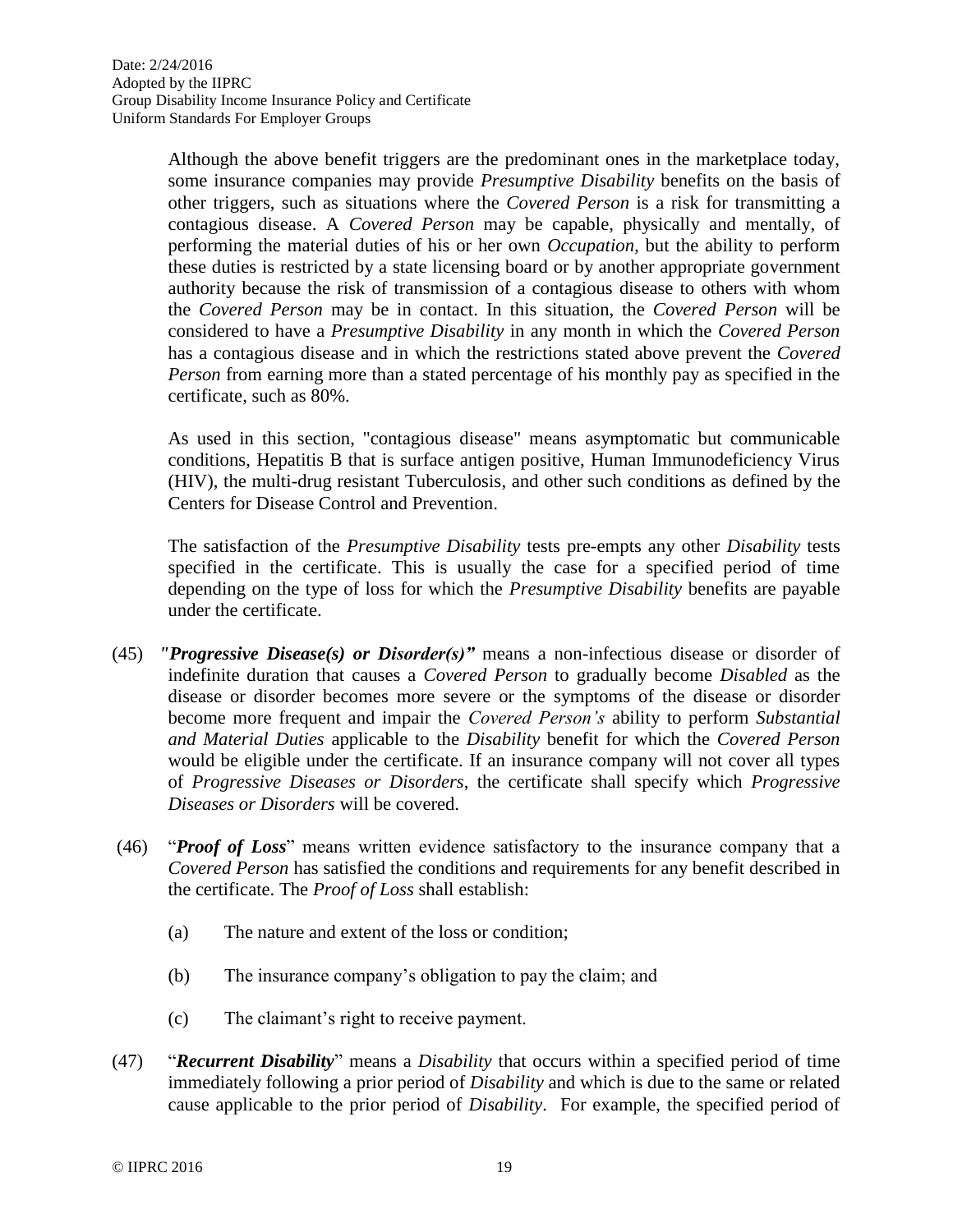Although the above benefit triggers are the predominant ones in the marketplace today, some insurance companies may provide *Presumptive Disability* benefits on the basis of other triggers, such as situations where the *Covered Person* is a risk for transmitting a contagious disease. A *Covered Person* may be capable, physically and mentally, of performing the material duties of his or her own *Occupation*, but the ability to perform these duties is restricted by a state licensing board or by another appropriate government authority because the risk of transmission of a contagious disease to others with whom the *Covered Person* may be in contact. In this situation, the *Covered Person* will be considered to have a *Presumptive Disability* in any month in which the *Covered Person* has a contagious disease and in which the restrictions stated above prevent the *Covered Person* from earning more than a stated percentage of his monthly pay as specified in the certificate, such as 80%.

As used in this section, "contagious disease" means asymptomatic but communicable conditions, Hepatitis B that is surface antigen positive, Human Immunodeficiency Virus (HIV), the multi-drug resistant Tuberculosis, and other such conditions as defined by the Centers for Disease Control and Prevention.

The satisfaction of the *Presumptive Disability* tests pre-empts any other *Disability* tests specified in the certificate. This is usually the case for a specified period of time depending on the type of loss for which the *Presumptive Disability* benefits are payable under the certificate.

(45) ***"Progressive Disease(s) or Disorder(s)"*** means a non-infectious disease or disorder of indefinite duration that causes a *Covered Person* to gradually become *Disabled* as the disease or disorder becomes more severe or the symptoms of the disease or disorder become more frequent and impair the *Covered Person's* ability to perform *Substantial and Material Duties* applicable to the *Disability* benefit for which the *Covered Person* would be eligible under the certificate. If an insurance company will not cover all types of *Progressive Diseases or Disorders*, the certificate shall specify which *Progressive Diseases or Disorders* will be covered.

(46) "***Proof of Loss***" means written evidence satisfactory to the insurance company that a *Covered Person* has satisfied the conditions and requirements for any benefit described in the certificate. The *Proof of Loss* shall establish:

(a) The nature and extent of the loss or condition;

(b) The insurance company's obligation to pay the claim; and

(c) The claimant's right to receive payment.

(47) "***Recurrent Disability***" means a *Disability* that occurs within a specified period of time immediately following a prior period of *Disability* and which is due to the same or related cause applicable to the prior period of *Disability*. For example, the specified period of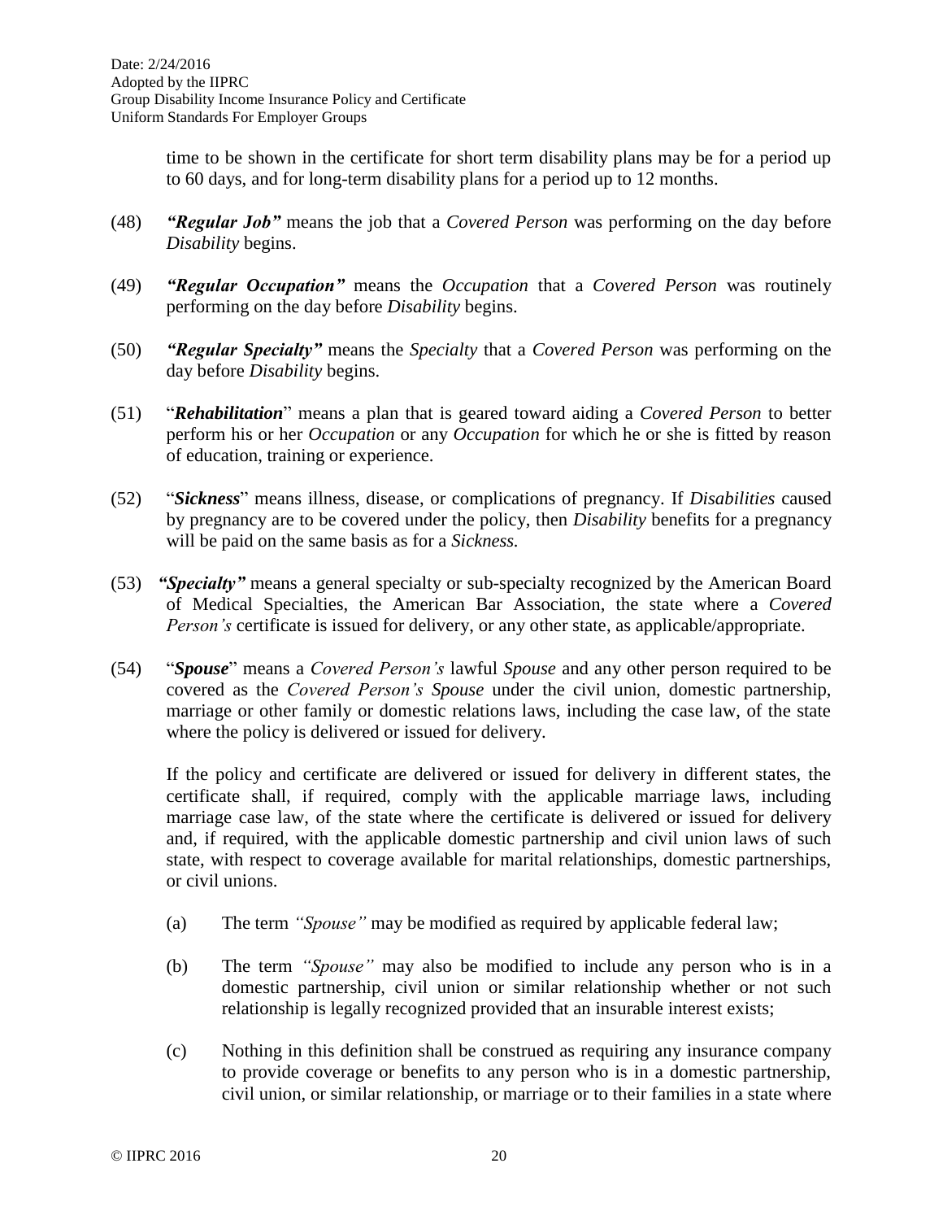time to be shown in the certificate for short term disability plans may be for a period up to 60 days, and for long-term disability plans for a period up to 12 months.

(48) ***"Regular Job"*** means the job that a *Covered Person* was performing on the day before *Disability* begins.

(49) ***"Regular Occupation"*** means the *Occupation* that a *Covered Person* was routinely performing on the day before *Disability* begins.

(50) ***"Regular Specialty"*** means the *Specialty* that a *Covered Person* was performing on the day before *Disability* begins.

(51) "***Rehabilitation***" means a plan that is geared toward aiding a *Covered Person* to better perform his or her *Occupation* or any *Occupation* for which he or she is fitted by reason of education, training or experience.

(52) "***Sickness***" means illness, disease, or complications of pregnancy. If *Disabilities* caused by pregnancy are to be covered under the policy, then *Disability* benefits for a pregnancy will be paid on the same basis as for a *Sickness.*

(53) ***"Specialty"*** means a general specialty or sub-specialty recognized by the American Board of Medical Specialties, the American Bar Association, the state where a *Covered Person's* certificate is issued for delivery, or any other state, as applicable/appropriate.

(54) "***Spouse***" means a *Covered Person's* lawful *Spouse* and any other person required to be covered as the *Covered Person's Spouse* under the civil union, domestic partnership, marriage or other family or domestic relations laws, including the case law, of the state where the policy is delivered or issued for delivery.

If the policy and certificate are delivered or issued for delivery in different states, the certificate shall, if required, comply with the applicable marriage laws, including marriage case law, of the state where the certificate is delivered or issued for delivery and, if required, with the applicable domestic partnership and civil union laws of such state, with respect to coverage available for marital relationships, domestic partnerships, or civil unions.

(a) The term *"Spouse"* may be modified as required by applicable federal law;

(b) The term *"Spouse"* may also be modified to include any person who is in a domestic partnership, civil union or similar relationship whether or not such relationship is legally recognized provided that an insurable interest exists;

(c) Nothing in this definition shall be construed as requiring any insurance company to provide coverage or benefits to any person who is in a domestic partnership, civil union, or similar relationship, or marriage or to their families in a state where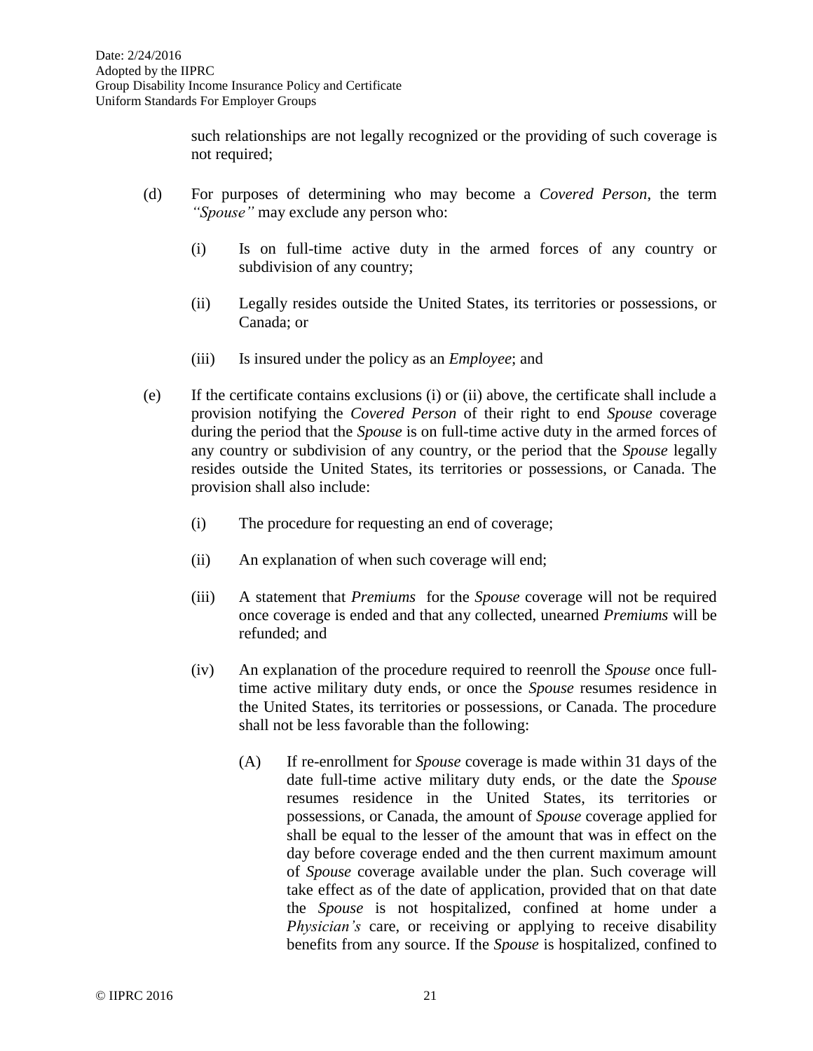such relationships are not legally recognized or the providing of such coverage is not required;

(d) For purposes of determining who may become a *Covered Person*, the term *"Spouse"* may exclude any person who:

   (i) Is on full-time active duty in the armed forces of any country or subdivision of any country;

   (ii) Legally resides outside the United States, its territories or possessions, or Canada; or

   (iii) Is insured under the policy as an *Employee*; and

(e) If the certificate contains exclusions (i) or (ii) above, the certificate shall include a provision notifying the *Covered Person* of their right to end *Spouse* coverage during the period that the *Spouse* is on full-time active duty in the armed forces of any country or subdivision of any country, or the period that the *Spouse* legally resides outside the United States, its territories or possessions, or Canada. The provision shall also include:

   (i) The procedure for requesting an end of coverage;

   (ii) An explanation of when such coverage will end;

   (iii) A statement that *Premiums* for the *Spouse* coverage will not be required once coverage is ended and that any collected, unearned *Premiums* will be refunded; and

   (iv) An explanation of the procedure required to reenroll the *Spouse* once full-time active military duty ends, or once the *Spouse* resumes residence in the United States, its territories or possessions, or Canada. The procedure shall not be less favorable than the following:

      (A) If re-enrollment for *Spouse* coverage is made within 31 days of the date full-time active military duty ends, or the date the *Spouse* resumes residence in the United States, its territories or possessions, or Canada, the amount of *Spouse* coverage applied for shall be equal to the lesser of the amount that was in effect on the day before coverage ended and the then current maximum amount of *Spouse* coverage available under the plan. Such coverage will take effect as of the date of application, provided that on that date the *Spouse* is not hospitalized, confined at home under a *Physician's* care, or receiving or applying to receive disability benefits from any source. If the *Spouse* is hospitalized, confined to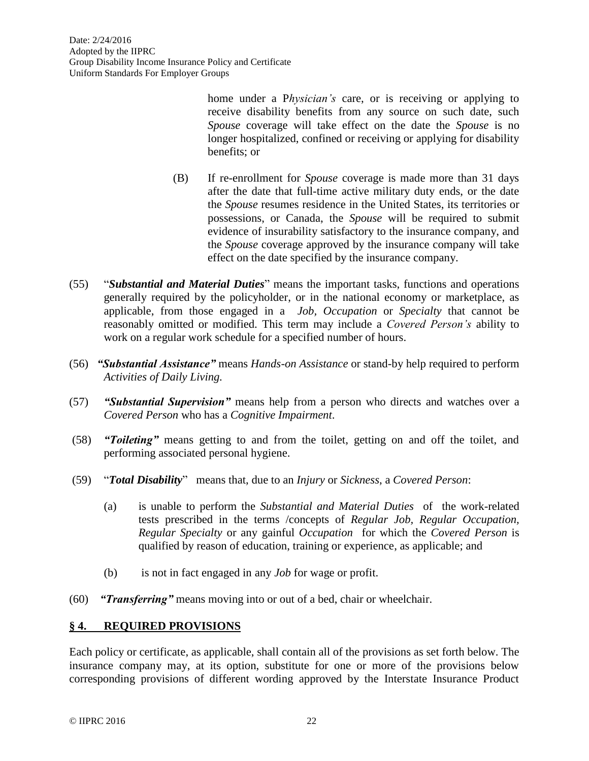home under a P*hysician's* care, or is receiving or applying to receive disability benefits from any source on such date, such *Spouse* coverage will take effect on the date the *Spouse* is no longer hospitalized, confined or receiving or applying for disability benefits; or

(B) If re-enrollment for *Spouse* coverage is made more than 31 days after the date that full-time active military duty ends, or the date the *Spouse* resumes residence in the United States, its territories or possessions, or Canada, the *Spouse* will be required to submit evidence of insurability satisfactory to the insurance company, and the *Spouse* coverage approved by the insurance company will take effect on the date specified by the insurance company.

(55) "***Substantial and Material Duties***" means the important tasks, functions and operations generally required by the policyholder, or in the national economy or marketplace, as applicable, from those engaged in a *Job, Occupation* or *Specialty* that cannot be reasonably omitted or modified. This term may include a *Covered Person's* ability to work on a regular work schedule for a specified number of hours.

(56) ***"Substantial Assistance"*** means *Hands-on Assistance* or stand-by help required to perform *Activities of Daily Living.*

(57) ***"Substantial Supervision"*** means help from a person who directs and watches over a *Covered Person* who has a *Cognitive Impairment*.

(58) ***"Toileting"*** means getting to and from the toilet, getting on and off the toilet, and performing associated personal hygiene.

(59) "***Total Disability***" means that, due to an *Injury* or *Sickness*, a *Covered Person*:

(a) is unable to perform the *Substantial and Material Duties* of the work-related tests prescribed in the terms /concepts of *Regular Job, Regular Occupation, Regular Specialty* or any gainful *Occupation* for which the *Covered Person* is qualified by reason of education, training or experience, as applicable; and

(b) is not in fact engaged in any *Job* for wage or profit.

(60) ***"Transferring"*** means moving into or out of a bed, chair or wheelchair.

## § 4. REQUIRED PROVISIONS

Each policy or certificate, as applicable, shall contain all of the provisions as set forth below. The insurance company may, at its option, substitute for one or more of the provisions below corresponding provisions of different wording approved by the Interstate Insurance Product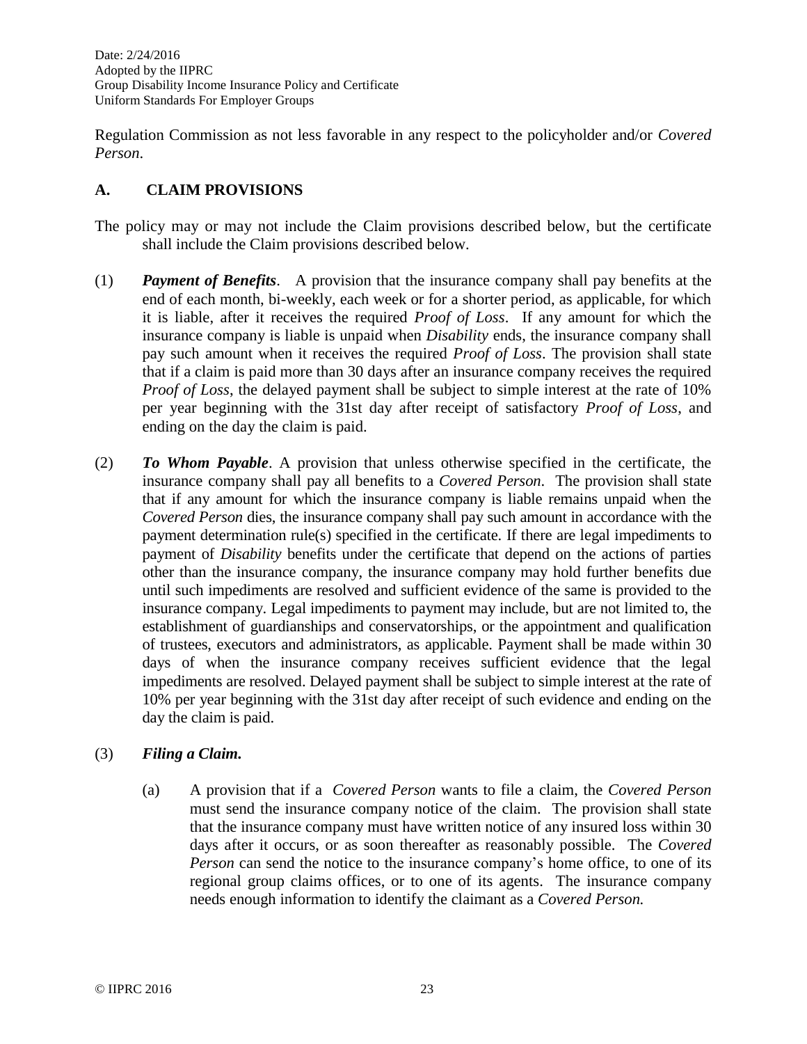Regulation Commission as not less favorable in any respect to the policyholder and/or *Covered Person*.

## A. CLAIM PROVISIONS

The policy may or may not include the Claim provisions described below, but the certificate shall include the Claim provisions described below.

(1) ***Payment of Benefits***. A provision that the insurance company shall pay benefits at the end of each month, bi-weekly, each week or for a shorter period, as applicable, for which it is liable, after it receives the required *Proof of Loss*. If any amount for which the insurance company is liable is unpaid when *Disability* ends, the insurance company shall pay such amount when it receives the required *Proof of Loss*. The provision shall state that if a claim is paid more than 30 days after an insurance company receives the required *Proof of Loss*, the delayed payment shall be subject to simple interest at the rate of 10% per year beginning with the 31st day after receipt of satisfactory *Proof of Loss*, and ending on the day the claim is paid.

(2) ***To Whom Payable***. A provision that unless otherwise specified in the certificate, the insurance company shall pay all benefits to a *Covered Person*. The provision shall state that if any amount for which the insurance company is liable remains unpaid when the *Covered Person* dies, the insurance company shall pay such amount in accordance with the payment determination rule(s) specified in the certificate. If there are legal impediments to payment of *Disability* benefits under the certificate that depend on the actions of parties other than the insurance company, the insurance company may hold further benefits due until such impediments are resolved and sufficient evidence of the same is provided to the insurance company. Legal impediments to payment may include, but are not limited to, the establishment of guardianships and conservatorships, or the appointment and qualification of trustees, executors and administrators, as applicable. Payment shall be made within 30 days of when the insurance company receives sufficient evidence that the legal impediments are resolved. Delayed payment shall be subject to simple interest at the rate of 10% per year beginning with the 31st day after receipt of such evidence and ending on the day the claim is paid.

(3) ***Filing a Claim.***

(a) A provision that if a *Covered Person* wants to file a claim, the *Covered Person* must send the insurance company notice of the claim. The provision shall state that the insurance company must have written notice of any insured loss within 30 days after it occurs, or as soon thereafter as reasonably possible. The *Covered Person* can send the notice to the insurance company's home office, to one of its regional group claims offices, or to one of its agents. The insurance company needs enough information to identify the claimant as a *Covered Person.*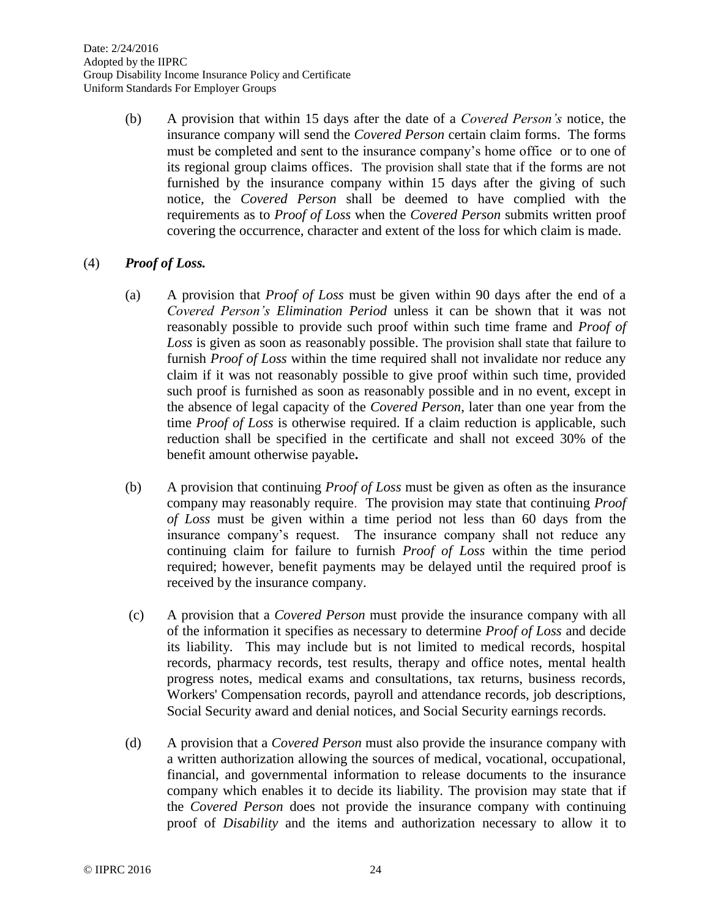(b) A provision that within 15 days after the date of a *Covered Person's* notice, the insurance company will send the *Covered Person* certain claim forms. The forms must be completed and sent to the insurance company's home office or to one of its regional group claims offices. The provision shall state that if the forms are not furnished by the insurance company within 15 days after the giving of such notice, the *Covered Person* shall be deemed to have complied with the requirements as to *Proof of Loss* when the *Covered Person* submits written proof covering the occurrence, character and extent of the loss for which claim is made.

(4) ***Proof of Loss.***

(a) A provision that *Proof of Loss* must be given within 90 days after the end of a *Covered Person's Elimination Period* unless it can be shown that it was not reasonably possible to provide such proof within such time frame and *Proof of Loss* is given as soon as reasonably possible. The provision shall state that failure to furnish *Proof of Loss* within the time required shall not invalidate nor reduce any claim if it was not reasonably possible to give proof within such time, provided such proof is furnished as soon as reasonably possible and in no event, except in the absence of legal capacity of the *Covered Person*, later than one year from the time *Proof of Loss* is otherwise required. If a claim reduction is applicable, such reduction shall be specified in the certificate and shall not exceed 30% of the benefit amount otherwise payable**.**

(b) A provision that continuing *Proof of Loss* must be given as often as the insurance company may reasonably require. The provision may state that continuing *Proof of Loss* must be given within a time period not less than 60 days from the insurance company's request. The insurance company shall not reduce any continuing claim for failure to furnish *Proof of Loss* within the time period required; however, benefit payments may be delayed until the required proof is received by the insurance company.

(c) A provision that a *Covered Person* must provide the insurance company with all of the information it specifies as necessary to determine *Proof of Loss* and decide its liability. This may include but is not limited to medical records, hospital records, pharmacy records, test results, therapy and office notes, mental health progress notes, medical exams and consultations, tax returns, business records, Workers' Compensation records, payroll and attendance records, job descriptions, Social Security award and denial notices, and Social Security earnings records.

(d) A provision that a *Covered Person* must also provide the insurance company with a written authorization allowing the sources of medical, vocational, occupational, financial, and governmental information to release documents to the insurance company which enables it to decide its liability. The provision may state that if the *Covered Person* does not provide the insurance company with continuing proof of *Disability* and the items and authorization necessary to allow it to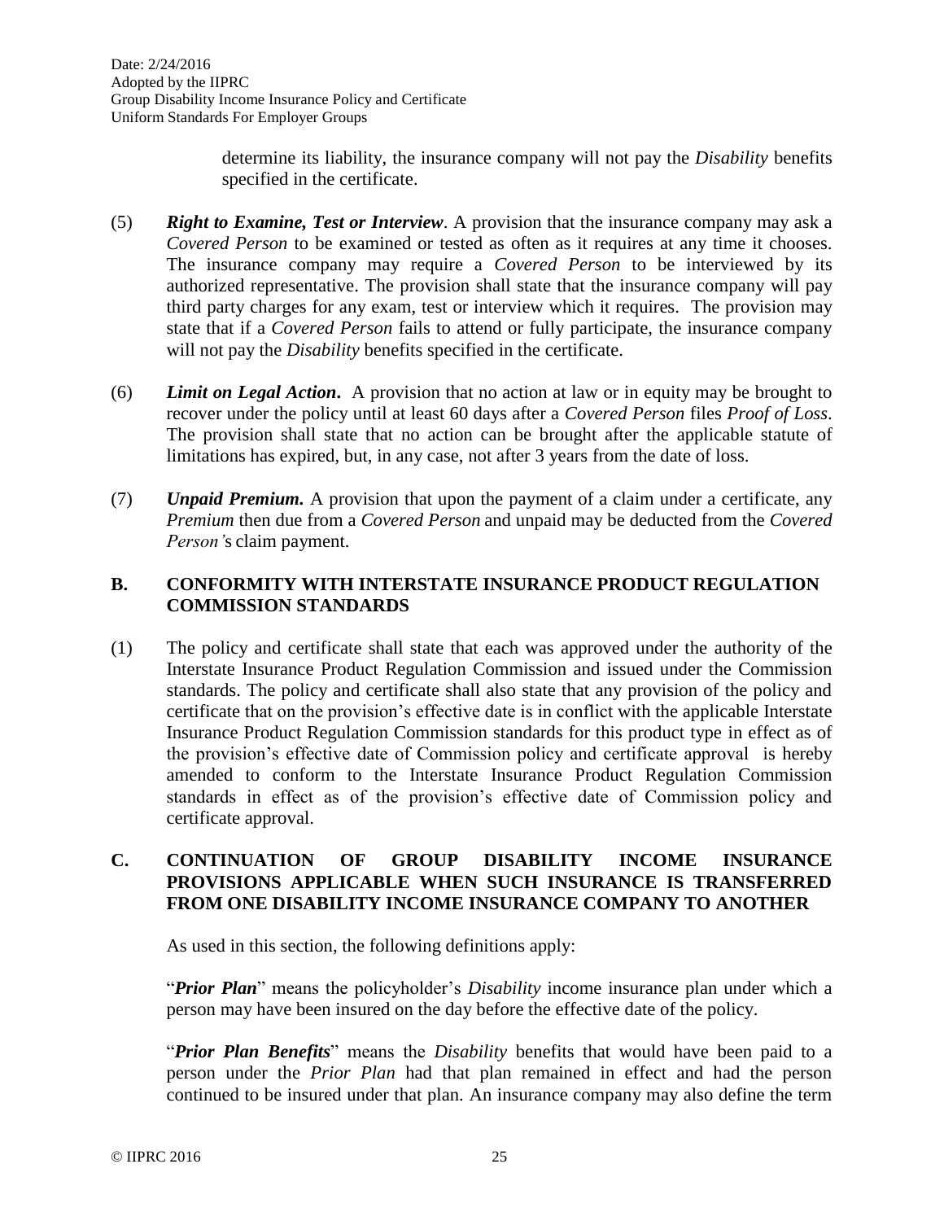determine its liability, the insurance company will not pay the *Disability* benefits specified in the certificate.

(5) ***Right to Examine, Test or Interview***. A provision that the insurance company may ask a *Covered Person* to be examined or tested as often as it requires at any time it chooses. The insurance company may require a *Covered Person* to be interviewed by its authorized representative. The provision shall state that the insurance company will pay third party charges for any exam, test or interview which it requires. The provision may state that if a *Covered Person* fails to attend or fully participate, the insurance company will not pay the *Disability* benefits specified in the certificate.

(6) ***Limit on Legal Action***. A provision that no action at law or in equity may be brought to recover under the policy until at least 60 days after a *Covered Person* files *Proof of Loss*. The provision shall state that no action can be brought after the applicable statute of limitations has expired, but, in any case, not after 3 years from the date of loss.

(7) ***Unpaid Premium.*** A provision that upon the payment of a claim under a certificate, any *Premium* then due from a *Covered Person* and unpaid may be deducted from the *Covered Person's* claim payment.

## B. CONFORMITY WITH INTERSTATE INSURANCE PRODUCT REGULATION COMMISSION STANDARDS

(1) The policy and certificate shall state that each was approved under the authority of the Interstate Insurance Product Regulation Commission and issued under the Commission standards. The policy and certificate shall also state that any provision of the policy and certificate that on the provision's effective date is in conflict with the applicable Interstate Insurance Product Regulation Commission standards for this product type in effect as of the provision's effective date of Commission policy and certificate approval is hereby amended to conform to the Interstate Insurance Product Regulation Commission standards in effect as of the provision's effective date of Commission policy and certificate approval.

## C. CONTINUATION OF GROUP DISABILITY INCOME INSURANCE PROVISIONS APPLICABLE WHEN SUCH INSURANCE IS TRANSFERRED FROM ONE DISABILITY INCOME INSURANCE COMPANY TO ANOTHER

As used in this section, the following definitions apply:

"***Prior Plan***" means the policyholder's *Disability* income insurance plan under which a person may have been insured on the day before the effective date of the policy.

"***Prior Plan Benefits***" means the *Disability* benefits that would have been paid to a person under the *Prior Plan* had that plan remained in effect and had the person continued to be insured under that plan. An insurance company may also define the term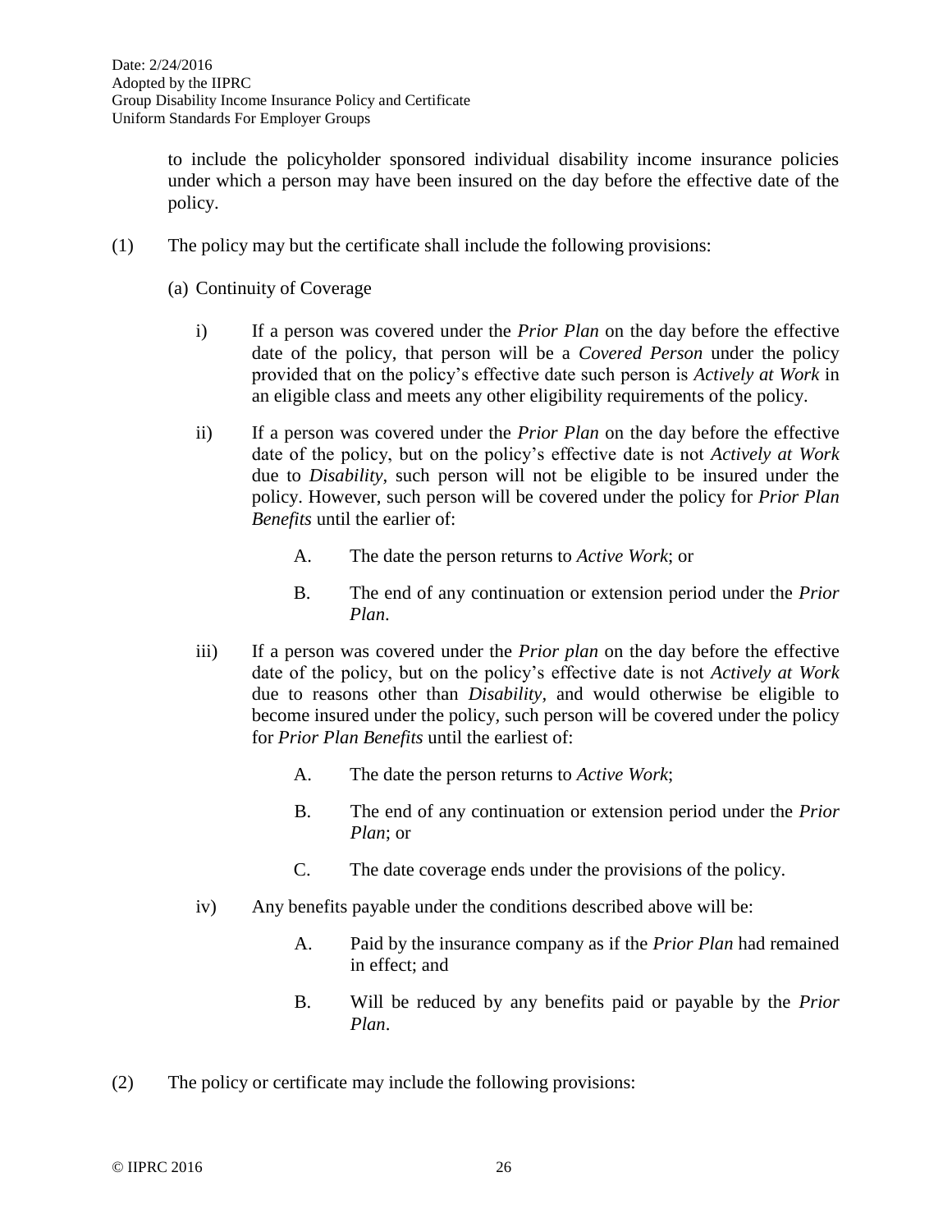to include the policyholder sponsored individual disability income insurance policies under which a person may have been insured on the day before the effective date of the policy.

(1) The policy may but the certificate shall include the following provisions:

(a) Continuity of Coverage

i) If a person was covered under the *Prior Plan* on the day before the effective date of the policy, that person will be a *Covered Person* under the policy provided that on the policy's effective date such person is *Actively at Work* in an eligible class and meets any other eligibility requirements of the policy.

ii) If a person was covered under the *Prior Plan* on the day before the effective date of the policy, but on the policy's effective date is not *Actively at Work* due to *Disability*, such person will not be eligible to be insured under the policy. However, such person will be covered under the policy for *Prior Plan Benefits* until the earlier of:

A. The date the person returns to *Active Work*; or

B. The end of any continuation or extension period under the *Prior Plan*.

iii) If a person was covered under the *Prior plan* on the day before the effective date of the policy, but on the policy's effective date is not *Actively at Work* due to reasons other than *Disability*, and would otherwise be eligible to become insured under the policy, such person will be covered under the policy for *Prior Plan Benefits* until the earliest of:

A. The date the person returns to *Active Work*;

B. The end of any continuation or extension period under the *Prior Plan*; or

C. The date coverage ends under the provisions of the policy.

iv) Any benefits payable under the conditions described above will be:

A. Paid by the insurance company as if the *Prior Plan* had remained in effect; and

B. Will be reduced by any benefits paid or payable by the *Prior Plan*.

(2) The policy or certificate may include the following provisions: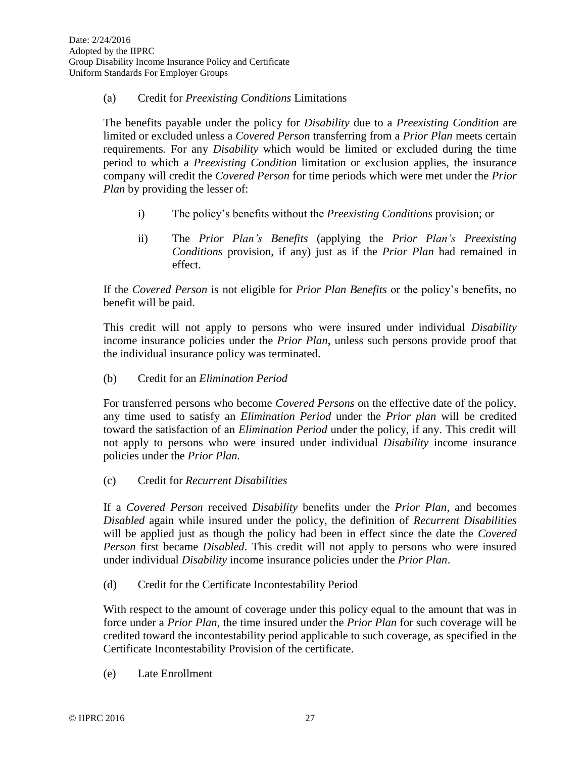(a) Credit for *Preexisting Conditions* Limitations

The benefits payable under the policy for *Disability* due to a *Preexisting Condition* are limited or excluded unless a *Covered Person* transferring from a *Prior Plan* meets certain requirements. For any *Disability* which would be limited or excluded during the time period to which a *Preexisting Condition* limitation or exclusion applies, the insurance company will credit the *Covered Person* for time periods which were met under the *Prior Plan* by providing the lesser of:

i) The policy's benefits without the *Preexisting Conditions* provision; or

ii) The *Prior Plan's Benefits* (applying the *Prior Plan's Preexisting Conditions* provision, if any) just as if the *Prior Plan* had remained in effect.

If the *Covered Person* is not eligible for *Prior Plan Benefits* or the policy's benefits, no benefit will be paid.

This credit will not apply to persons who were insured under individual *Disability* income insurance policies under the *Prior Plan*, unless such persons provide proof that the individual insurance policy was terminated.

(b) Credit for an *Elimination Period*

For transferred persons who become *Covered Persons* on the effective date of the policy, any time used to satisfy an *Elimination Period* under the *Prior plan* will be credited toward the satisfaction of an *Elimination Period* under the policy, if any. This credit will not apply to persons who were insured under individual *Disability* income insurance policies under the *Prior Plan.*

(c) Credit for *Recurrent Disabilities*

If a *Covered Person* received *Disability* benefits under the *Prior Plan*, and becomes *Disabled* again while insured under the policy, the definition of *Recurrent Disabilities* will be applied just as though the policy had been in effect since the date the *Covered Person* first became *Disabled*. This credit will not apply to persons who were insured under individual *Disability* income insurance policies under the *Prior Plan*.

(d) Credit for the Certificate Incontestability Period

With respect to the amount of coverage under this policy equal to the amount that was in force under a *Prior Plan*, the time insured under the *Prior Plan* for such coverage will be credited toward the incontestability period applicable to such coverage, as specified in the Certificate Incontestability Provision of the certificate.

(e) Late Enrollment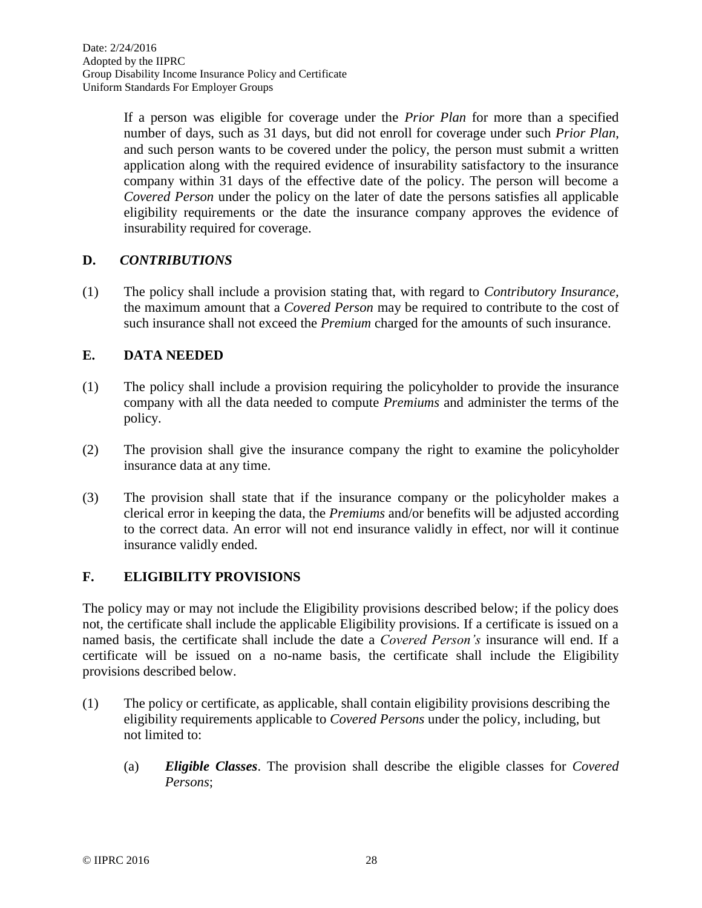If a person was eligible for coverage under the *Prior Plan* for more than a specified number of days, such as 31 days, but did not enroll for coverage under such *Prior Plan*, and such person wants to be covered under the policy, the person must submit a written application along with the required evidence of insurability satisfactory to the insurance company within 31 days of the effective date of the policy. The person will become a *Covered Person* under the policy on the later of date the persons satisfies all applicable eligibility requirements or the date the insurance company approves the evidence of insurability required for coverage.

## D. *CONTRIBUTIONS*

(1) The policy shall include a provision stating that, with regard to *Contributory Insurance*, the maximum amount that a *Covered Person* may be required to contribute to the cost of such insurance shall not exceed the *Premium* charged for the amounts of such insurance.

## E. DATA NEEDED

(1) The policy shall include a provision requiring the policyholder to provide the insurance company with all the data needed to compute *Premiums* and administer the terms of the policy.

(2) The provision shall give the insurance company the right to examine the policyholder insurance data at any time.

(3) The provision shall state that if the insurance company or the policyholder makes a clerical error in keeping the data, the *Premiums* and/or benefits will be adjusted according to the correct data. An error will not end insurance validly in effect, nor will it continue insurance validly ended.

## F. ELIGIBILITY PROVISIONS

The policy may or may not include the Eligibility provisions described below; if the policy does not, the certificate shall include the applicable Eligibility provisions. If a certificate is issued on a named basis, the certificate shall include the date a *Covered Person's* insurance will end. If a certificate will be issued on a no-name basis, the certificate shall include the Eligibility provisions described below.

(1) The policy or certificate, as applicable, shall contain eligibility provisions describing the eligibility requirements applicable to *Covered Persons* under the policy, including, but not limited to:

   (a) ***Eligible Classes***. The provision shall describe the eligible classes for *Covered Persons*;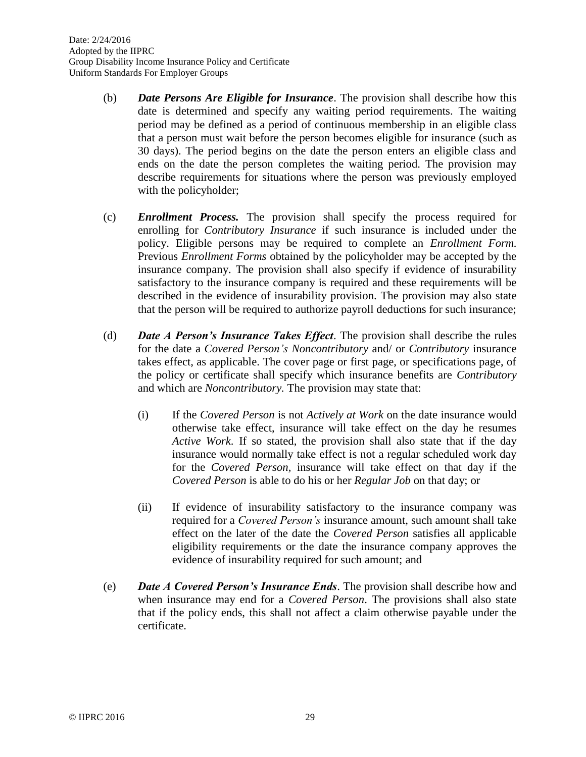(b) ***Date Persons Are Eligible for Insurance***. The provision shall describe how this date is determined and specify any waiting period requirements. The waiting period may be defined as a period of continuous membership in an eligible class that a person must wait before the person becomes eligible for insurance (such as 30 days). The period begins on the date the person enters an eligible class and ends on the date the person completes the waiting period. The provision may describe requirements for situations where the person was previously employed with the policyholder;

(c) ***Enrollment Process.*** The provision shall specify the process required for enrolling for *Contributory Insurance* if such insurance is included under the policy. Eligible persons may be required to complete an *Enrollment Form.* Previous *Enrollment Forms* obtained by the policyholder may be accepted by the insurance company. The provision shall also specify if evidence of insurability satisfactory to the insurance company is required and these requirements will be described in the evidence of insurability provision. The provision may also state that the person will be required to authorize payroll deductions for such insurance;

(d) ***Date A Person's Insurance Takes Effect***. The provision shall describe the rules for the date a *Covered Person's Noncontributory* and/ or *Contributory* insurance takes effect, as applicable. The cover page or first page, or specifications page, of the policy or certificate shall specify which insurance benefits are *Contributory* and which are *Noncontributory.* The provision may state that:

(i) If the *Covered Person* is not *Actively at Work* on the date insurance would otherwise take effect, insurance will take effect on the day he resumes *Active Work*. If so stated, the provision shall also state that if the day insurance would normally take effect is not a regular scheduled work day for the *Covered Person*, insurance will take effect on that day if the *Covered Person* is able to do his or her *Regular Job* on that day; or

(ii) If evidence of insurability satisfactory to the insurance company was required for a *Covered Person's* insurance amount, such amount shall take effect on the later of the date the *Covered Person* satisfies all applicable eligibility requirements or the date the insurance company approves the evidence of insurability required for such amount; and

(e) ***Date A Covered Person's Insurance Ends***. The provision shall describe how and when insurance may end for a *Covered Person*. The provisions shall also state that if the policy ends, this shall not affect a claim otherwise payable under the certificate.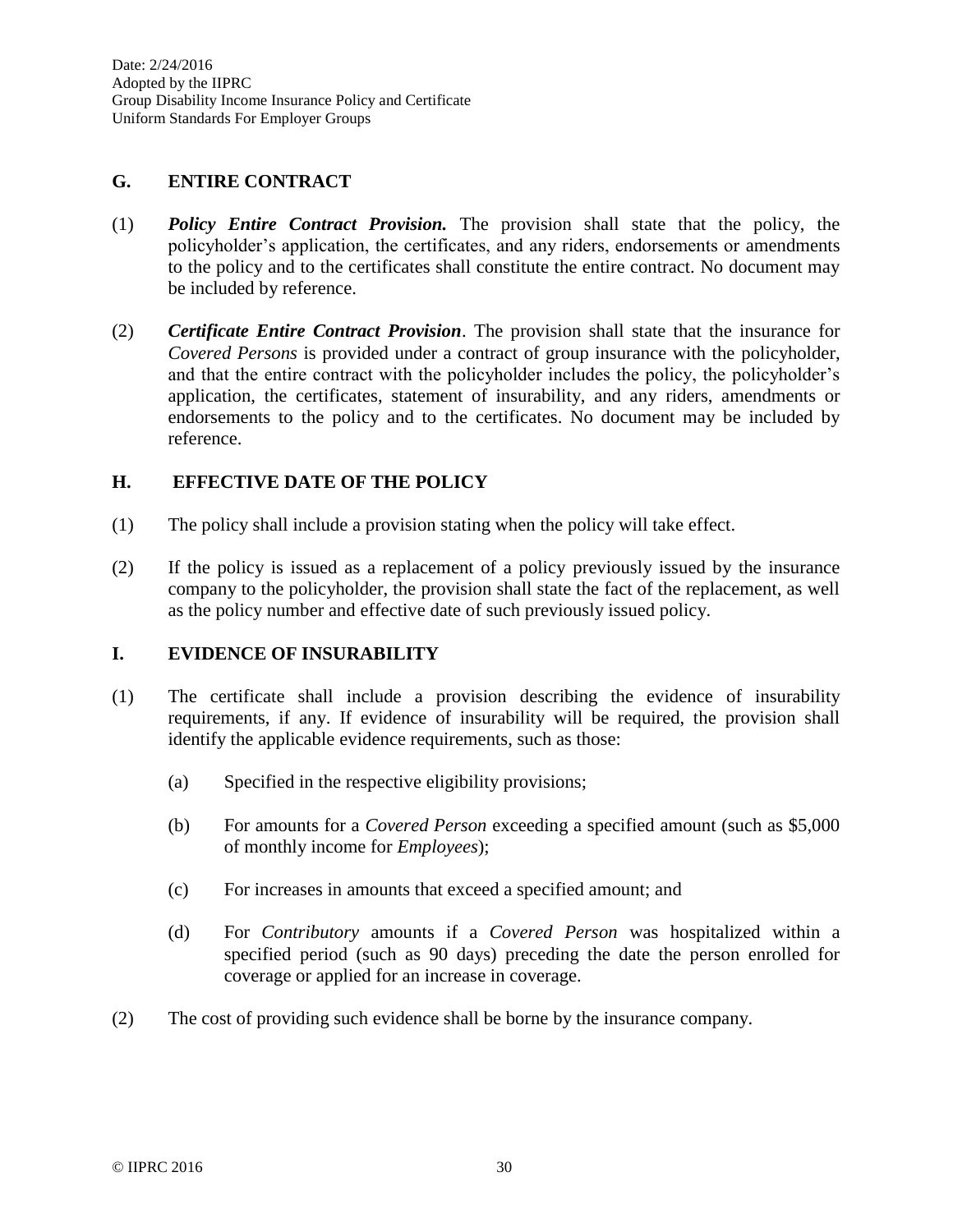## G. ENTIRE CONTRACT

(1) ***Policy Entire Contract Provision.*** The provision shall state that the policy, the policyholder's application, the certificates, and any riders, endorsements or amendments to the policy and to the certificates shall constitute the entire contract. No document may be included by reference.

(2) ***Certificate Entire Contract Provision***. The provision shall state that the insurance for *Covered Persons* is provided under a contract of group insurance with the policyholder, and that the entire contract with the policyholder includes the policy, the policyholder's application, the certificates, statement of insurability, and any riders, amendments or endorsements to the policy and to the certificates. No document may be included by reference.

## H. EFFECTIVE DATE OF THE POLICY

(1) The policy shall include a provision stating when the policy will take effect.

(2) If the policy is issued as a replacement of a policy previously issued by the insurance company to the policyholder, the provision shall state the fact of the replacement, as well as the policy number and effective date of such previously issued policy.

## I. EVIDENCE OF INSURABILITY

(1) The certificate shall include a provision describing the evidence of insurability requirements, if any. If evidence of insurability will be required, the provision shall identify the applicable evidence requirements, such as those:

   (a) Specified in the respective eligibility provisions;

   (b) For amounts for a *Covered Person* exceeding a specified amount (such as $5,000 of monthly income for *Employees*);

   (c) For increases in amounts that exceed a specified amount; and

   (d) For *Contributory* amounts if a *Covered Person* was hospitalized within a specified period (such as 90 days) preceding the date the person enrolled for coverage or applied for an increase in coverage.

(2) The cost of providing such evidence shall be borne by the insurance company.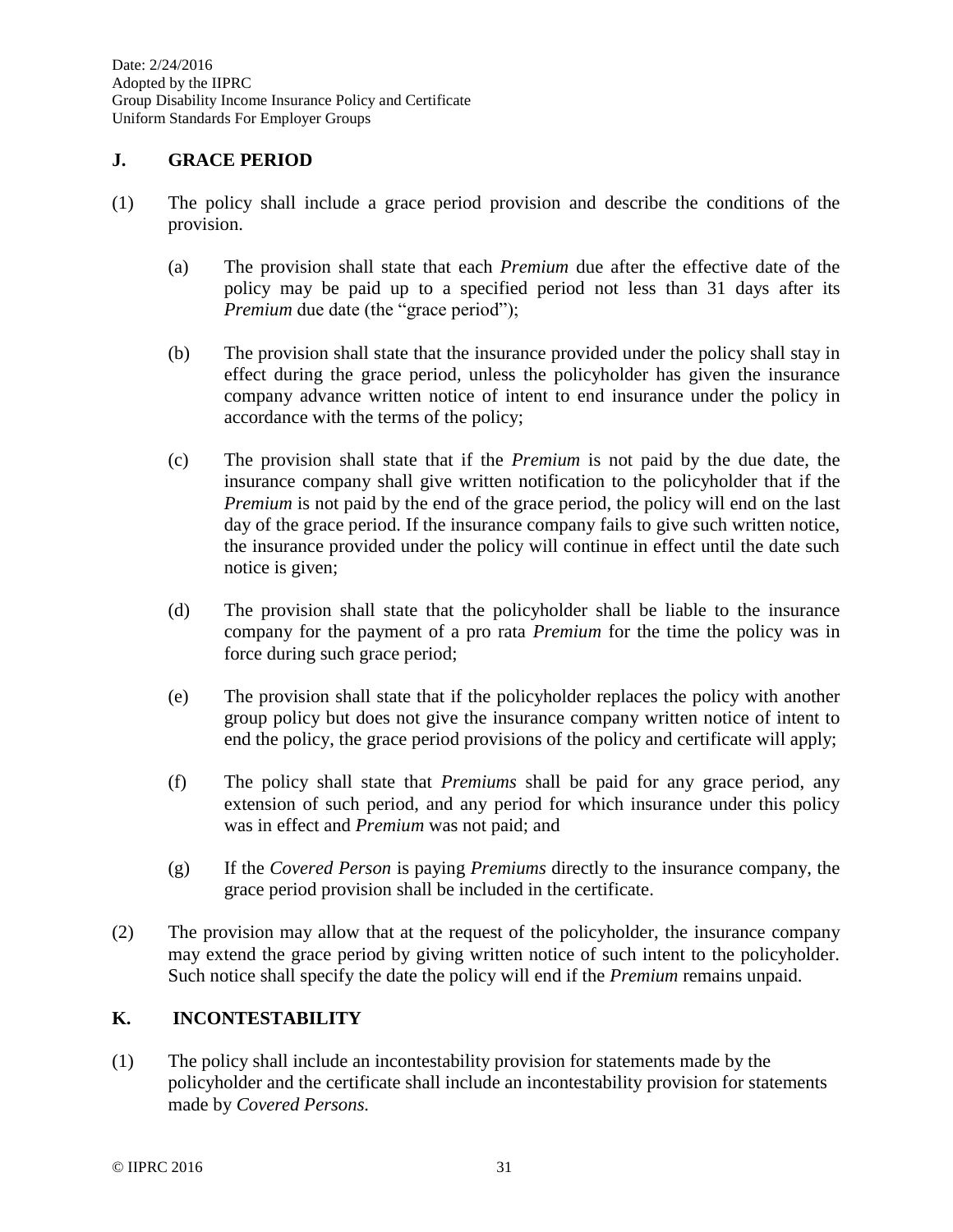## J. GRACE PERIOD

(1) The policy shall include a grace period provision and describe the conditions of the provision.

   (a) The provision shall state that each *Premium* due after the effective date of the policy may be paid up to a specified period not less than 31 days after its *Premium* due date (the "grace period");

   (b) The provision shall state that the insurance provided under the policy shall stay in effect during the grace period, unless the policyholder has given the insurance company advance written notice of intent to end insurance under the policy in accordance with the terms of the policy;

   (c) The provision shall state that if the *Premium* is not paid by the due date, the insurance company shall give written notification to the policyholder that if the *Premium* is not paid by the end of the grace period, the policy will end on the last day of the grace period. If the insurance company fails to give such written notice, the insurance provided under the policy will continue in effect until the date such notice is given;

   (d) The provision shall state that the policyholder shall be liable to the insurance company for the payment of a pro rata *Premium* for the time the policy was in force during such grace period;

   (e) The provision shall state that if the policyholder replaces the policy with another group policy but does not give the insurance company written notice of intent to end the policy, the grace period provisions of the policy and certificate will apply;

   (f) The policy shall state that *Premiums* shall be paid for any grace period, any extension of such period, and any period for which insurance under this policy was in effect and *Premium* was not paid; and

   (g) If the *Covered Person* is paying *Premiums* directly to the insurance company, the grace period provision shall be included in the certificate.

(2) The provision may allow that at the request of the policyholder, the insurance company may extend the grace period by giving written notice of such intent to the policyholder. Such notice shall specify the date the policy will end if the *Premium* remains unpaid.

## K. INCONTESTABILITY

(1) The policy shall include an incontestability provision for statements made by the policyholder and the certificate shall include an incontestability provision for statements made by *Covered Persons.*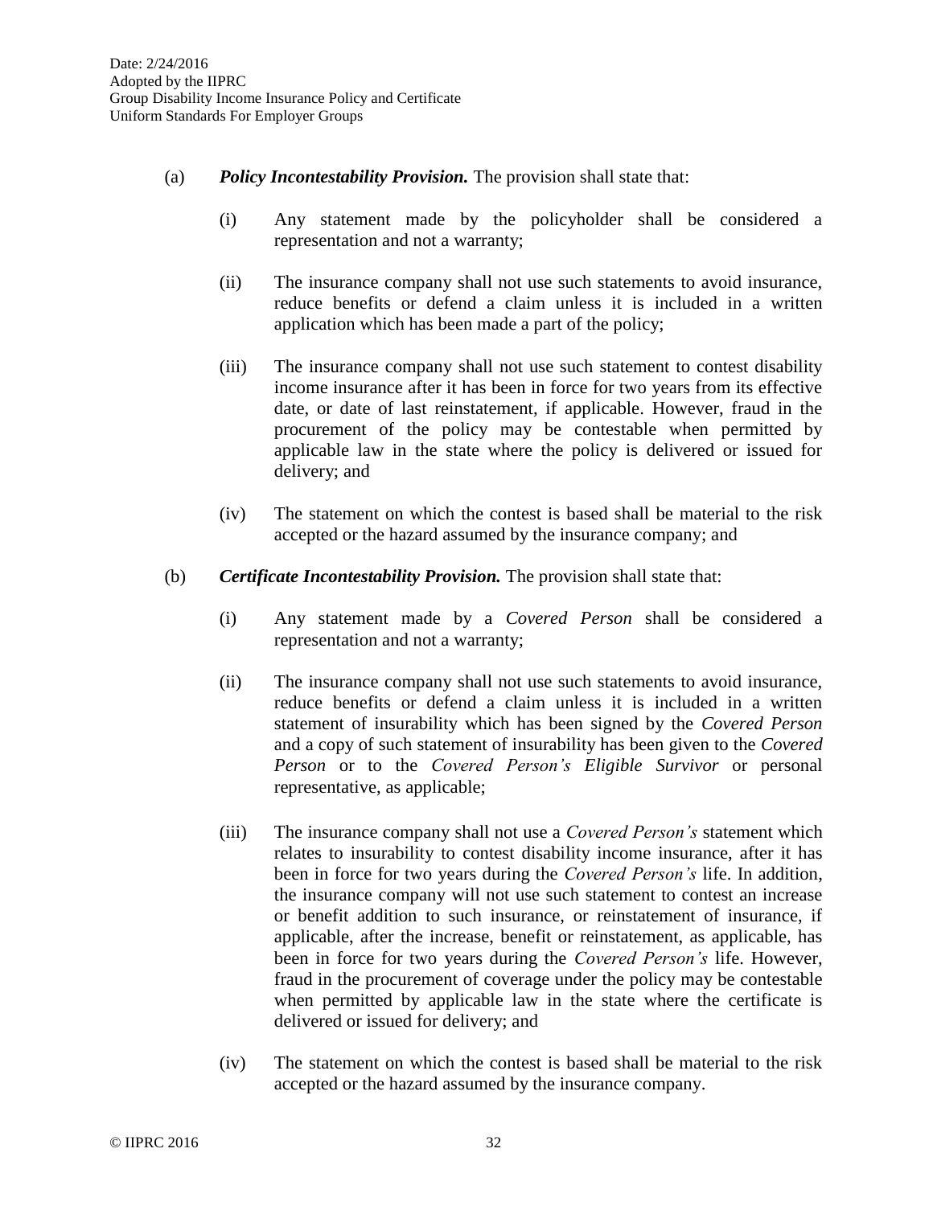(a) ***Policy Incontestability Provision.*** The provision shall state that:

   (i) Any statement made by the policyholder shall be considered a representation and not a warranty;

   (ii) The insurance company shall not use such statements to avoid insurance, reduce benefits or defend a claim unless it is included in a written application which has been made a part of the policy;

   (iii) The insurance company shall not use such statement to contest disability income insurance after it has been in force for two years from its effective date, or date of last reinstatement, if applicable. However, fraud in the procurement of the policy may be contestable when permitted by applicable law in the state where the policy is delivered or issued for delivery; and

   (iv) The statement on which the contest is based shall be material to the risk accepted or the hazard assumed by the insurance company; and

(b) ***Certificate Incontestability Provision.*** The provision shall state that:

   (i) Any statement made by a *Covered Person* shall be considered a representation and not a warranty;

   (ii) The insurance company shall not use such statements to avoid insurance, reduce benefits or defend a claim unless it is included in a written statement of insurability which has been signed by the *Covered Person* and a copy of such statement of insurability has been given to the *Covered Person* or to the *Covered Person's Eligible Survivor* or personal representative, as applicable;

   (iii) The insurance company shall not use a *Covered Person's* statement which relates to insurability to contest disability income insurance, after it has been in force for two years during the *Covered Person's* life. In addition, the insurance company will not use such statement to contest an increase or benefit addition to such insurance, or reinstatement of insurance, if applicable, after the increase, benefit or reinstatement, as applicable, has been in force for two years during the *Covered Person's* life. However, fraud in the procurement of coverage under the policy may be contestable when permitted by applicable law in the state where the certificate is delivered or issued for delivery; and

   (iv) The statement on which the contest is based shall be material to the risk accepted or the hazard assumed by the insurance company.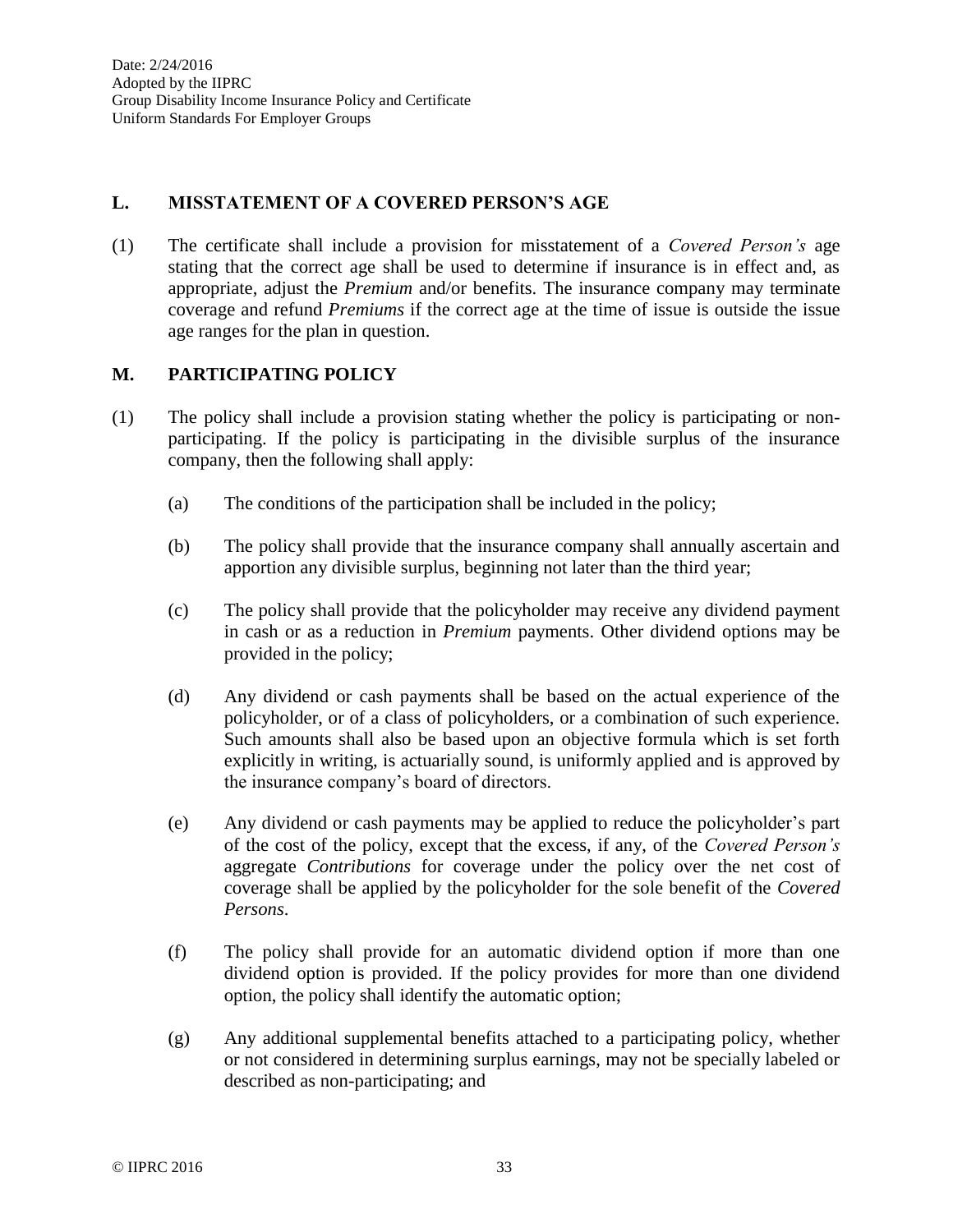## L. MISSTATEMENT OF A COVERED PERSON'S AGE

(1) The certificate shall include a provision for misstatement of a *Covered Person's* age stating that the correct age shall be used to determine if insurance is in effect and, as appropriate, adjust the *Premium* and/or benefits. The insurance company may terminate coverage and refund *Premiums* if the correct age at the time of issue is outside the issue age ranges for the plan in question.

## M. PARTICIPATING POLICY

(1) The policy shall include a provision stating whether the policy is participating or non-participating. If the policy is participating in the divisible surplus of the insurance company, then the following shall apply:

(a) The conditions of the participation shall be included in the policy;

(b) The policy shall provide that the insurance company shall annually ascertain and apportion any divisible surplus, beginning not later than the third year;

(c) The policy shall provide that the policyholder may receive any dividend payment in cash or as a reduction in *Premium* payments. Other dividend options may be provided in the policy;

(d) Any dividend or cash payments shall be based on the actual experience of the policyholder, or of a class of policyholders, or a combination of such experience. Such amounts shall also be based upon an objective formula which is set forth explicitly in writing, is actuarially sound, is uniformly applied and is approved by the insurance company's board of directors.

(e) Any dividend or cash payments may be applied to reduce the policyholder's part of the cost of the policy, except that the excess, if any, of the *Covered Person's* aggregate *Contributions* for coverage under the policy over the net cost of coverage shall be applied by the policyholder for the sole benefit of the *Covered Persons*.

(f) The policy shall provide for an automatic dividend option if more than one dividend option is provided. If the policy provides for more than one dividend option, the policy shall identify the automatic option;

(g) Any additional supplemental benefits attached to a participating policy, whether or not considered in determining surplus earnings, may not be specially labeled or described as non-participating; and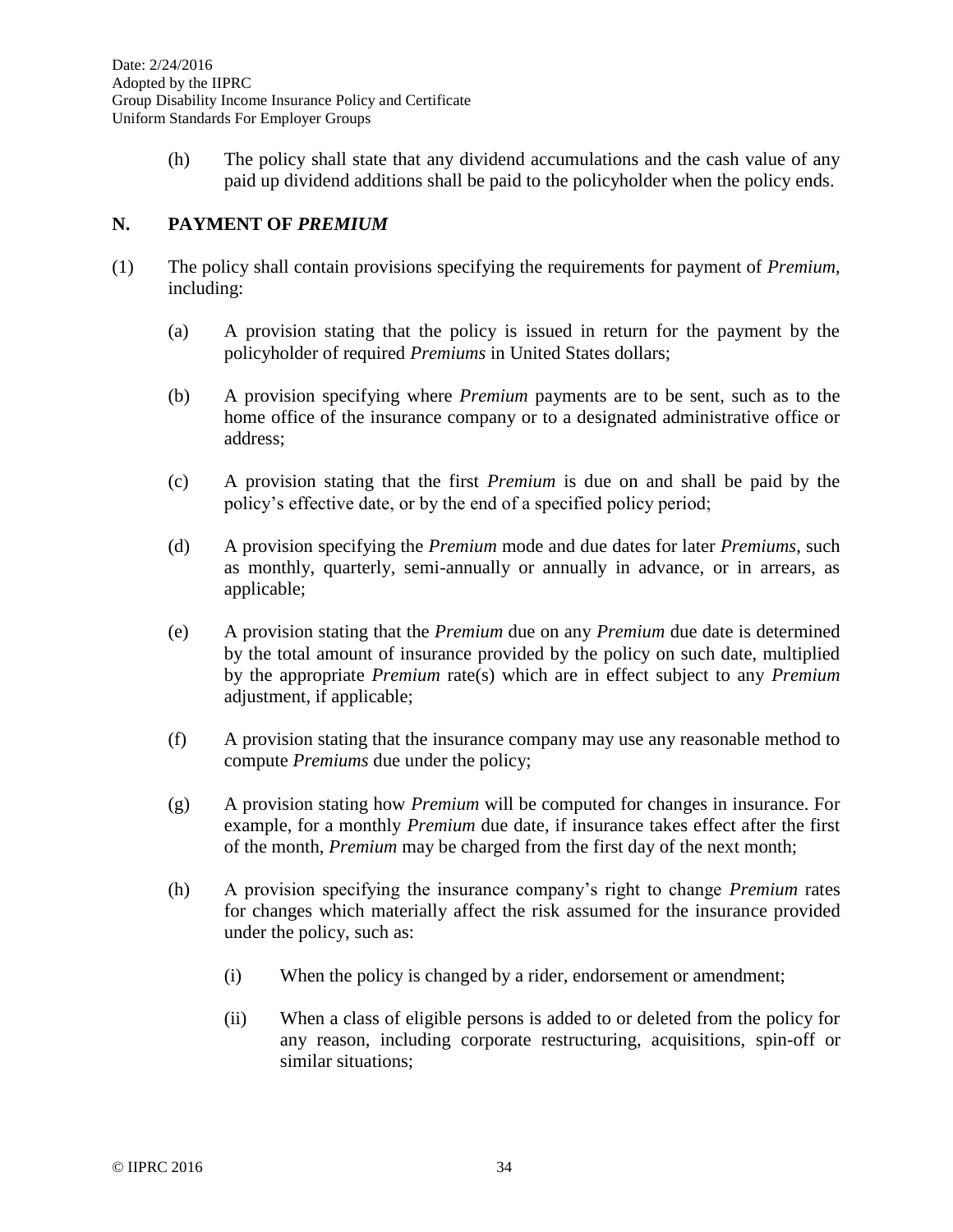(h) The policy shall state that any dividend accumulations and the cash value of any paid up dividend additions shall be paid to the policyholder when the policy ends.

## N. PAYMENT OF *PREMIUM*

(1) The policy shall contain provisions specifying the requirements for payment of *Premium*, including:

(a) A provision stating that the policy is issued in return for the payment by the policyholder of required *Premiums* in United States dollars;

(b) A provision specifying where *Premium* payments are to be sent, such as to the home office of the insurance company or to a designated administrative office or address;

(c) A provision stating that the first *Premium* is due on and shall be paid by the policy's effective date, or by the end of a specified policy period;

(d) A provision specifying the *Premium* mode and due dates for later *Premiums*, such as monthly, quarterly, semi-annually or annually in advance, or in arrears, as applicable;

(e) A provision stating that the *Premium* due on any *Premium* due date is determined by the total amount of insurance provided by the policy on such date, multiplied by the appropriate *Premium* rate(s) which are in effect subject to any *Premium* adjustment, if applicable;

(f) A provision stating that the insurance company may use any reasonable method to compute *Premiums* due under the policy;

(g) A provision stating how *Premium* will be computed for changes in insurance. For example, for a monthly *Premium* due date, if insurance takes effect after the first of the month, *Premium* may be charged from the first day of the next month;

(h) A provision specifying the insurance company's right to change *Premium* rates for changes which materially affect the risk assumed for the insurance provided under the policy, such as:

(i) When the policy is changed by a rider, endorsement or amendment;

(ii) When a class of eligible persons is added to or deleted from the policy for any reason, including corporate restructuring, acquisitions, spin-off or similar situations;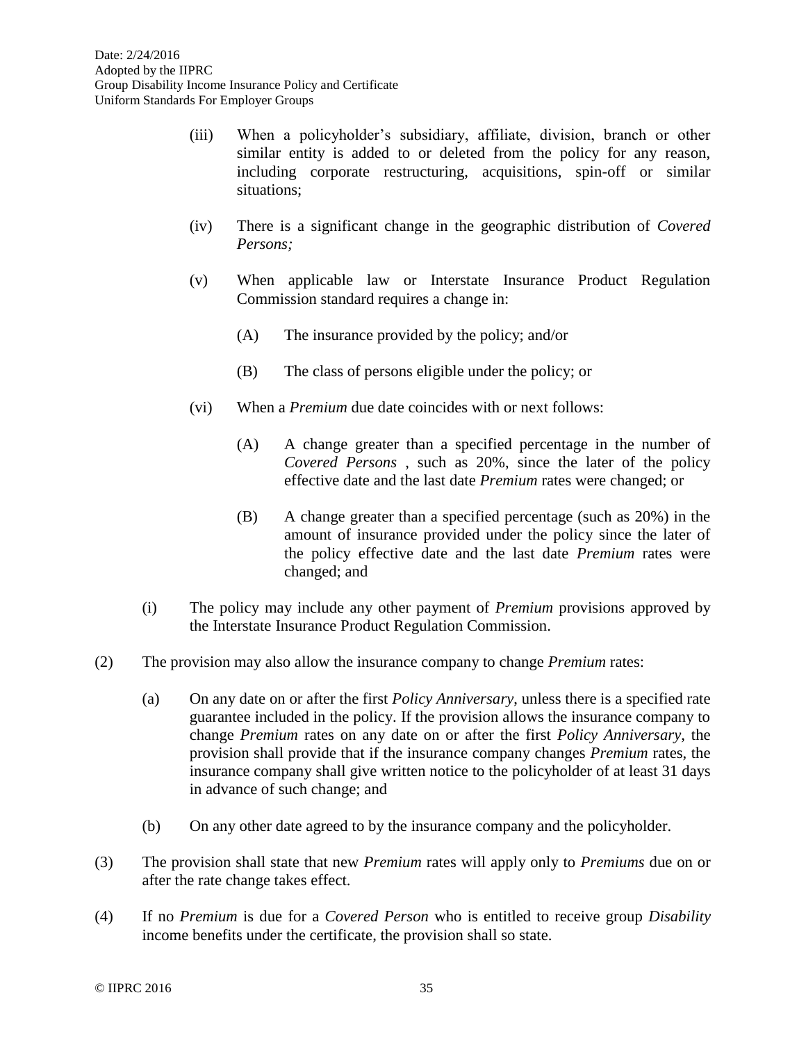(iii) When a policyholder's subsidiary, affiliate, division, branch or other similar entity is added to or deleted from the policy for any reason, including corporate restructuring, acquisitions, spin-off or similar situations;

(iv) There is a significant change in the geographic distribution of *Covered Persons;*

(v) When applicable law or Interstate Insurance Product Regulation Commission standard requires a change in:

(A) The insurance provided by the policy; and/or

(B) The class of persons eligible under the policy; or

(vi) When a *Premium* due date coincides with or next follows:

(A) A change greater than a specified percentage in the number of *Covered Persons* , such as 20%, since the later of the policy effective date and the last date *Premium* rates were changed; or

(B) A change greater than a specified percentage (such as 20%) in the amount of insurance provided under the policy since the later of the policy effective date and the last date *Premium* rates were changed; and

(i) The policy may include any other payment of *Premium* provisions approved by the Interstate Insurance Product Regulation Commission.

(2) The provision may also allow the insurance company to change *Premium* rates:

(a) On any date on or after the first *Policy Anniversary*, unless there is a specified rate guarantee included in the policy. If the provision allows the insurance company to change *Premium* rates on any date on or after the first *Policy Anniversary*, the provision shall provide that if the insurance company changes *Premium* rates, the insurance company shall give written notice to the policyholder of at least 31 days in advance of such change; and

(b) On any other date agreed to by the insurance company and the policyholder.

(3) The provision shall state that new *Premium* rates will apply only to *Premiums* due on or after the rate change takes effect.

(4) If no *Premium* is due for a *Covered Person* who is entitled to receive group *Disability* income benefits under the certificate, the provision shall so state.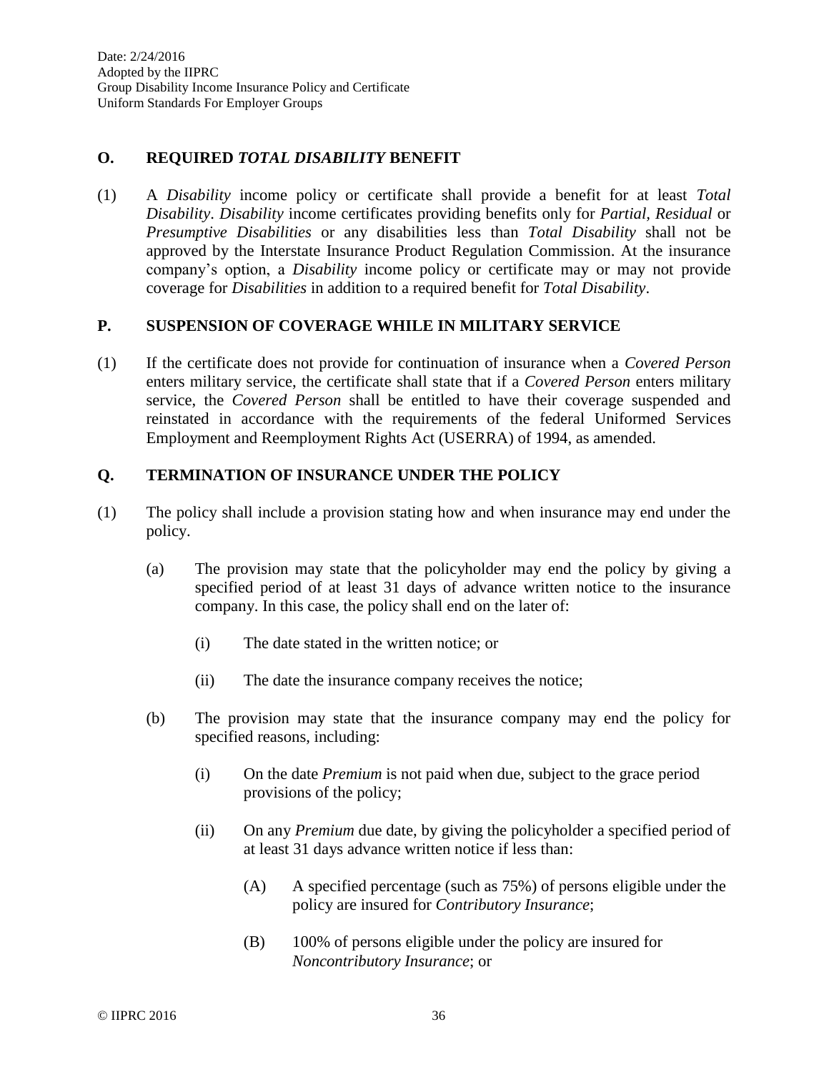## O. REQUIRED *TOTAL DISABILITY* BENEFIT

(1) A *Disability* income policy or certificate shall provide a benefit for at least *Total Disability*. *Disability* income certificates providing benefits only for *Partial, Residual* or *Presumptive Disabilities* or any disabilities less than *Total Disability* shall not be approved by the Interstate Insurance Product Regulation Commission. At the insurance company's option, a *Disability* income policy or certificate may or may not provide coverage for *Disabilities* in addition to a required benefit for *Total Disability*.

## P. SUSPENSION OF COVERAGE WHILE IN MILITARY SERVICE

(1) If the certificate does not provide for continuation of insurance when a *Covered Person* enters military service, the certificate shall state that if a *Covered Person* enters military service, the *Covered Person* shall be entitled to have their coverage suspended and reinstated in accordance with the requirements of the federal Uniformed Services Employment and Reemployment Rights Act (USERRA) of 1994, as amended.

## Q. TERMINATION OF INSURANCE UNDER THE POLICY

(1) The policy shall include a provision stating how and when insurance may end under the policy.

- (a) The provision may state that the policyholder may end the policy by giving a specified period of at least 31 days of advance written notice to the insurance company. In this case, the policy shall end on the later of:
  - (i) The date stated in the written notice; or
  - (ii) The date the insurance company receives the notice;
- (b) The provision may state that the insurance company may end the policy for specified reasons, including:
  - (i) On the date *Premium* is not paid when due, subject to the grace period provisions of the policy;
  - (ii) On any *Premium* due date, by giving the policyholder a specified period of at least 31 days advance written notice if less than:
    - (A) A specified percentage (such as 75%) of persons eligible under the policy are insured for *Contributory Insurance*;
    - (B) 100% of persons eligible under the policy are insured for *Noncontributory Insurance*; or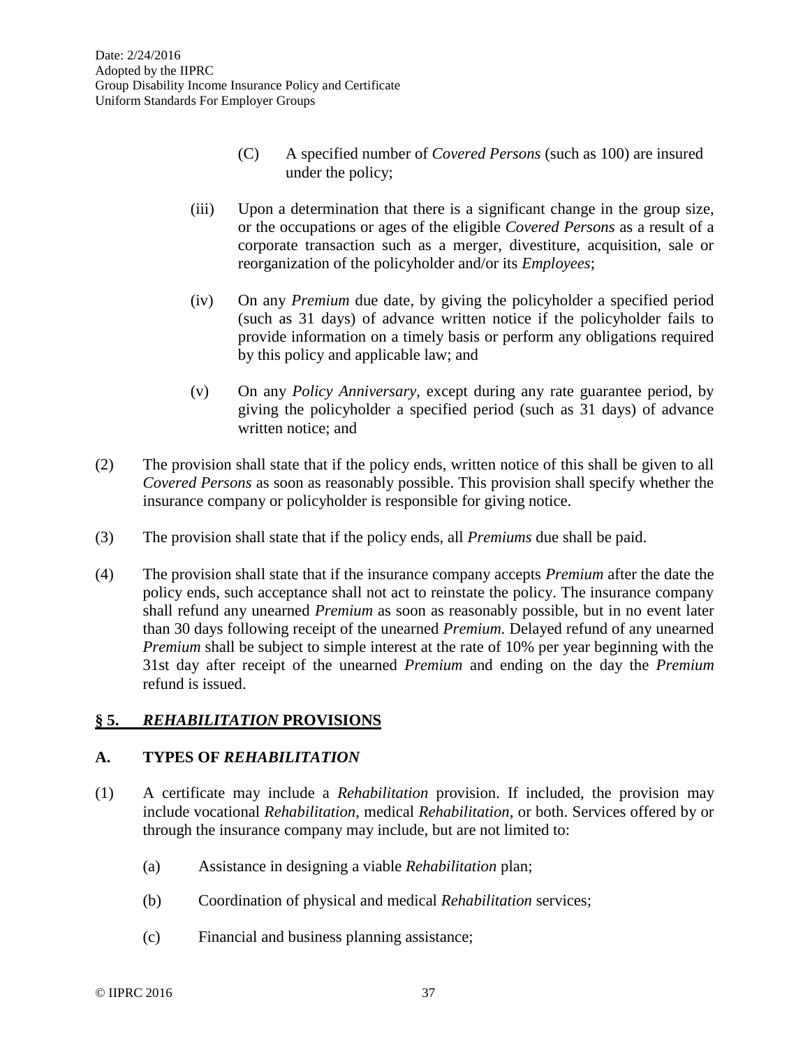(C) A specified number of *Covered Persons* (such as 100) are insured under the policy;

(iii) Upon a determination that there is a significant change in the group size, or the occupations or ages of the eligible *Covered Persons* as a result of a corporate transaction such as a merger, divestiture, acquisition, sale or reorganization of the policyholder and/or its *Employees*;

(iv) On any *Premium* due date, by giving the policyholder a specified period (such as 31 days) of advance written notice if the policyholder fails to provide information on a timely basis or perform any obligations required by this policy and applicable law; and

(v) On any *Policy Anniversary*, except during any rate guarantee period, by giving the policyholder a specified period (such as 31 days) of advance written notice; and

(2) The provision shall state that if the policy ends, written notice of this shall be given to all *Covered Persons* as soon as reasonably possible. This provision shall specify whether the insurance company or policyholder is responsible for giving notice.

(3) The provision shall state that if the policy ends, all *Premiums* due shall be paid.

(4) The provision shall state that if the insurance company accepts *Premium* after the date the policy ends, such acceptance shall not act to reinstate the policy. The insurance company shall refund any unearned *Premium* as soon as reasonably possible, but in no event later than 30 days following receipt of the unearned *Premium.* Delayed refund of any unearned *Premium* shall be subject to simple interest at the rate of 10% per year beginning with the 31st day after receipt of the unearned *Premium* and ending on the day the *Premium* refund is issued.

## § 5. *REHABILITATION* PROVISIONS

### A. TYPES OF *REHABILITATION*

(1) A certificate may include a *Rehabilitation* provision. If included, the provision may include vocational *Rehabilitation*, medical *Rehabilitation*, or both. Services offered by or through the insurance company may include, but are not limited to:

(a) Assistance in designing a viable *Rehabilitation* plan;

(b) Coordination of physical and medical *Rehabilitation* services;

(c) Financial and business planning assistance;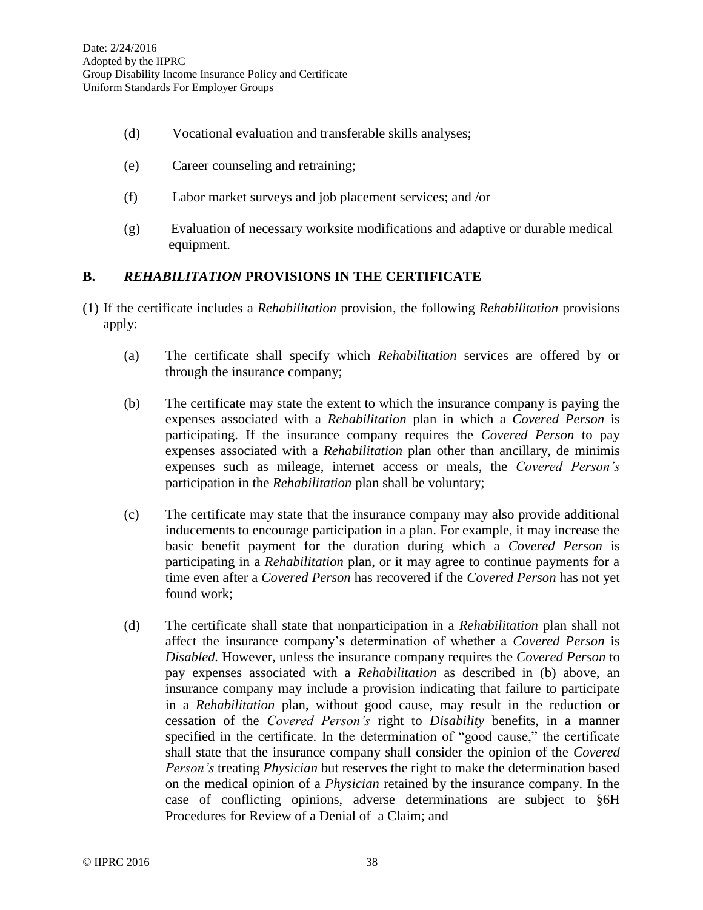(d) Vocational evaluation and transferable skills analyses;

(e) Career counseling and retraining;

(f) Labor market surveys and job placement services; and /or

(g) Evaluation of necessary worksite modifications and adaptive or durable medical equipment.

## B. *REHABILITATION* PROVISIONS IN THE CERTIFICATE

(1) If the certificate includes a *Rehabilitation* provision, the following *Rehabilitation* provisions apply:

(a) The certificate shall specify which *Rehabilitation* services are offered by or through the insurance company;

(b) The certificate may state the extent to which the insurance company is paying the expenses associated with a *Rehabilitation* plan in which a *Covered Person* is participating. If the insurance company requires the *Covered Person* to pay expenses associated with a *Rehabilitation* plan other than ancillary, de minimis expenses such as mileage, internet access or meals, the *Covered Person's* participation in the *Rehabilitation* plan shall be voluntary;

(c) The certificate may state that the insurance company may also provide additional inducements to encourage participation in a plan. For example, it may increase the basic benefit payment for the duration during which a *Covered Person* is participating in a *Rehabilitation* plan, or it may agree to continue payments for a time even after a *Covered Person* has recovered if the *Covered Person* has not yet found work;

(d) The certificate shall state that nonparticipation in a *Rehabilitation* plan shall not affect the insurance company's determination of whether a *Covered Person* is *Disabled.* However, unless the insurance company requires the *Covered Person* to pay expenses associated with a *Rehabilitation* as described in (b) above, an insurance company may include a provision indicating that failure to participate in a *Rehabilitation* plan, without good cause, may result in the reduction or cessation of the *Covered Person's* right to *Disability* benefits, in a manner specified in the certificate. In the determination of "good cause," the certificate shall state that the insurance company shall consider the opinion of the *Covered Person's* treating *Physician* but reserves the right to make the determination based on the medical opinion of a *Physician* retained by the insurance company. In the case of conflicting opinions, adverse determinations are subject to §6H Procedures for Review of a Denial of a Claim; and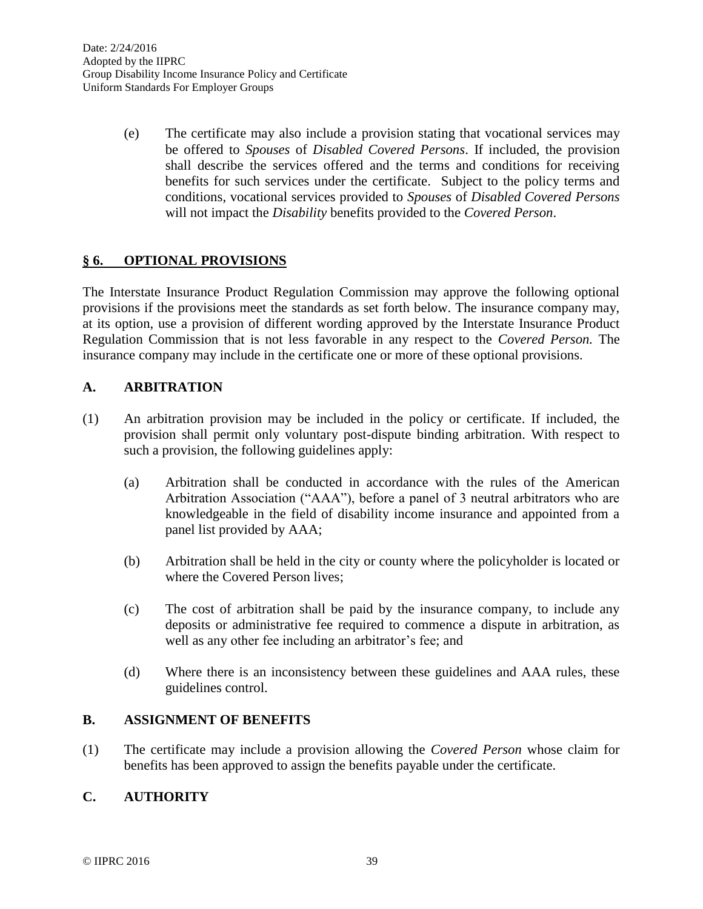(e) The certificate may also include a provision stating that vocational services may be offered to *Spouses* of *Disabled Covered Persons*. If included, the provision shall describe the services offered and the terms and conditions for receiving benefits for such services under the certificate. Subject to the policy terms and conditions, vocational services provided to *Spouses* of *Disabled Covered Persons* will not impact the *Disability* benefits provided to the *Covered Person*.

## § 6. OPTIONAL PROVISIONS

The Interstate Insurance Product Regulation Commission may approve the following optional provisions if the provisions meet the standards as set forth below. The insurance company may, at its option, use a provision of different wording approved by the Interstate Insurance Product Regulation Commission that is not less favorable in any respect to the *Covered Person.* The insurance company may include in the certificate one or more of these optional provisions.

### A. ARBITRATION

(1) An arbitration provision may be included in the policy or certificate. If included, the provision shall permit only voluntary post-dispute binding arbitration. With respect to such a provision, the following guidelines apply:

(a) Arbitration shall be conducted in accordance with the rules of the American Arbitration Association ("AAA"), before a panel of 3 neutral arbitrators who are knowledgeable in the field of disability income insurance and appointed from a panel list provided by AAA;

(b) Arbitration shall be held in the city or county where the policyholder is located or where the Covered Person lives;

(c) The cost of arbitration shall be paid by the insurance company, to include any deposits or administrative fee required to commence a dispute in arbitration, as well as any other fee including an arbitrator's fee; and

(d) Where there is an inconsistency between these guidelines and AAA rules, these guidelines control.

### B. ASSIGNMENT OF BENEFITS

(1) The certificate may include a provision allowing the *Covered Person* whose claim for benefits has been approved to assign the benefits payable under the certificate.

### C. AUTHORITY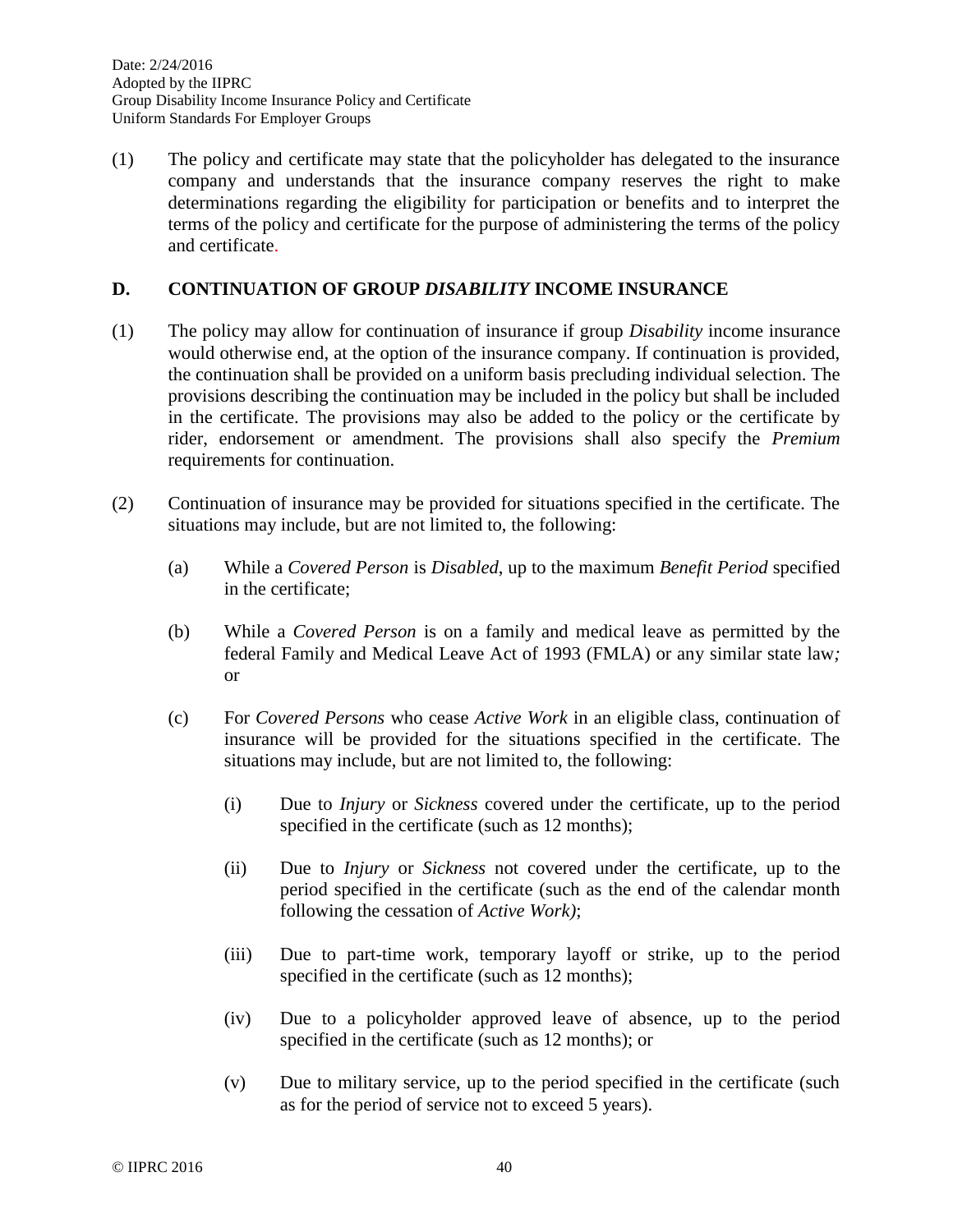(1) The policy and certificate may state that the policyholder has delegated to the insurance company and understands that the insurance company reserves the right to make determinations regarding the eligibility for participation or benefits and to interpret the terms of the policy and certificate for the purpose of administering the terms of the policy and certificate.

### D. CONTINUATION OF GROUP *DISABILITY* INCOME INSURANCE

(1) The policy may allow for continuation of insurance if group *Disability* income insurance would otherwise end, at the option of the insurance company. If continuation is provided, the continuation shall be provided on a uniform basis precluding individual selection. The provisions describing the continuation may be included in the policy but shall be included in the certificate. The provisions may also be added to the policy or the certificate by rider, endorsement or amendment. The provisions shall also specify the *Premium* requirements for continuation.

(2) Continuation of insurance may be provided for situations specified in the certificate. The situations may include, but are not limited to, the following:

   (a) While a *Covered Person* is *Disabled*, up to the maximum *Benefit Period* specified in the certificate;

   (b) While a *Covered Person* is on a family and medical leave as permitted by the federal Family and Medical Leave Act of 1993 (FMLA) or any similar state law*;* or

   (c) For *Covered Persons* who cease *Active Work* in an eligible class, continuation of insurance will be provided for the situations specified in the certificate. The situations may include, but are not limited to, the following:

      (i) Due to *Injury* or *Sickness* covered under the certificate, up to the period specified in the certificate (such as 12 months);

      (ii) Due to *Injury* or *Sickness* not covered under the certificate, up to the period specified in the certificate (such as the end of the calendar month following the cessation of *Active Work)*;

      (iii) Due to part-time work, temporary layoff or strike, up to the period specified in the certificate (such as 12 months);

      (iv) Due to a policyholder approved leave of absence, up to the period specified in the certificate (such as 12 months); or

      (v) Due to military service, up to the period specified in the certificate (such as for the period of service not to exceed 5 years).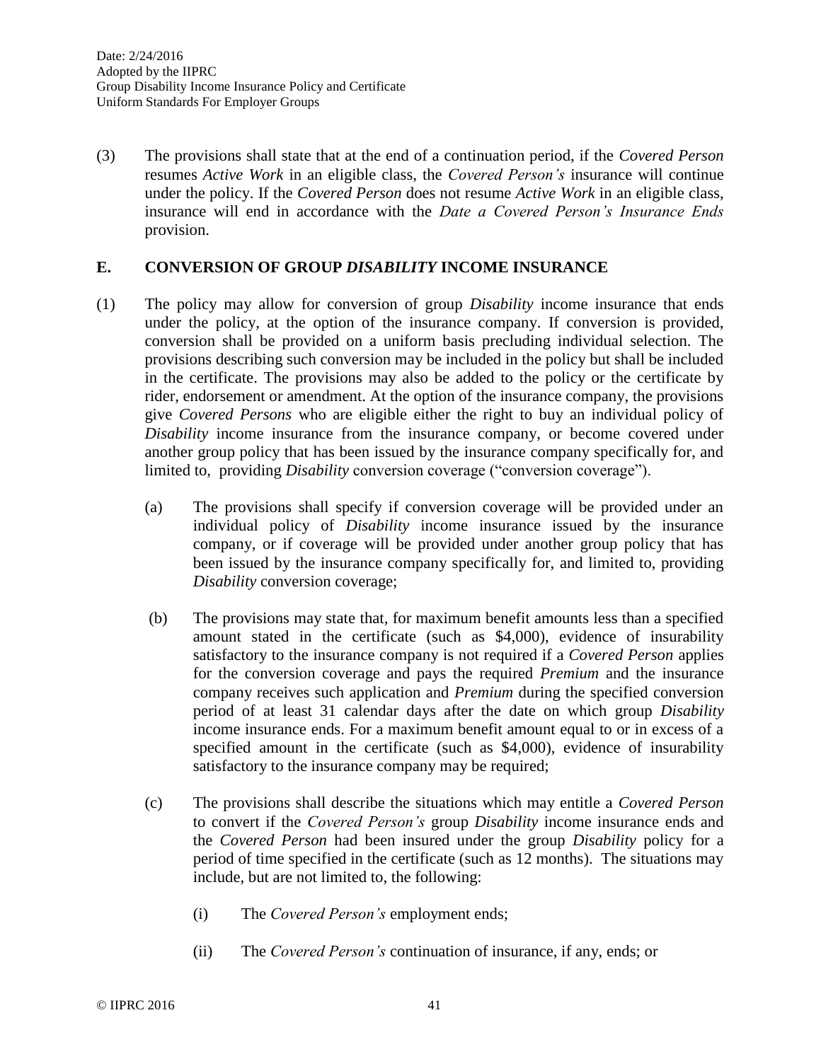(3) The provisions shall state that at the end of a continuation period, if the *Covered Person* resumes *Active Work* in an eligible class, the *Covered Person's* insurance will continue under the policy. If the *Covered Person* does not resume *Active Work* in an eligible class, insurance will end in accordance with the *Date a Covered Person's Insurance Ends* provision.

## E. CONVERSION OF GROUP *DISABILITY* INCOME INSURANCE

(1) The policy may allow for conversion of group *Disability* income insurance that ends under the policy, at the option of the insurance company. If conversion is provided, conversion shall be provided on a uniform basis precluding individual selection. The provisions describing such conversion may be included in the policy but shall be included in the certificate. The provisions may also be added to the policy or the certificate by rider, endorsement or amendment. At the option of the insurance company, the provisions give *Covered Persons* who are eligible either the right to buy an individual policy of *Disability* income insurance from the insurance company, or become covered under another group policy that has been issued by the insurance company specifically for, and limited to, providing *Disability* conversion coverage ("conversion coverage").

   (a) The provisions shall specify if conversion coverage will be provided under an individual policy of *Disability* income insurance issued by the insurance company, or if coverage will be provided under another group policy that has been issued by the insurance company specifically for, and limited to, providing *Disability* conversion coverage;

   (b) The provisions may state that, for maximum benefit amounts less than a specified amount stated in the certificate (such as $4,000), evidence of insurability satisfactory to the insurance company is not required if a *Covered Person* applies for the conversion coverage and pays the required *Premium* and the insurance company receives such application and *Premium* during the specified conversion period of at least 31 calendar days after the date on which group *Disability* income insurance ends. For a maximum benefit amount equal to or in excess of a specified amount in the certificate (such as $4,000), evidence of insurability satisfactory to the insurance company may be required;

   (c) The provisions shall describe the situations which may entitle a *Covered Person* to convert if the *Covered Person's* group *Disability* income insurance ends and the *Covered Person* had been insured under the group *Disability* policy for a period of time specified in the certificate (such as 12 months). The situations may include, but are not limited to, the following:

      (i) The *Covered Person's* employment ends;

      (ii) The *Covered Person's* continuation of insurance, if any, ends; or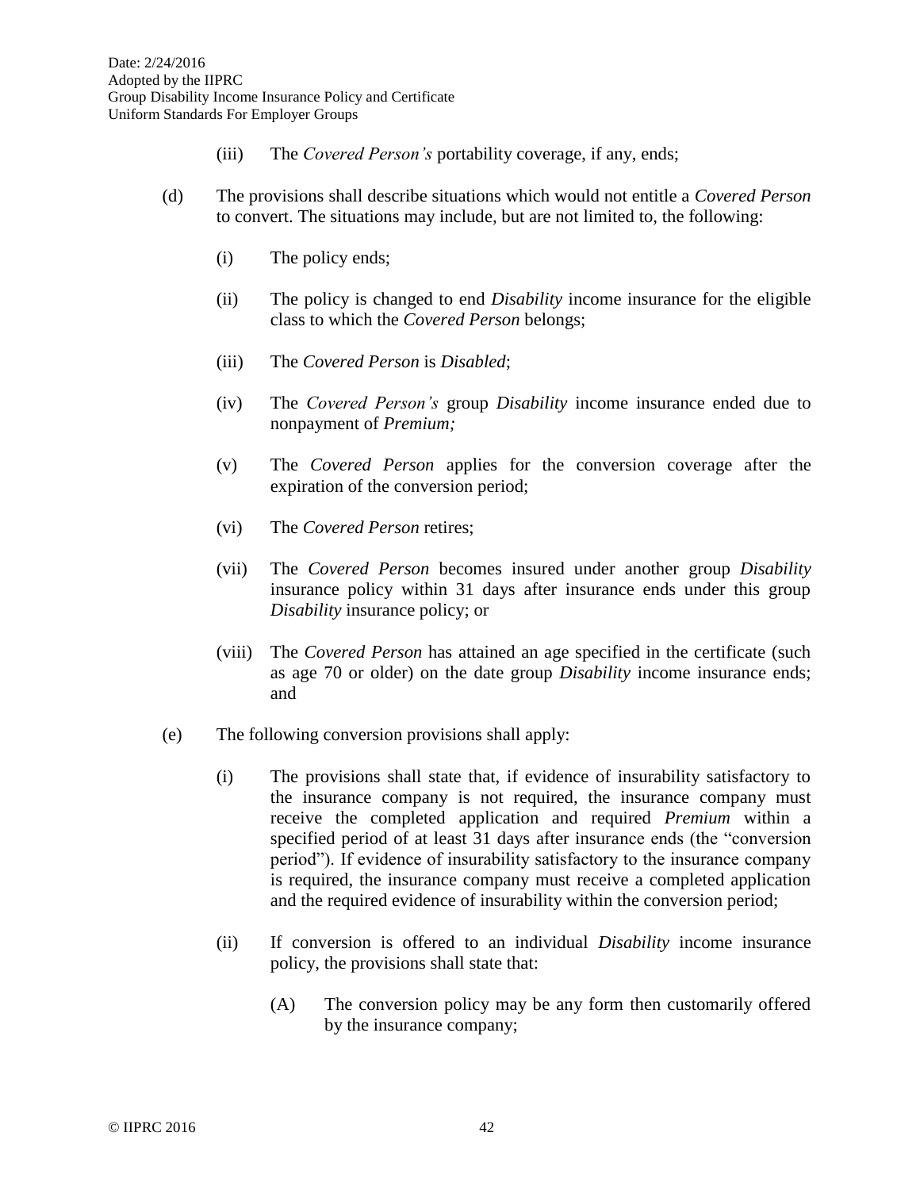(iii) The *Covered Person's* portability coverage, if any, ends;

(d) The provisions shall describe situations which would not entitle a *Covered Person* to convert. The situations may include, but are not limited to, the following:

(i) The policy ends;

(ii) The policy is changed to end *Disability* income insurance for the eligible class to which the *Covered Person* belongs;

(iii) The *Covered Person* is *Disabled*;

(iv) The *Covered Person's* group *Disability* income insurance ended due to nonpayment of *Premium;*

(v) The *Covered Person* applies for the conversion coverage after the expiration of the conversion period;

(vi) The *Covered Person* retires;

(vii) The *Covered Person* becomes insured under another group *Disability* insurance policy within 31 days after insurance ends under this group *Disability* insurance policy; or

(viii) The *Covered Person* has attained an age specified in the certificate (such as age 70 or older) on the date group *Disability* income insurance ends; and

(e) The following conversion provisions shall apply:

(i) The provisions shall state that, if evidence of insurability satisfactory to the insurance company is not required, the insurance company must receive the completed application and required *Premium* within a specified period of at least 31 days after insurance ends (the "conversion period"). If evidence of insurability satisfactory to the insurance company is required, the insurance company must receive a completed application and the required evidence of insurability within the conversion period;

(ii) If conversion is offered to an individual *Disability* income insurance policy, the provisions shall state that:

(A) The conversion policy may be any form then customarily offered by the insurance company;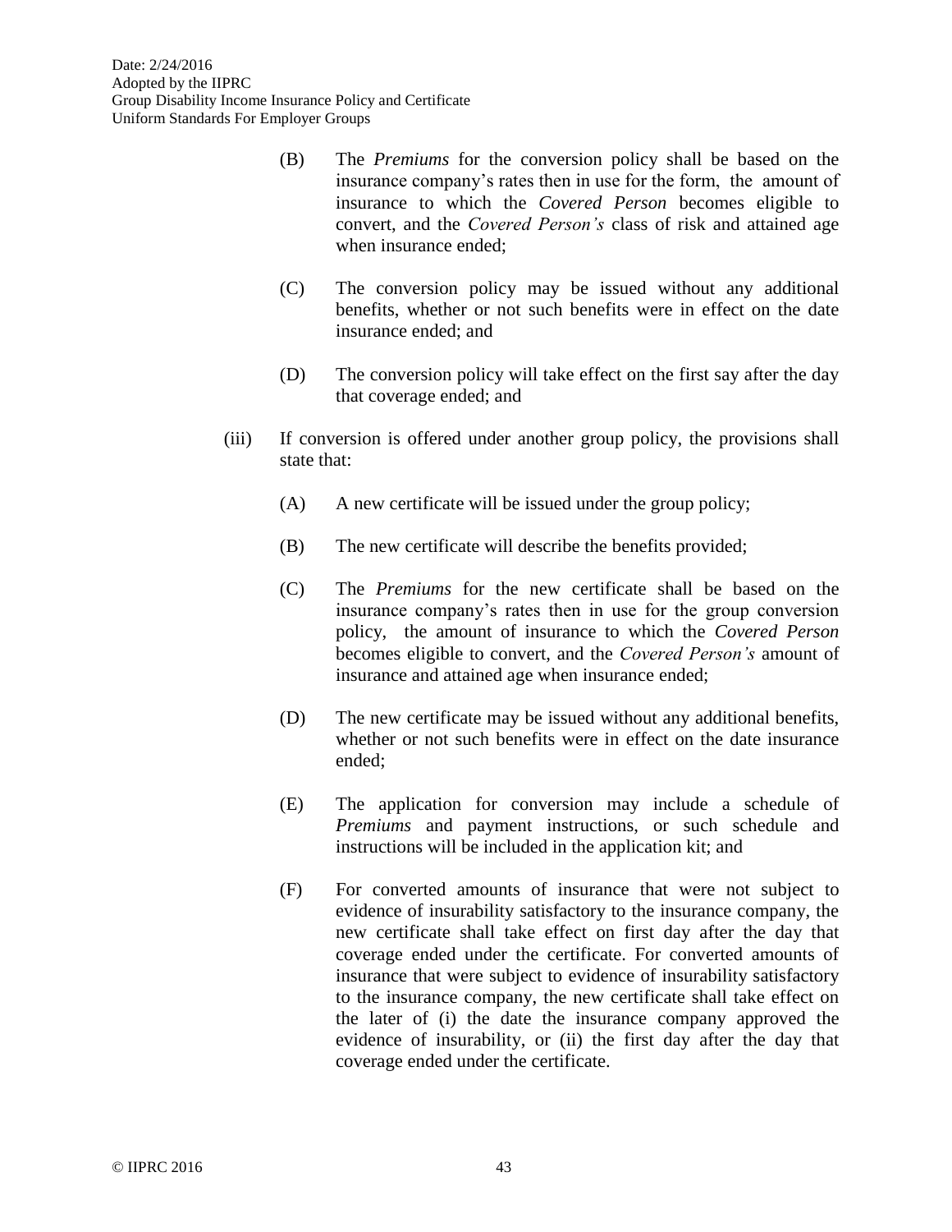(B) The *Premiums* for the conversion policy shall be based on the insurance company's rates then in use for the form, the amount of insurance to which the *Covered Person* becomes eligible to convert, and the *Covered Person's* class of risk and attained age when insurance ended;

(C) The conversion policy may be issued without any additional benefits, whether or not such benefits were in effect on the date insurance ended; and

(D) The conversion policy will take effect on the first say after the day that coverage ended; and

(iii) If conversion is offered under another group policy, the provisions shall state that:

(A) A new certificate will be issued under the group policy;

(B) The new certificate will describe the benefits provided;

(C) The *Premiums* for the new certificate shall be based on the insurance company's rates then in use for the group conversion policy, the amount of insurance to which the *Covered Person* becomes eligible to convert, and the *Covered Person's* amount of insurance and attained age when insurance ended;

(D) The new certificate may be issued without any additional benefits, whether or not such benefits were in effect on the date insurance ended;

(E) The application for conversion may include a schedule of *Premiums* and payment instructions, or such schedule and instructions will be included in the application kit; and

(F) For converted amounts of insurance that were not subject to evidence of insurability satisfactory to the insurance company, the new certificate shall take effect on first day after the day that coverage ended under the certificate. For converted amounts of insurance that were subject to evidence of insurability satisfactory to the insurance company, the new certificate shall take effect on the later of (i) the date the insurance company approved the evidence of insurability, or (ii) the first day after the day that coverage ended under the certificate.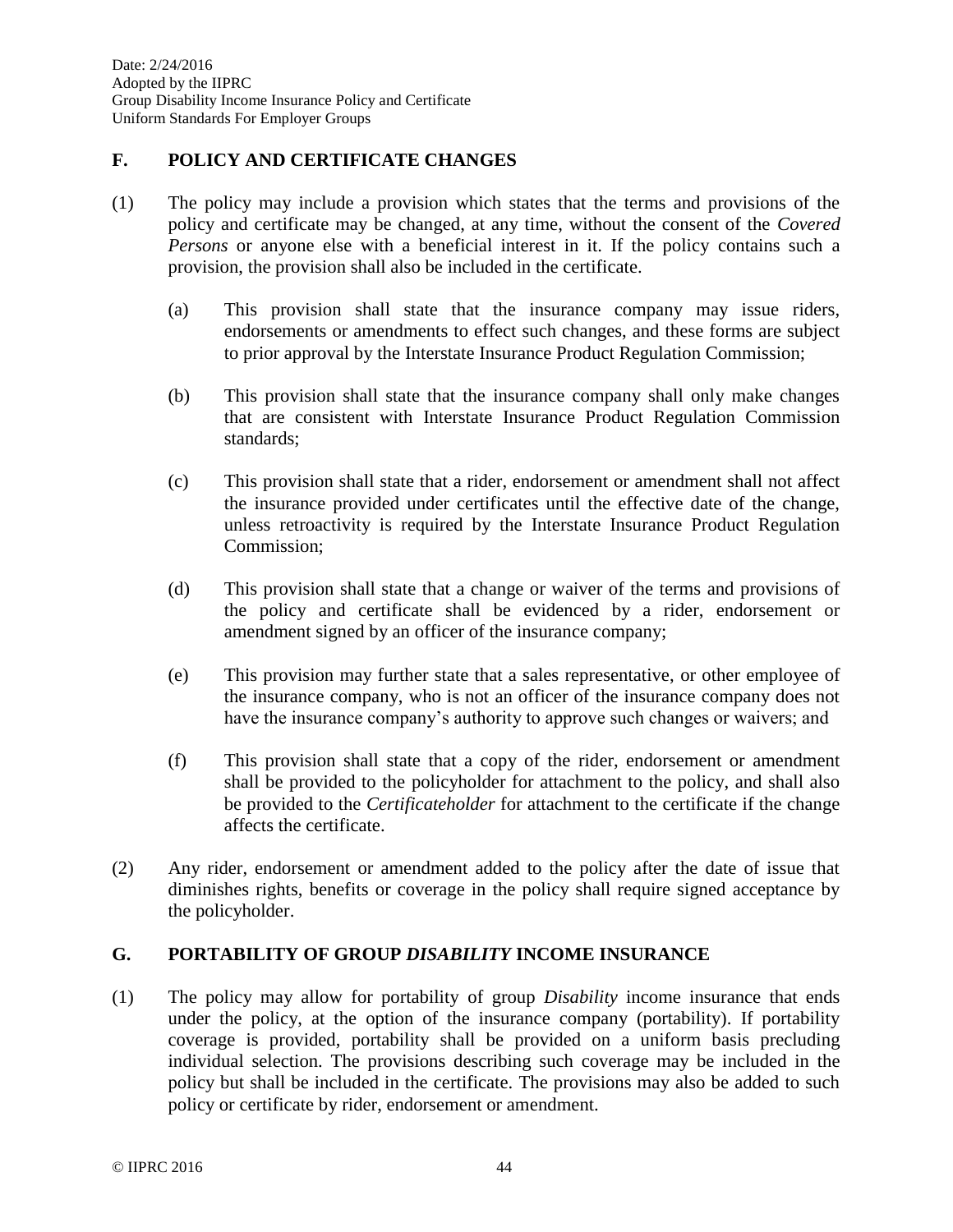## F. POLICY AND CERTIFICATE CHANGES

(1) The policy may include a provision which states that the terms and provisions of the policy and certificate may be changed, at any time, without the consent of the *Covered Persons* or anyone else with a beneficial interest in it. If the policy contains such a provision, the provision shall also be included in the certificate.

   (a) This provision shall state that the insurance company may issue riders, endorsements or amendments to effect such changes, and these forms are subject to prior approval by the Interstate Insurance Product Regulation Commission;

   (b) This provision shall state that the insurance company shall only make changes that are consistent with Interstate Insurance Product Regulation Commission standards;

   (c) This provision shall state that a rider, endorsement or amendment shall not affect the insurance provided under certificates until the effective date of the change, unless retroactivity is required by the Interstate Insurance Product Regulation Commission;

   (d) This provision shall state that a change or waiver of the terms and provisions of the policy and certificate shall be evidenced by a rider, endorsement or amendment signed by an officer of the insurance company;

   (e) This provision may further state that a sales representative, or other employee of the insurance company, who is not an officer of the insurance company does not have the insurance company's authority to approve such changes or waivers; and

   (f) This provision shall state that a copy of the rider, endorsement or amendment shall be provided to the policyholder for attachment to the policy, and shall also be provided to the *Certificateholder* for attachment to the certificate if the change affects the certificate.

(2) Any rider, endorsement or amendment added to the policy after the date of issue that diminishes rights, benefits or coverage in the policy shall require signed acceptance by the policyholder.

## G. PORTABILITY OF GROUP *DISABILITY* INCOME INSURANCE

(1) The policy may allow for portability of group *Disability* income insurance that ends under the policy, at the option of the insurance company (portability). If portability coverage is provided, portability shall be provided on a uniform basis precluding individual selection. The provisions describing such coverage may be included in the policy but shall be included in the certificate. The provisions may also be added to such policy or certificate by rider, endorsement or amendment.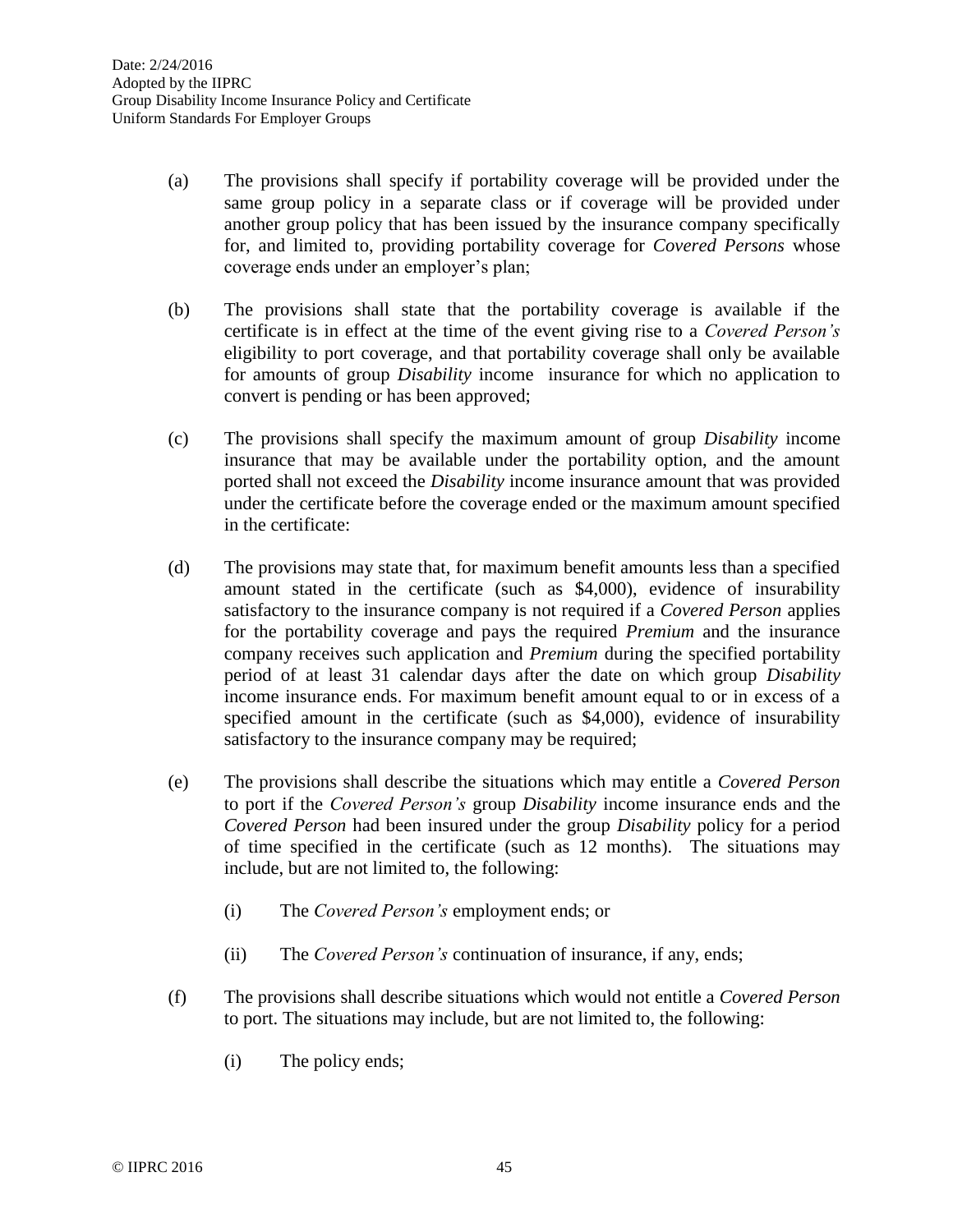(a) The provisions shall specify if portability coverage will be provided under the same group policy in a separate class or if coverage will be provided under another group policy that has been issued by the insurance company specifically for, and limited to, providing portability coverage for *Covered Persons* whose coverage ends under an employer's plan;

(b) The provisions shall state that the portability coverage is available if the certificate is in effect at the time of the event giving rise to a *Covered Person's* eligibility to port coverage, and that portability coverage shall only be available for amounts of group *Disability* income insurance for which no application to convert is pending or has been approved;

(c) The provisions shall specify the maximum amount of group *Disability* income insurance that may be available under the portability option, and the amount ported shall not exceed the *Disability* income insurance amount that was provided under the certificate before the coverage ended or the maximum amount specified in the certificate:

(d) The provisions may state that, for maximum benefit amounts less than a specified amount stated in the certificate (such as $4,000), evidence of insurability satisfactory to the insurance company is not required if a *Covered Person* applies for the portability coverage and pays the required *Premium* and the insurance company receives such application and *Premium* during the specified portability period of at least 31 calendar days after the date on which group *Disability* income insurance ends. For maximum benefit amount equal to or in excess of a specified amount in the certificate (such as $4,000), evidence of insurability satisfactory to the insurance company may be required;

(e) The provisions shall describe the situations which may entitle a *Covered Person* to port if the *Covered Person's* group *Disability* income insurance ends and the *Covered Person* had been insured under the group *Disability* policy for a period of time specified in the certificate (such as 12 months). The situations may include, but are not limited to, the following:

(i) The *Covered Person's* employment ends; or

(ii) The *Covered Person's* continuation of insurance, if any, ends;

(f) The provisions shall describe situations which would not entitle a *Covered Person* to port. The situations may include, but are not limited to, the following:

(i) The policy ends;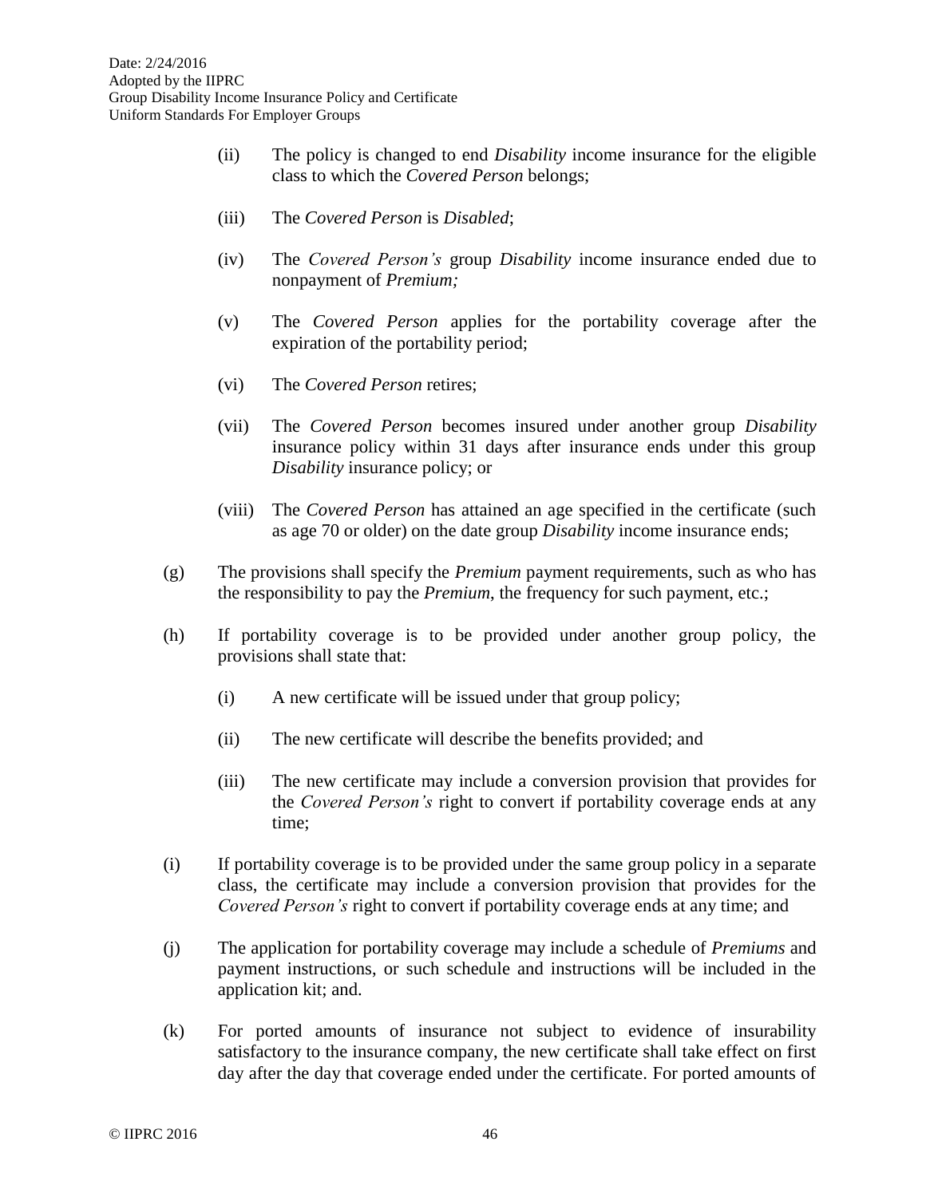(ii) The policy is changed to end *Disability* income insurance for the eligible class to which the *Covered Person* belongs;

(iii) The *Covered Person* is *Disabled*;

(iv) The *Covered Person's* group *Disability* income insurance ended due to nonpayment of *Premium;*

(v) The *Covered Person* applies for the portability coverage after the expiration of the portability period;

(vi) The *Covered Person* retires;

(vii) The *Covered Person* becomes insured under another group *Disability* insurance policy within 31 days after insurance ends under this group *Disability* insurance policy; or

(viii) The *Covered Person* has attained an age specified in the certificate (such as age 70 or older) on the date group *Disability* income insurance ends;

(g) The provisions shall specify the *Premium* payment requirements, such as who has the responsibility to pay the *Premium*, the frequency for such payment, etc.;

(h) If portability coverage is to be provided under another group policy, the provisions shall state that:

(i) A new certificate will be issued under that group policy;

(ii) The new certificate will describe the benefits provided; and

(iii) The new certificate may include a conversion provision that provides for the *Covered Person's* right to convert if portability coverage ends at any time;

(i) If portability coverage is to be provided under the same group policy in a separate class, the certificate may include a conversion provision that provides for the *Covered Person's* right to convert if portability coverage ends at any time; and

(j) The application for portability coverage may include a schedule of *Premiums* and payment instructions, or such schedule and instructions will be included in the application kit; and.

(k) For ported amounts of insurance not subject to evidence of insurability satisfactory to the insurance company, the new certificate shall take effect on first day after the day that coverage ended under the certificate. For ported amounts of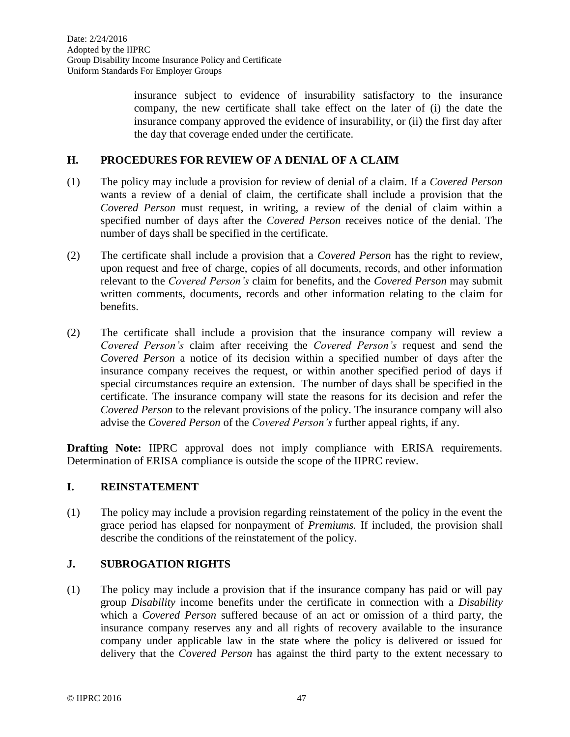insurance subject to evidence of insurability satisfactory to the insurance company, the new certificate shall take effect on the later of (i) the date the insurance company approved the evidence of insurability, or (ii) the first day after the day that coverage ended under the certificate.

## H. PROCEDURES FOR REVIEW OF A DENIAL OF A CLAIM

(1) The policy may include a provision for review of denial of a claim. If a *Covered Person* wants a review of a denial of claim, the certificate shall include a provision that the *Covered Person* must request, in writing, a review of the denial of claim within a specified number of days after the *Covered Person* receives notice of the denial. The number of days shall be specified in the certificate.

(2) The certificate shall include a provision that a *Covered Person* has the right to review, upon request and free of charge, copies of all documents, records, and other information relevant to the *Covered Person's* claim for benefits, and the *Covered Person* may submit written comments, documents, records and other information relating to the claim for benefits.

(2) The certificate shall include a provision that the insurance company will review a *Covered Person's* claim after receiving the *Covered Person's* request and send the *Covered Person* a notice of its decision within a specified number of days after the insurance company receives the request, or within another specified period of days if special circumstances require an extension. The number of days shall be specified in the certificate. The insurance company will state the reasons for its decision and refer the *Covered Person* to the relevant provisions of the policy. The insurance company will also advise the *Covered Person* of the *Covered Person's* further appeal rights, if any.

**Drafting Note:** IIPRC approval does not imply compliance with ERISA requirements. Determination of ERISA compliance is outside the scope of the IIPRC review.

## I. REINSTATEMENT

(1) The policy may include a provision regarding reinstatement of the policy in the event the grace period has elapsed for nonpayment of *Premiums.* If included, the provision shall describe the conditions of the reinstatement of the policy.

## J. SUBROGATION RIGHTS

(1) The policy may include a provision that if the insurance company has paid or will pay group *Disability* income benefits under the certificate in connection with a *Disability* which a *Covered Person* suffered because of an act or omission of a third party, the insurance company reserves any and all rights of recovery available to the insurance company under applicable law in the state where the policy is delivered or issued for delivery that the *Covered Person* has against the third party to the extent necessary to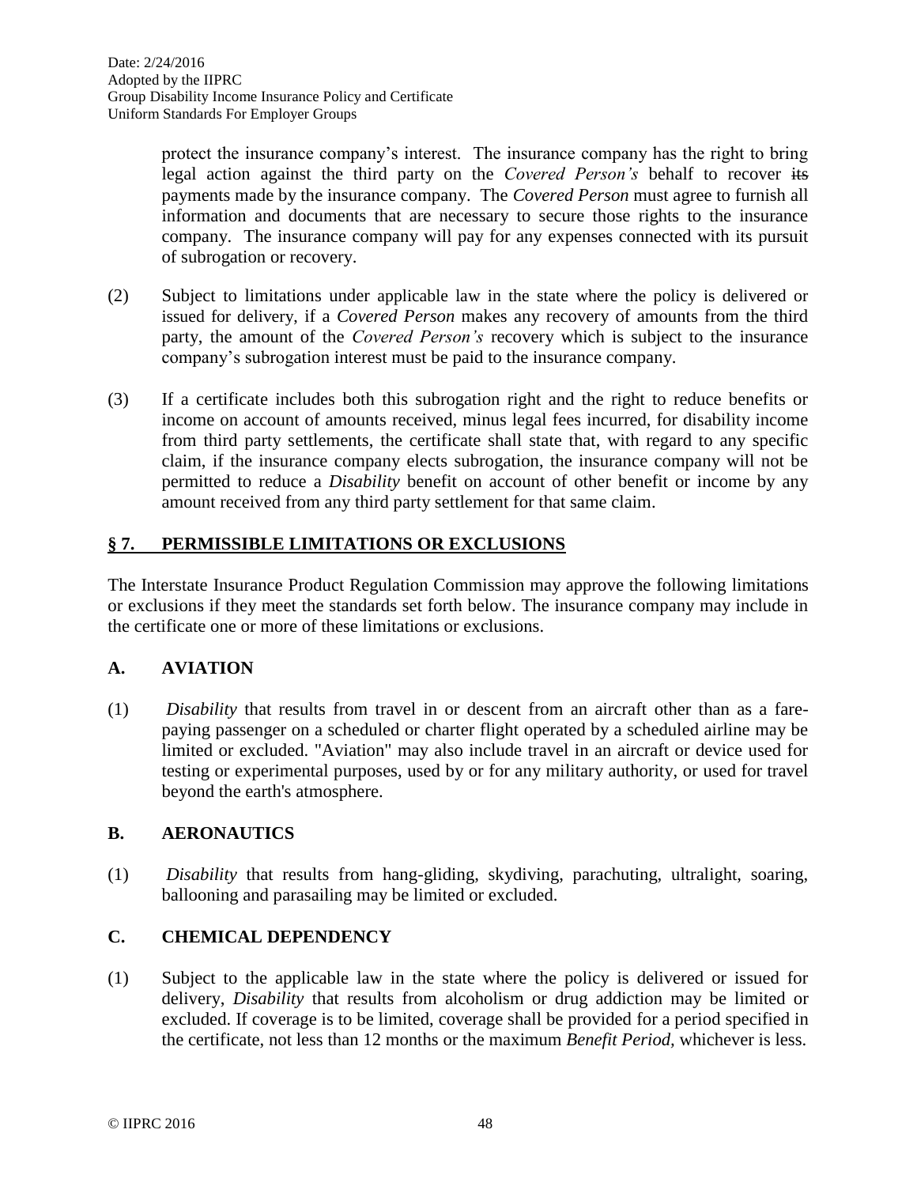protect the insurance company's interest. The insurance company has the right to bring legal action against the third party on the *Covered Person's* behalf to recover ~~its~~ payments made by the insurance company. The *Covered Person* must agree to furnish all information and documents that are necessary to secure those rights to the insurance company. The insurance company will pay for any expenses connected with its pursuit of subrogation or recovery.

(2) Subject to limitations under applicable law in the state where the policy is delivered or issued for delivery, if a *Covered Person* makes any recovery of amounts from the third party, the amount of the *Covered Person's* recovery which is subject to the insurance company's subrogation interest must be paid to the insurance company.

(3) If a certificate includes both this subrogation right and the right to reduce benefits or income on account of amounts received, minus legal fees incurred, for disability income from third party settlements, the certificate shall state that, with regard to any specific claim, if the insurance company elects subrogation, the insurance company will not be permitted to reduce a *Disability* benefit on account of other benefit or income by any amount received from any third party settlement for that same claim.

## § 7. PERMISSIBLE LIMITATIONS OR EXCLUSIONS

The Interstate Insurance Product Regulation Commission may approve the following limitations or exclusions if they meet the standards set forth below. The insurance company may include in the certificate one or more of these limitations or exclusions.

### A. AVIATION

(1) *Disability* that results from travel in or descent from an aircraft other than as a fare-paying passenger on a scheduled or charter flight operated by a scheduled airline may be limited or excluded. "Aviation" may also include travel in an aircraft or device used for testing or experimental purposes, used by or for any military authority, or used for travel beyond the earth's atmosphere.

### B. AERONAUTICS

(1) *Disability* that results from hang-gliding, skydiving, parachuting, ultralight, soaring, ballooning and parasailing may be limited or excluded.

### C. CHEMICAL DEPENDENCY

(1) Subject to the applicable law in the state where the policy is delivered or issued for delivery, *Disability* that results from alcoholism or drug addiction may be limited or excluded. If coverage is to be limited, coverage shall be provided for a period specified in the certificate, not less than 12 months or the maximum *Benefit Period,* whichever is less.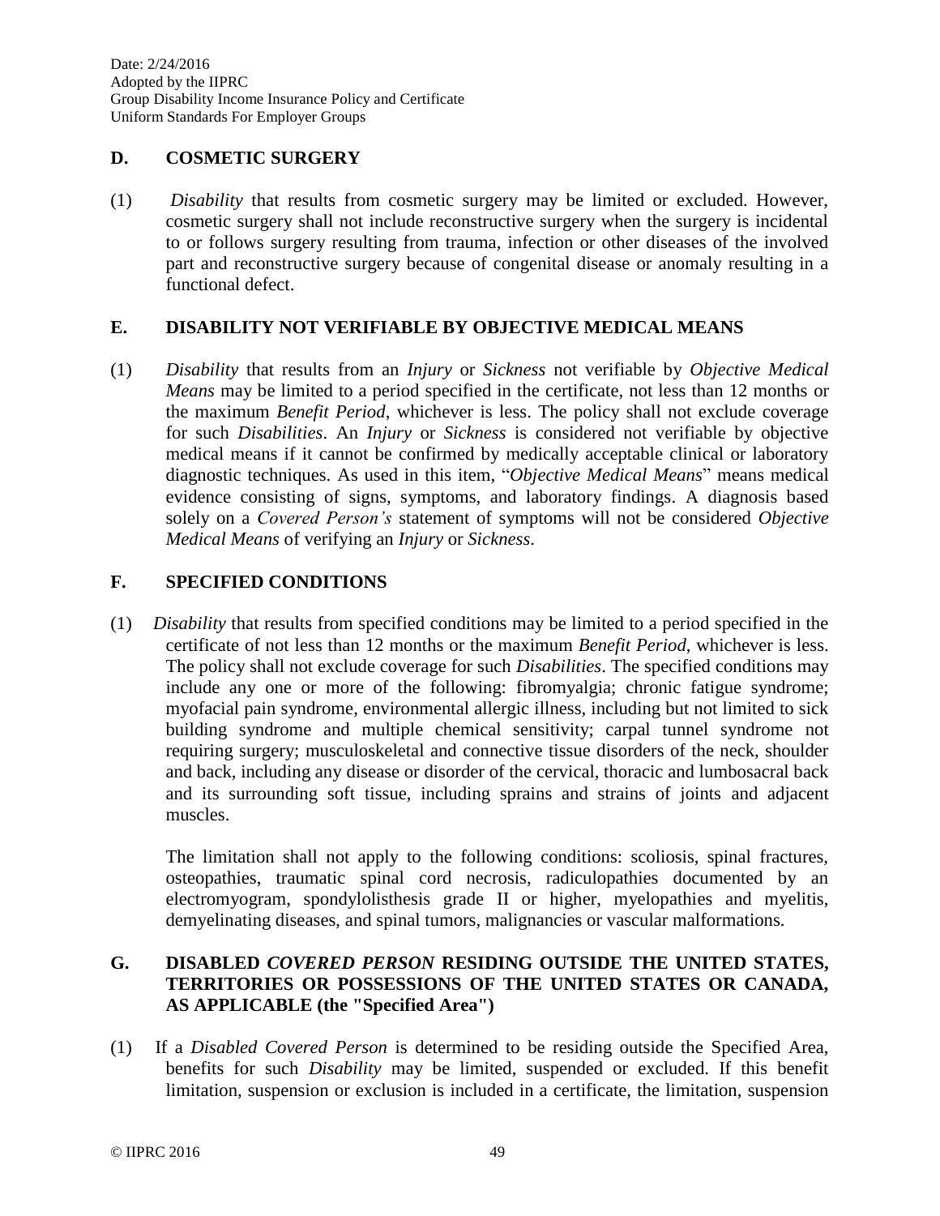## D. COSMETIC SURGERY

(1) *Disability* that results from cosmetic surgery may be limited or excluded. However, cosmetic surgery shall not include reconstructive surgery when the surgery is incidental to or follows surgery resulting from trauma, infection or other diseases of the involved part and reconstructive surgery because of congenital disease or anomaly resulting in a functional defect.

## E. DISABILITY NOT VERIFIABLE BY OBJECTIVE MEDICAL MEANS

(1) *Disability* that results from an *Injury* or *Sickness* not verifiable by *Objective Medical Means* may be limited to a period specified in the certificate, not less than 12 months or the maximum *Benefit Period*, whichever is less. The policy shall not exclude coverage for such *Disabilities*. An *Injury* or *Sickness* is considered not verifiable by objective medical means if it cannot be confirmed by medically acceptable clinical or laboratory diagnostic techniques. As used in this item, "*Objective Medical Means*" means medical evidence consisting of signs, symptoms, and laboratory findings. A diagnosis based solely on a *Covered Person's* statement of symptoms will not be considered *Objective Medical Means* of verifying an *Injury* or *Sickness*.

## F. SPECIFIED CONDITIONS

(1) *Disability* that results from specified conditions may be limited to a period specified in the certificate of not less than 12 months or the maximum *Benefit Period*, whichever is less. The policy shall not exclude coverage for such *Disabilities*. The specified conditions may include any one or more of the following: fibromyalgia; chronic fatigue syndrome; myofacial pain syndrome, environmental allergic illness, including but not limited to sick building syndrome and multiple chemical sensitivity; carpal tunnel syndrome not requiring surgery; musculoskeletal and connective tissue disorders of the neck, shoulder and back, including any disease or disorder of the cervical, thoracic and lumbosacral back and its surrounding soft tissue, including sprains and strains of joints and adjacent muscles.

The limitation shall not apply to the following conditions: scoliosis, spinal fractures, osteopathies, traumatic spinal cord necrosis, radiculopathies documented by an electromyogram, spondylolisthesis grade II or higher, myelopathies and myelitis, demyelinating diseases, and spinal tumors, malignancies or vascular malformations.

## G. DISABLED *COVERED PERSON* RESIDING OUTSIDE THE UNITED STATES, TERRITORIES OR POSSESSIONS OF THE UNITED STATES OR CANADA, AS APPLICABLE (the "Specified Area")

(1) If a *Disabled Covered Person* is determined to be residing outside the Specified Area, benefits for such *Disability* may be limited, suspended or excluded. If this benefit limitation, suspension or exclusion is included in a certificate, the limitation, suspension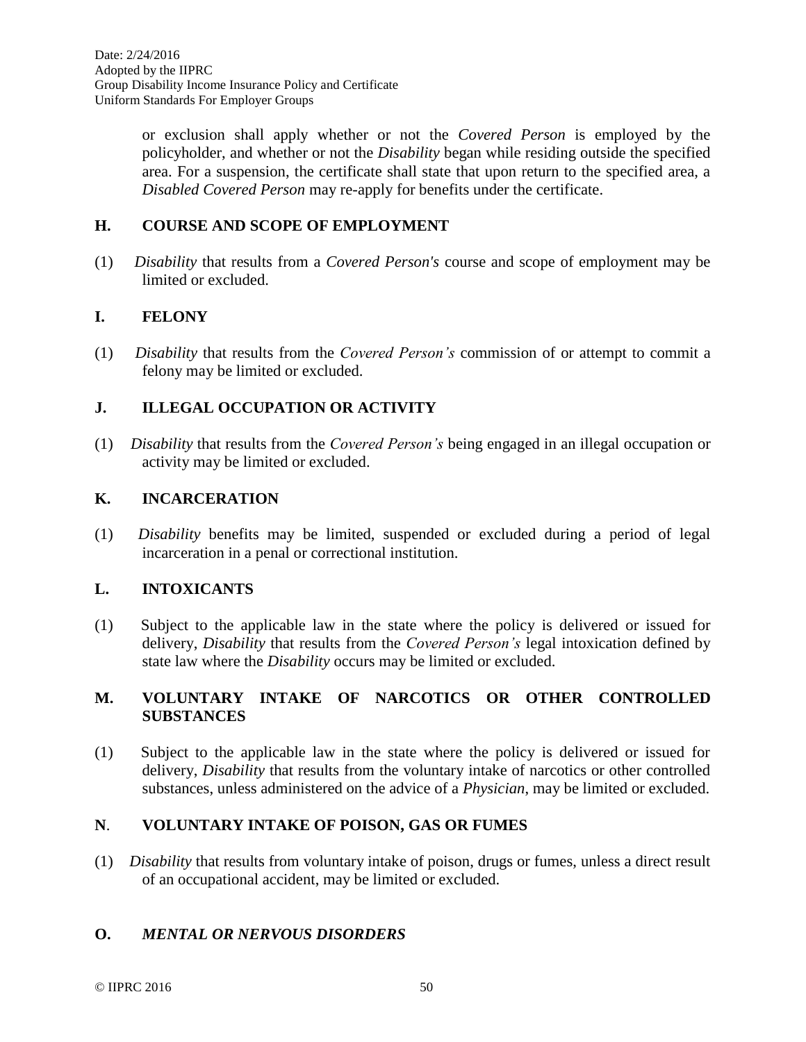or exclusion shall apply whether or not the *Covered Person* is employed by the policyholder, and whether or not the *Disability* began while residing outside the specified area. For a suspension, the certificate shall state that upon return to the specified area, a *Disabled Covered Person* may re-apply for benefits under the certificate.

## H. COURSE AND SCOPE OF EMPLOYMENT

(1) *Disability* that results from a *Covered Person's* course and scope of employment may be limited or excluded.

## I. FELONY

(1) *Disability* that results from the *Covered Person's* commission of or attempt to commit a felony may be limited or excluded.

## J. ILLEGAL OCCUPATION OR ACTIVITY

(1) *Disability* that results from the *Covered Person's* being engaged in an illegal occupation or activity may be limited or excluded.

## K. INCARCERATION

(1) *Disability* benefits may be limited, suspended or excluded during a period of legal incarceration in a penal or correctional institution.

## L. INTOXICANTS

(1) Subject to the applicable law in the state where the policy is delivered or issued for delivery, *Disability* that results from the *Covered Person's* legal intoxication defined by state law where the *Disability* occurs may be limited or excluded.

## M. VOLUNTARY INTAKE OF NARCOTICS OR OTHER CONTROLLED SUBSTANCES

(1) Subject to the applicable law in the state where the policy is delivered or issued for delivery, *Disability* that results from the voluntary intake of narcotics or other controlled substances, unless administered on the advice of a *Physician*, may be limited or excluded.

## N. VOLUNTARY INTAKE OF POISON, GAS OR FUMES

(1) *Disability* that results from voluntary intake of poison, drugs or fumes, unless a direct result of an occupational accident, may be limited or excluded.

## O. *MENTAL OR NERVOUS DISORDERS*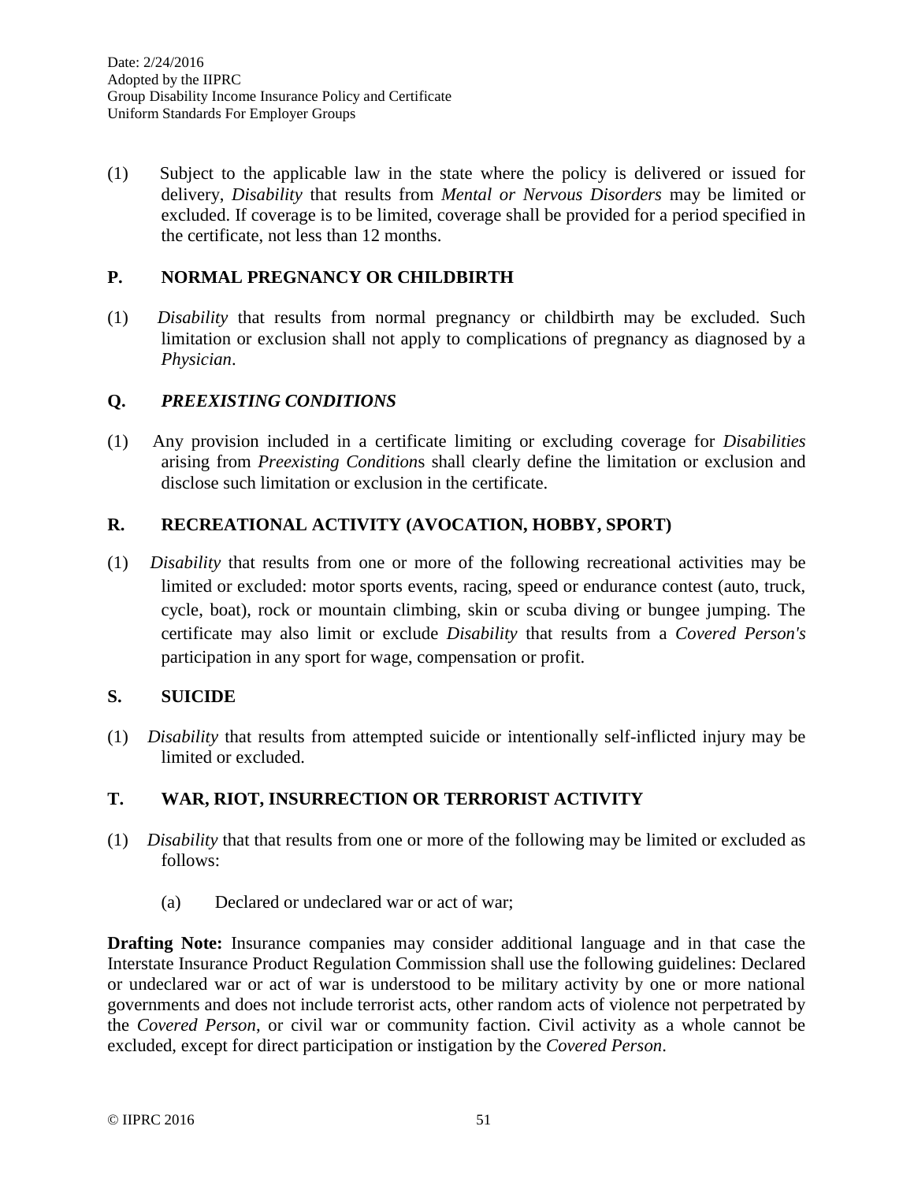(1) Subject to the applicable law in the state where the policy is delivered or issued for delivery, *Disability* that results from *Mental or Nervous Disorders* may be limited or excluded. If coverage is to be limited, coverage shall be provided for a period specified in the certificate, not less than 12 months.

## P. NORMAL PREGNANCY OR CHILDBIRTH

(1) *Disability* that results from normal pregnancy or childbirth may be excluded. Such limitation or exclusion shall not apply to complications of pregnancy as diagnosed by a *Physician*.

## Q. *PREEXISTING CONDITIONS*

(1) Any provision included in a certificate limiting or excluding coverage for *Disabilities* arising from *Preexisting Condition*s shall clearly define the limitation or exclusion and disclose such limitation or exclusion in the certificate.

## R. RECREATIONAL ACTIVITY (AVOCATION, HOBBY, SPORT)

(1) *Disability* that results from one or more of the following recreational activities may be limited or excluded: motor sports events, racing, speed or endurance contest (auto, truck, cycle, boat), rock or mountain climbing, skin or scuba diving or bungee jumping. The certificate may also limit or exclude *Disability* that results from a *Covered Person's* participation in any sport for wage, compensation or profit.

## S. SUICIDE

(1) *Disability* that results from attempted suicide or intentionally self-inflicted injury may be limited or excluded.

## T. WAR, RIOT, INSURRECTION OR TERRORIST ACTIVITY

(1) *Disability* that that results from one or more of the following may be limited or excluded as follows:

   (a) Declared or undeclared war or act of war;

**Drafting Note:** Insurance companies may consider additional language and in that case the Interstate Insurance Product Regulation Commission shall use the following guidelines: Declared or undeclared war or act of war is understood to be military activity by one or more national governments and does not include terrorist acts, other random acts of violence not perpetrated by the *Covered Person*, or civil war or community faction. Civil activity as a whole cannot be excluded, except for direct participation or instigation by the *Covered Person*.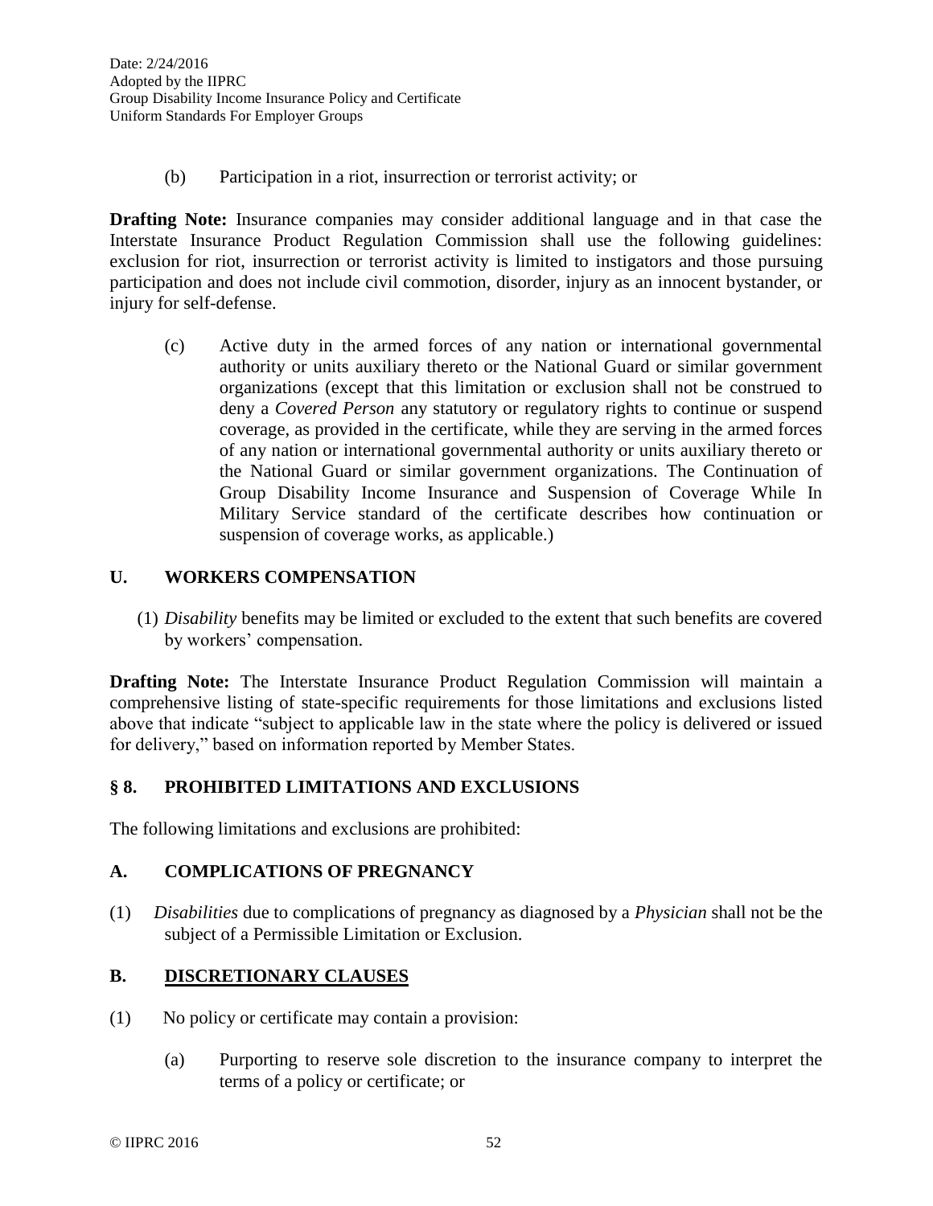(b) Participation in a riot, insurrection or terrorist activity; or

**Drafting Note:** Insurance companies may consider additional language and in that case the Interstate Insurance Product Regulation Commission shall use the following guidelines: exclusion for riot, insurrection or terrorist activity is limited to instigators and those pursuing participation and does not include civil commotion, disorder, injury as an innocent bystander, or injury for self-defense.

(c) Active duty in the armed forces of any nation or international governmental authority or units auxiliary thereto or the National Guard or similar government organizations (except that this limitation or exclusion shall not be construed to deny a *Covered Person* any statutory or regulatory rights to continue or suspend coverage, as provided in the certificate, while they are serving in the armed forces of any nation or international governmental authority or units auxiliary thereto or the National Guard or similar government organizations. The Continuation of Group Disability Income Insurance and Suspension of Coverage While In Military Service standard of the certificate describes how continuation or suspension of coverage works, as applicable.)

## U. WORKERS COMPENSATION

(1) *Disability* benefits may be limited or excluded to the extent that such benefits are covered by workers' compensation.

**Drafting Note:** The Interstate Insurance Product Regulation Commission will maintain a comprehensive listing of state-specific requirements for those limitations and exclusions listed above that indicate "subject to applicable law in the state where the policy is delivered or issued for delivery," based on information reported by Member States.

## § 8. PROHIBITED LIMITATIONS AND EXCLUSIONS

The following limitations and exclusions are prohibited:

## A. COMPLICATIONS OF PREGNANCY

(1) *Disabilities* due to complications of pregnancy as diagnosed by a *Physician* shall not be the subject of a Permissible Limitation or Exclusion.

## B. DISCRETIONARY CLAUSES

(1) No policy or certificate may contain a provision:

(a) Purporting to reserve sole discretion to the insurance company to interpret the terms of a policy or certificate; or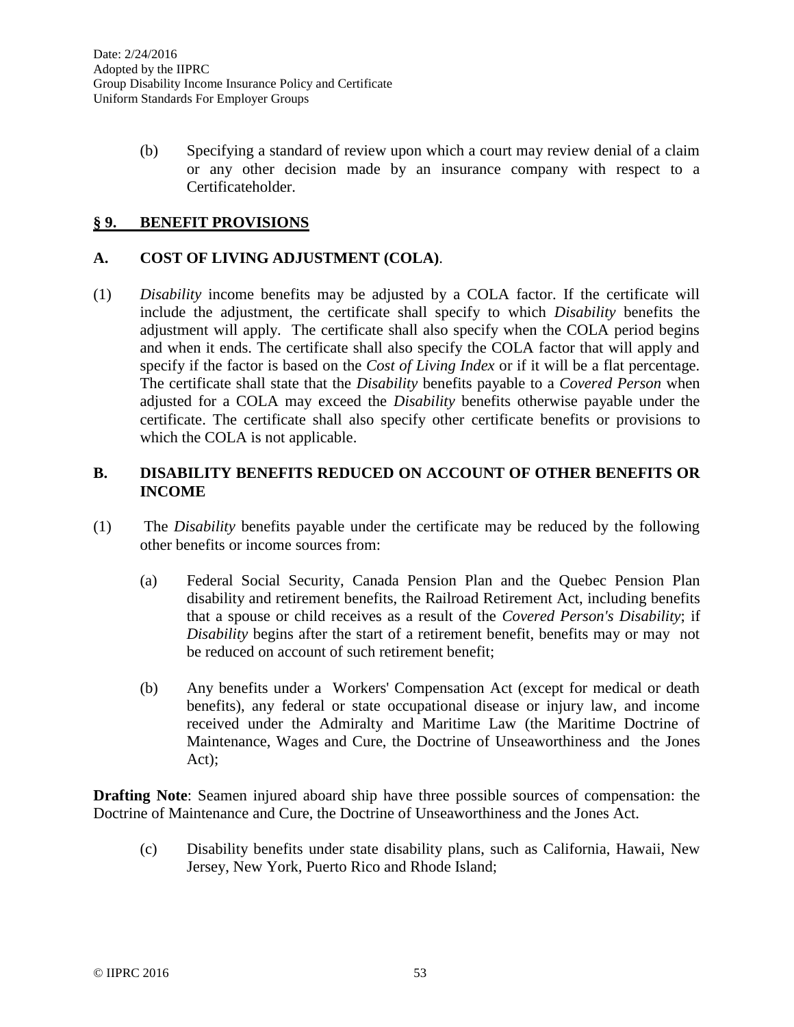(b) Specifying a standard of review upon which a court may review denial of a claim or any other decision made by an insurance company with respect to a Certificateholder.

## § 9. BENEFIT PROVISIONS

### A. COST OF LIVING ADJUSTMENT (COLA).

(1) *Disability* income benefits may be adjusted by a COLA factor. If the certificate will include the adjustment, the certificate shall specify to which *Disability* benefits the adjustment will apply. The certificate shall also specify when the COLA period begins and when it ends. The certificate shall also specify the COLA factor that will apply and specify if the factor is based on the *Cost of Living Index* or if it will be a flat percentage. The certificate shall state that the *Disability* benefits payable to a *Covered Person* when adjusted for a COLA may exceed the *Disability* benefits otherwise payable under the certificate. The certificate shall also specify other certificate benefits or provisions to which the COLA is not applicable.

### B. DISABILITY BENEFITS REDUCED ON ACCOUNT OF OTHER BENEFITS OR INCOME

(1) The *Disability* benefits payable under the certificate may be reduced by the following other benefits or income sources from:

(a) Federal Social Security, Canada Pension Plan and the Quebec Pension Plan disability and retirement benefits, the Railroad Retirement Act, including benefits that a spouse or child receives as a result of the *Covered Person's Disability*; if *Disability* begins after the start of a retirement benefit, benefits may or may not be reduced on account of such retirement benefit;

(b) Any benefits under a Workers' Compensation Act (except for medical or death benefits), any federal or state occupational disease or injury law, and income received under the Admiralty and Maritime Law (the Maritime Doctrine of Maintenance, Wages and Cure, the Doctrine of Unseaworthiness and the Jones Act);

**Drafting Note**: Seamen injured aboard ship have three possible sources of compensation: the Doctrine of Maintenance and Cure, the Doctrine of Unseaworthiness and the Jones Act.

(c) Disability benefits under state disability plans, such as California, Hawaii, New Jersey, New York, Puerto Rico and Rhode Island;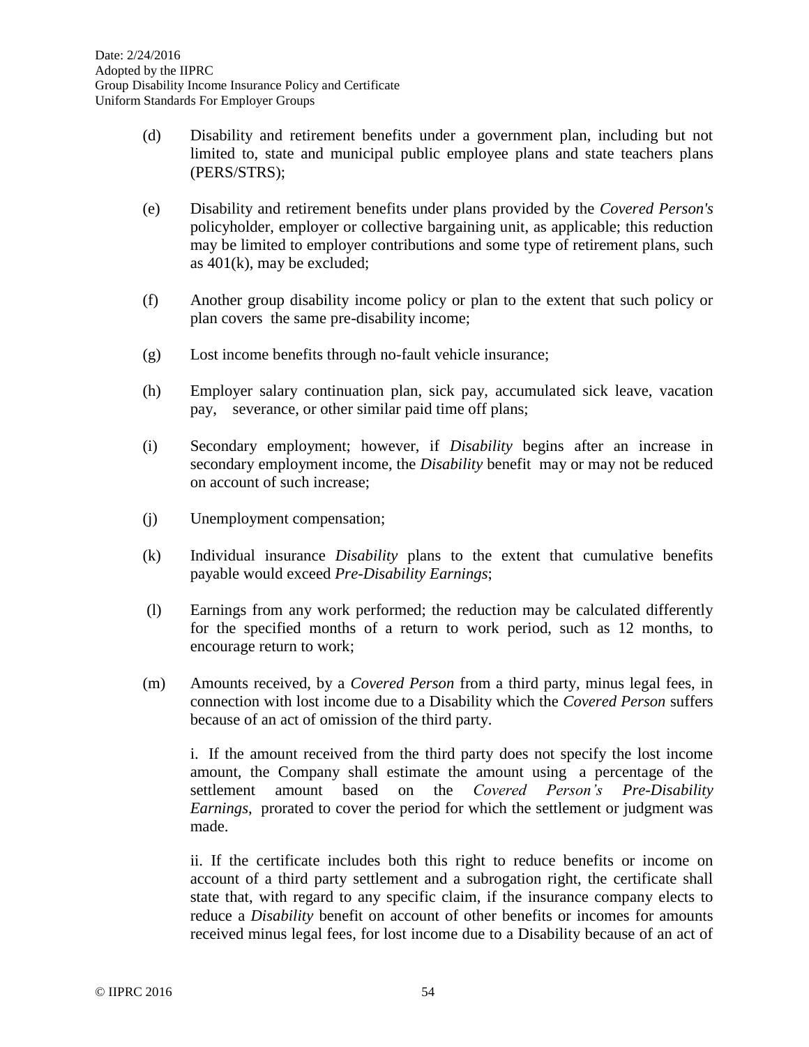(d) Disability and retirement benefits under a government plan, including but not limited to, state and municipal public employee plans and state teachers plans (PERS/STRS);

(e) Disability and retirement benefits under plans provided by the *Covered Person's* policyholder, employer or collective bargaining unit, as applicable; this reduction may be limited to employer contributions and some type of retirement plans, such as 401(k), may be excluded;

(f) Another group disability income policy or plan to the extent that such policy or plan covers the same pre-disability income;

(g) Lost income benefits through no-fault vehicle insurance;

(h) Employer salary continuation plan, sick pay, accumulated sick leave, vacation pay, severance, or other similar paid time off plans;

(i) Secondary employment; however, if *Disability* begins after an increase in secondary employment income, the *Disability* benefit may or may not be reduced on account of such increase;

(j) Unemployment compensation;

(k) Individual insurance *Disability* plans to the extent that cumulative benefits payable would exceed *Pre-Disability Earnings*;

(l) Earnings from any work performed; the reduction may be calculated differently for the specified months of a return to work period, such as 12 months, to encourage return to work;

(m) Amounts received, by a *Covered Person* from a third party, minus legal fees, in connection with lost income due to a Disability which the *Covered Person* suffers because of an act of omission of the third party.

i. If the amount received from the third party does not specify the lost income amount, the Company shall estimate the amount using a percentage of the settlement amount based on the *Covered Person's Pre-Disability Earnings*, prorated to cover the period for which the settlement or judgment was made.

ii. If the certificate includes both this right to reduce benefits or income on account of a third party settlement and a subrogation right, the certificate shall state that, with regard to any specific claim, if the insurance company elects to reduce a *Disability* benefit on account of other benefits or incomes for amounts received minus legal fees, for lost income due to a Disability because of an act of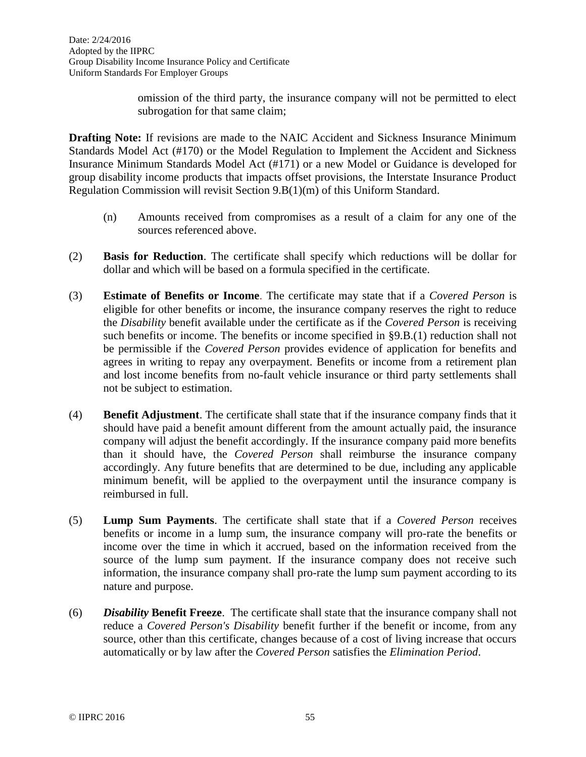omission of the third party, the insurance company will not be permitted to elect subrogation for that same claim;

**Drafting Note:** If revisions are made to the NAIC Accident and Sickness Insurance Minimum Standards Model Act (#170) or the Model Regulation to Implement the Accident and Sickness Insurance Minimum Standards Model Act (#171) or a new Model or Guidance is developed for group disability income products that impacts offset provisions, the Interstate Insurance Product Regulation Commission will revisit Section 9.B(1)(m) of this Uniform Standard.

(n) Amounts received from compromises as a result of a claim for any one of the sources referenced above.

(2) **Basis for Reduction**. The certificate shall specify which reductions will be dollar for dollar and which will be based on a formula specified in the certificate.

(3) **Estimate of Benefits or Income**. The certificate may state that if a *Covered Person* is eligible for other benefits or income, the insurance company reserves the right to reduce the *Disability* benefit available under the certificate as if the *Covered Person* is receiving such benefits or income. The benefits or income specified in §9.B.(1) reduction shall not be permissible if the *Covered Person* provides evidence of application for benefits and agrees in writing to repay any overpayment. Benefits or income from a retirement plan and lost income benefits from no-fault vehicle insurance or third party settlements shall not be subject to estimation.

(4) **Benefit Adjustment**. The certificate shall state that if the insurance company finds that it should have paid a benefit amount different from the amount actually paid, the insurance company will adjust the benefit accordingly. If the insurance company paid more benefits than it should have, the *Covered Person* shall reimburse the insurance company accordingly. Any future benefits that are determined to be due, including any applicable minimum benefit, will be applied to the overpayment until the insurance company is reimbursed in full.

(5) **Lump Sum Payments**. The certificate shall state that if a *Covered Person* receives benefits or income in a lump sum, the insurance company will pro-rate the benefits or income over the time in which it accrued, based on the information received from the source of the lump sum payment. If the insurance company does not receive such information, the insurance company shall pro-rate the lump sum payment according to its nature and purpose.

(6) ***Disability* Benefit Freeze**. The certificate shall state that the insurance company shall not reduce a *Covered Person's Disability* benefit further if the benefit or income, from any source, other than this certificate, changes because of a cost of living increase that occurs automatically or by law after the *Covered Person* satisfies the *Elimination Period*.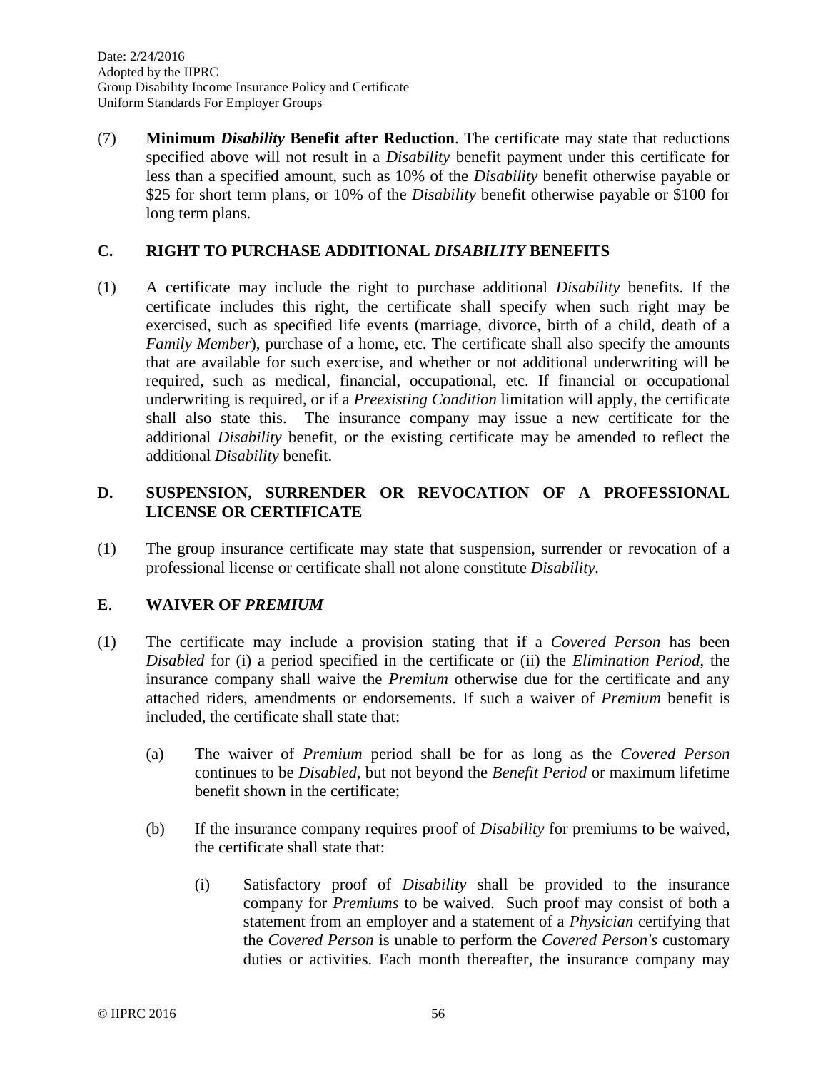(7) **Minimum *Disability* Benefit after Reduction**. The certificate may state that reductions specified above will not result in a *Disability* benefit payment under this certificate for less than a specified amount, such as 10% of the *Disability* benefit otherwise payable or $25 for short term plans, or 10% of the *Disability* benefit otherwise payable or $100 for long term plans.

## C. RIGHT TO PURCHASE ADDITIONAL *DISABILITY* BENEFITS

(1) A certificate may include the right to purchase additional *Disability* benefits. If the certificate includes this right, the certificate shall specify when such right may be exercised, such as specified life events (marriage, divorce, birth of a child, death of a *Family Member*), purchase of a home, etc. The certificate shall also specify the amounts that are available for such exercise, and whether or not additional underwriting will be required, such as medical, financial, occupational, etc. If financial or occupational underwriting is required, or if a *Preexisting Condition* limitation will apply, the certificate shall also state this. The insurance company may issue a new certificate for the additional *Disability* benefit, or the existing certificate may be amended to reflect the additional *Disability* benefit.

## D. SUSPENSION, SURRENDER OR REVOCATION OF A PROFESSIONAL LICENSE OR CERTIFICATE

(1) The group insurance certificate may state that suspension, surrender or revocation of a professional license or certificate shall not alone constitute *Disability*.

## E. WAIVER OF *PREMIUM*

(1) The certificate may include a provision stating that if a *Covered Person* has been *Disabled* for (i) a period specified in the certificate or (ii) the *Elimination Period*, the insurance company shall waive the *Premium* otherwise due for the certificate and any attached riders, amendments or endorsements. If such a waiver of *Premium* benefit is included, the certificate shall state that:

   (a) The waiver of *Premium* period shall be for as long as the *Covered Person* continues to be *Disabled*, but not beyond the *Benefit Period* or maximum lifetime benefit shown in the certificate;

   (b) If the insurance company requires proof of *Disability* for premiums to be waived, the certificate shall state that:

      (i) Satisfactory proof of *Disability* shall be provided to the insurance company for *Premiums* to be waived. Such proof may consist of both a statement from an employer and a statement of a *Physician* certifying that the *Covered Person* is unable to perform the *Covered Person's* customary duties or activities. Each month thereafter, the insurance company may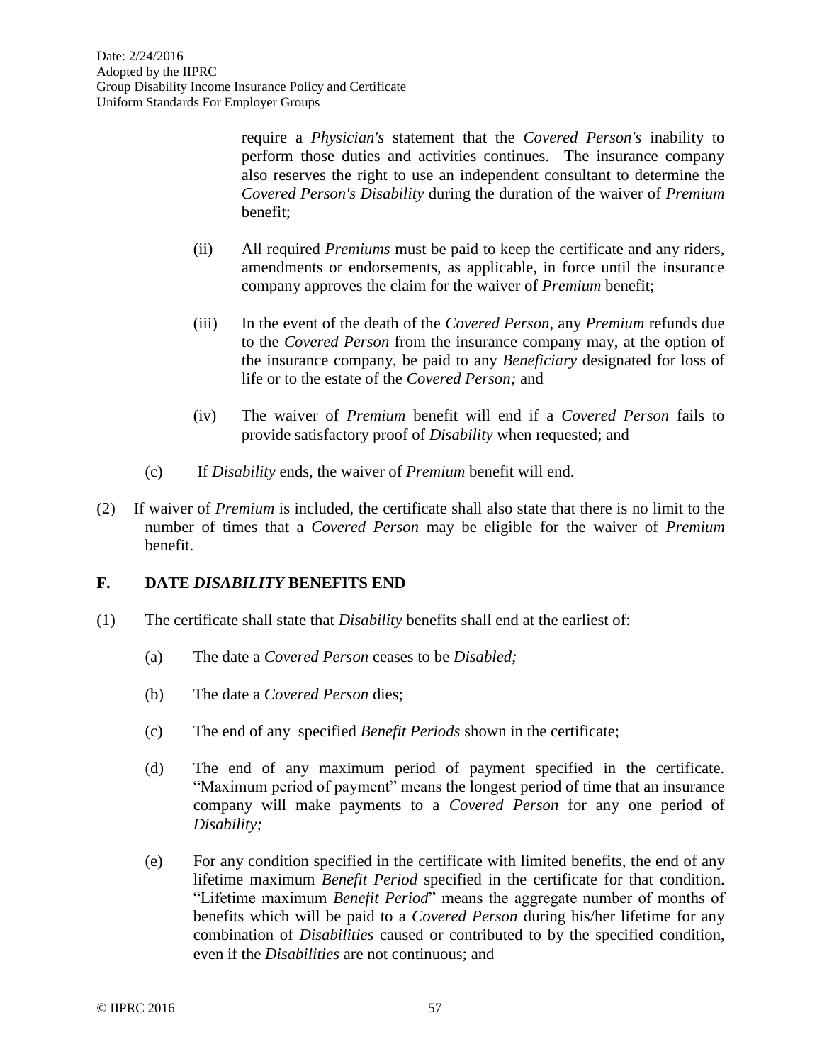require a *Physician's* statement that the *Covered Person's* inability to perform those duties and activities continues. The insurance company also reserves the right to use an independent consultant to determine the *Covered Person's Disability* during the duration of the waiver of *Premium* benefit;

(ii) All required *Premiums* must be paid to keep the certificate and any riders, amendments or endorsements, as applicable, in force until the insurance company approves the claim for the waiver of *Premium* benefit;

(iii) In the event of the death of the *Covered Person*, any *Premium* refunds due to the *Covered Person* from the insurance company may, at the option of the insurance company, be paid to any *Beneficiary* designated for loss of life or to the estate of the *Covered Person;* and

(iv) The waiver of *Premium* benefit will end if a *Covered Person* fails to provide satisfactory proof of *Disability* when requested; and

(c) If *Disability* ends, the waiver of *Premium* benefit will end.

(2) If waiver of *Premium* is included, the certificate shall also state that there is no limit to the number of times that a *Covered Person* may be eligible for the waiver of *Premium* benefit.

## F. DATE *DISABILITY* BENEFITS END

(1) The certificate shall state that *Disability* benefits shall end at the earliest of:

(a) The date a *Covered Person* ceases to be *Disabled;*

(b) The date a *Covered Person* dies;

(c) The end of any specified *Benefit Periods* shown in the certificate;

(d) The end of any maximum period of payment specified in the certificate. "Maximum period of payment" means the longest period of time that an insurance company will make payments to a *Covered Person* for any one period of *Disability;*

(e) For any condition specified in the certificate with limited benefits, the end of any lifetime maximum *Benefit Period* specified in the certificate for that condition. "Lifetime maximum *Benefit Period*" means the aggregate number of months of benefits which will be paid to a *Covered Person* during his/her lifetime for any combination of *Disabilities* caused or contributed to by the specified condition, even if the *Disabilities* are not continuous; and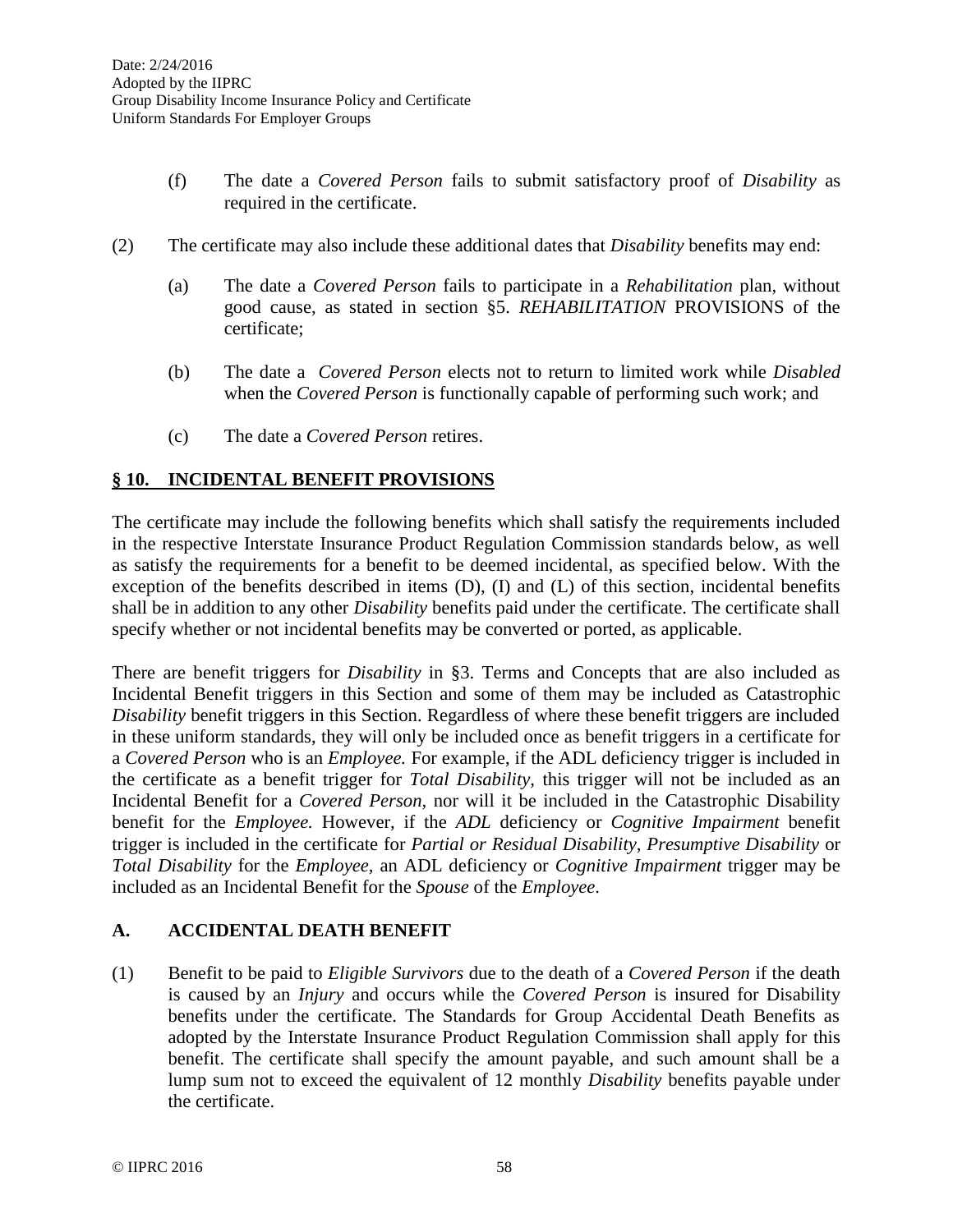(f) The date a *Covered Person* fails to submit satisfactory proof of *Disability* as required in the certificate.

(2) The certificate may also include these additional dates that *Disability* benefits may end:

(a) The date a *Covered Person* fails to participate in a *Rehabilitation* plan, without good cause, as stated in section §5. *REHABILITATION* PROVISIONS of the certificate;

(b) The date a *Covered Person* elects not to return to limited work while *Disabled* when the *Covered Person* is functionally capable of performing such work; and

(c) The date a *Covered Person* retires.

## § 10. INCIDENTAL BENEFIT PROVISIONS

The certificate may include the following benefits which shall satisfy the requirements included in the respective Interstate Insurance Product Regulation Commission standards below, as well as satisfy the requirements for a benefit to be deemed incidental, as specified below. With the exception of the benefits described in items (D), (I) and (L) of this section, incidental benefits shall be in addition to any other *Disability* benefits paid under the certificate. The certificate shall specify whether or not incidental benefits may be converted or ported, as applicable.

There are benefit triggers for *Disability* in §3. Terms and Concepts that are also included as Incidental Benefit triggers in this Section and some of them may be included as Catastrophic *Disability* benefit triggers in this Section. Regardless of where these benefit triggers are included in these uniform standards, they will only be included once as benefit triggers in a certificate for a *Covered Person* who is an *Employee.* For example, if the ADL deficiency trigger is included in the certificate as a benefit trigger for *Total Disability,* this trigger will not be included as an Incidental Benefit for a *Covered Person,* nor will it be included in the Catastrophic Disability benefit for the *Employee.* However, if the *ADL* deficiency or *Cognitive Impairment* benefit trigger is included in the certificate for *Partial or Residual Disability, Presumptive Disability* or *Total Disability* for the *Employee*, an ADL deficiency or *Cognitive Impairment* trigger may be included as an Incidental Benefit for the *Spouse* of the *Employee*.

### A. ACCIDENTAL DEATH BENEFIT

(1) Benefit to be paid to *Eligible Survivors* due to the death of a *Covered Person* if the death is caused by an *Injury* and occurs while the *Covered Person* is insured for Disability benefits under the certificate. The Standards for Group Accidental Death Benefits as adopted by the Interstate Insurance Product Regulation Commission shall apply for this benefit. The certificate shall specify the amount payable, and such amount shall be a lump sum not to exceed the equivalent of 12 monthly *Disability* benefits payable under the certificate.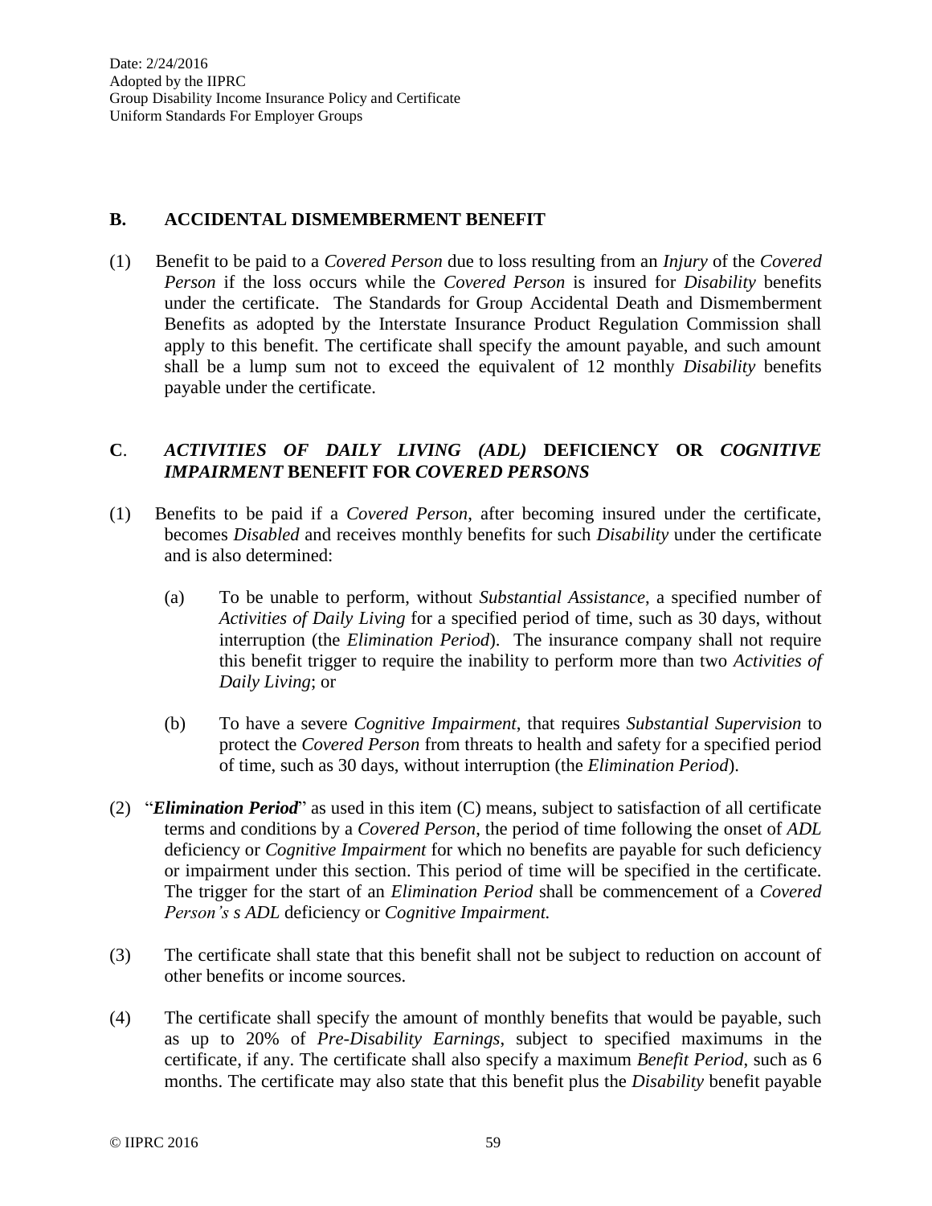## B. ACCIDENTAL DISMEMBERMENT BENEFIT

(1) Benefit to be paid to a *Covered Person* due to loss resulting from an *Injury* of the *Covered Person* if the loss occurs while the *Covered Person* is insured for *Disability* benefits under the certificate. The Standards for Group Accidental Death and Dismemberment Benefits as adopted by the Interstate Insurance Product Regulation Commission shall apply to this benefit. The certificate shall specify the amount payable, and such amount shall be a lump sum not to exceed the equivalent of 12 monthly *Disability* benefits payable under the certificate.

## C. *ACTIVITIES OF DAILY LIVING (ADL)* DEFICIENCY OR *COGNITIVE IMPAIRMENT* BENEFIT FOR *COVERED PERSONS*

(1) Benefits to be paid if a *Covered Person*, after becoming insured under the certificate, becomes *Disabled* and receives monthly benefits for such *Disability* under the certificate and is also determined:

   (a) To be unable to perform, without *Substantial Assistance*, a specified number of *Activities of Daily Living* for a specified period of time, such as 30 days, without interruption (the *Elimination Period*). The insurance company shall not require this benefit trigger to require the inability to perform more than two *Activities of Daily Living*; or

   (b) To have a severe *Cognitive Impairment*, that requires *Substantial Supervision* to protect the *Covered Person* from threats to health and safety for a specified period of time, such as 30 days, without interruption (the *Elimination Period*).

(2) "***Elimination Period***" as used in this item (C) means, subject to satisfaction of all certificate terms and conditions by a *Covered Person*, the period of time following the onset of *ADL* deficiency or *Cognitive Impairment* for which no benefits are payable for such deficiency or impairment under this section. This period of time will be specified in the certificate. The trigger for the start of an *Elimination Period* shall be commencement of a *Covered Person's s ADL* deficiency or *Cognitive Impairment.*

(3) The certificate shall state that this benefit shall not be subject to reduction on account of other benefits or income sources.

(4) The certificate shall specify the amount of monthly benefits that would be payable, such as up to 20% of *Pre-Disability Earnings*, subject to specified maximums in the certificate, if any. The certificate shall also specify a maximum *Benefit Period*, such as 6 months. The certificate may also state that this benefit plus the *Disability* benefit payable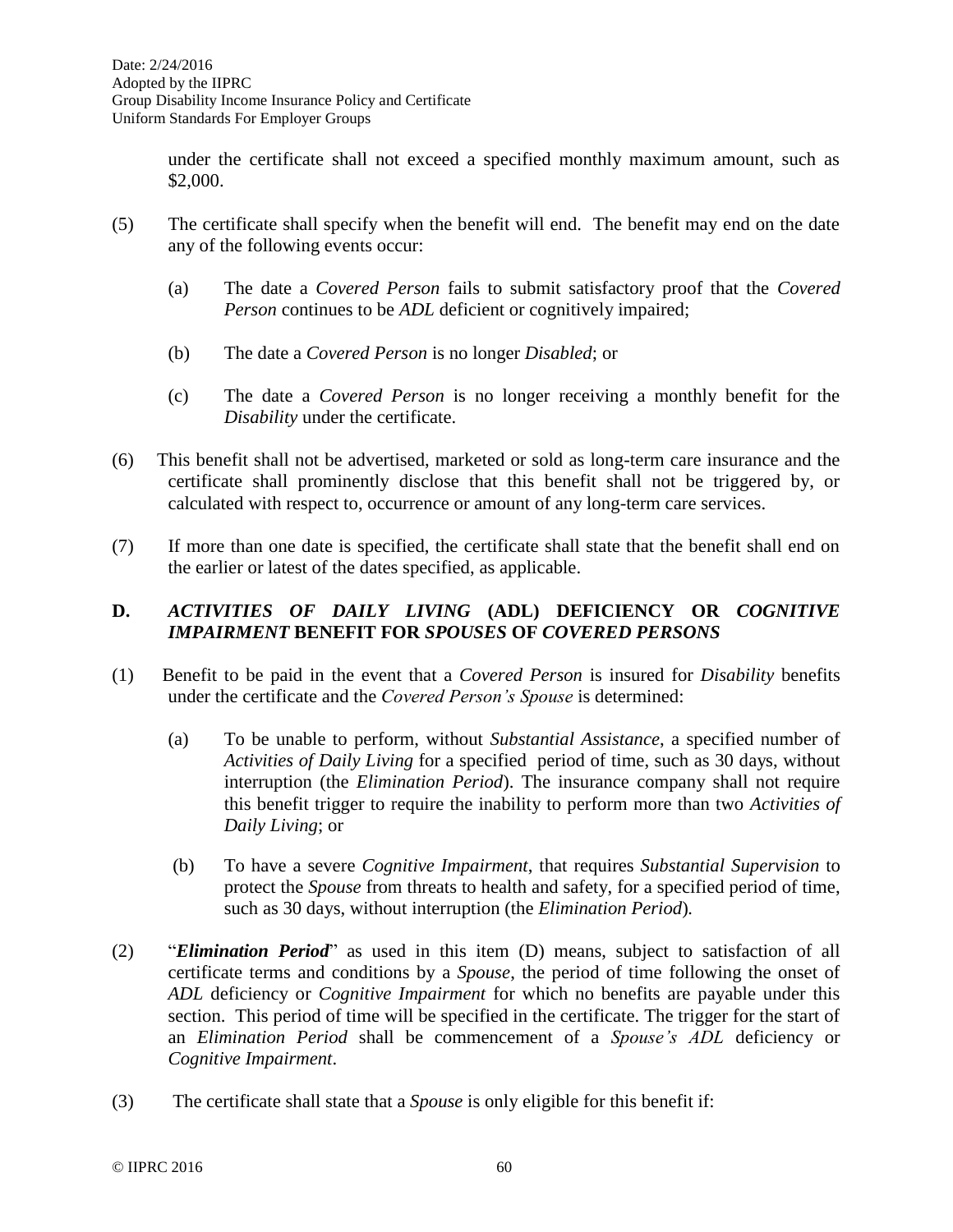under the certificate shall not exceed a specified monthly maximum amount, such as $2,000.

(5) The certificate shall specify when the benefit will end. The benefit may end on the date any of the following events occur:

   (a) The date a *Covered Person* fails to submit satisfactory proof that the *Covered Person* continues to be *ADL* deficient or cognitively impaired;

   (b) The date a *Covered Person* is no longer *Disabled*; or

   (c) The date a *Covered Person* is no longer receiving a monthly benefit for the *Disability* under the certificate.

(6) This benefit shall not be advertised, marketed or sold as long-term care insurance and the certificate shall prominently disclose that this benefit shall not be triggered by, or calculated with respect to, occurrence or amount of any long-term care services.

(7) If more than one date is specified, the certificate shall state that the benefit shall end on the earlier or latest of the dates specified, as applicable.

## D. *ACTIVITIES OF DAILY LIVING* (ADL) DEFICIENCY OR *COGNITIVE IMPAIRMENT* BENEFIT FOR *SPOUSES* OF *COVERED PERSONS*

(1) Benefit to be paid in the event that a *Covered Person* is insured for *Disability* benefits under the certificate and the *Covered Person's Spouse* is determined:

   (a) To be unable to perform, without *Substantial Assistance*, a specified number of *Activities of Daily Living* for a specified period of time, such as 30 days, without interruption (the *Elimination Period*). The insurance company shall not require this benefit trigger to require the inability to perform more than two *Activities of Daily Living*; or

   (b) To have a severe *Cognitive Impairment*, that requires *Substantial Supervision* to protect the *Spouse* from threats to health and safety, for a specified period of time, such as 30 days, without interruption (the *Elimination Period*).

(2) "***Elimination Period***" as used in this item (D) means, subject to satisfaction of all certificate terms and conditions by a *Spouse*, the period of time following the onset of *ADL* deficiency or *Cognitive Impairment* for which no benefits are payable under this section. This period of time will be specified in the certificate. The trigger for the start of an *Elimination Period* shall be commencement of a *Spouse's ADL* deficiency or *Cognitive Impairment*.

(3) The certificate shall state that a *Spouse* is only eligible for this benefit if: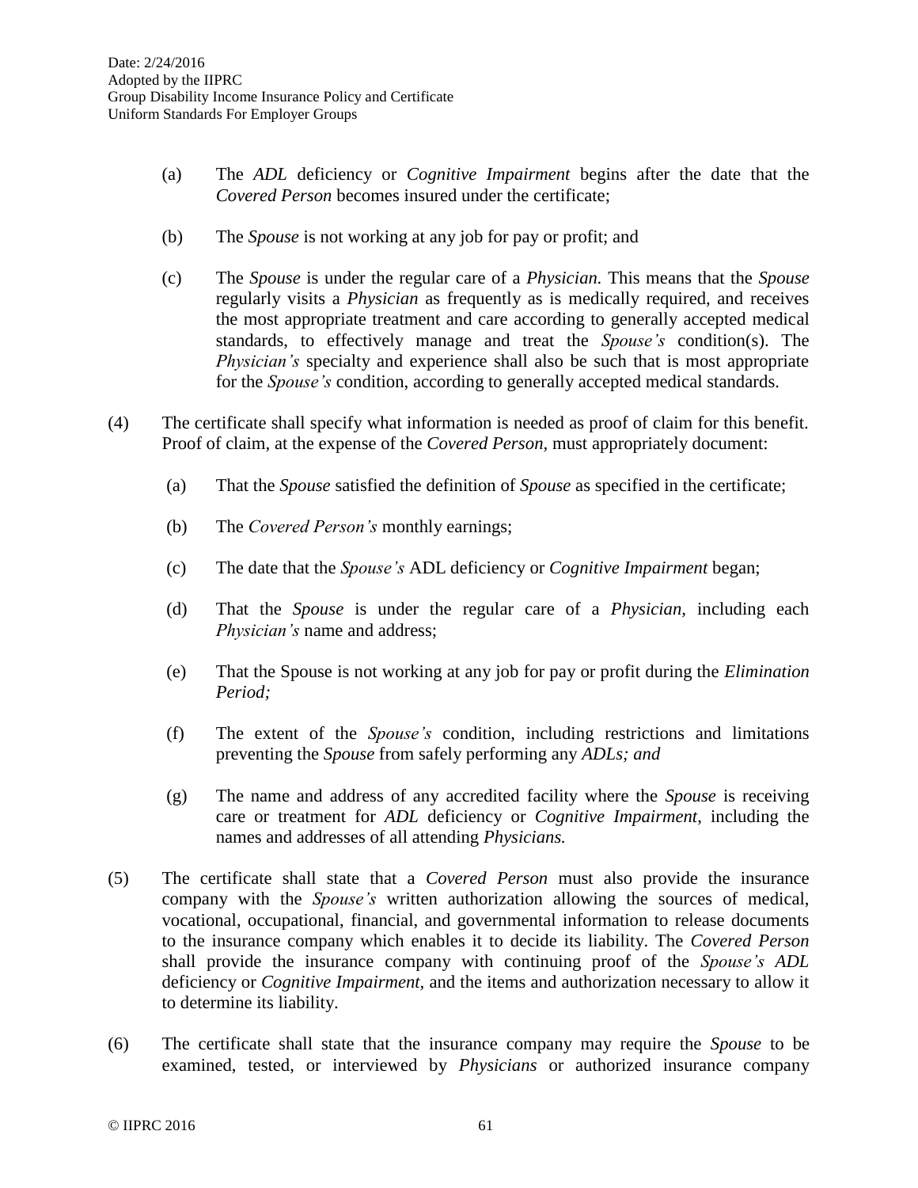(a) The *ADL* deficiency or *Cognitive Impairment* begins after the date that the *Covered Person* becomes insured under the certificate;

(b) The *Spouse* is not working at any job for pay or profit; and

(c) The *Spouse* is under the regular care of a *Physician.* This means that the *Spouse* regularly visits a *Physician* as frequently as is medically required, and receives the most appropriate treatment and care according to generally accepted medical standards, to effectively manage and treat the *Spouse's* condition(s). The *Physician's* specialty and experience shall also be such that is most appropriate for the *Spouse's* condition, according to generally accepted medical standards.

(4) The certificate shall specify what information is needed as proof of claim for this benefit. Proof of claim, at the expense of the *Covered Person,* must appropriately document:

(a) That the *Spouse* satisfied the definition of *Spouse* as specified in the certificate;

(b) The *Covered Person's* monthly earnings;

(c) The date that the *Spouse's* ADL deficiency or *Cognitive Impairment* began;

(d) That the *Spouse* is under the regular care of a *Physician,* including each *Physician's* name and address;

(e) That the Spouse is not working at any job for pay or profit during the *Elimination Period;*

(f) The extent of the *Spouse's* condition, including restrictions and limitations preventing the *Spouse* from safely performing any *ADLs; and*

(g) The name and address of any accredited facility where the *Spouse* is receiving care or treatment for *ADL* deficiency or *Cognitive Impairment,* including the names and addresses of all attending *Physicians.*

(5) The certificate shall state that a *Covered Person* must also provide the insurance company with the *Spouse's* written authorization allowing the sources of medical, vocational, occupational, financial, and governmental information to release documents to the insurance company which enables it to decide its liability. The *Covered Person* shall provide the insurance company with continuing proof of the *Spouse's ADL* deficiency or *Cognitive Impairment,* and the items and authorization necessary to allow it to determine its liability.

(6) The certificate shall state that the insurance company may require the *Spouse* to be examined, tested, or interviewed by *Physicians* or authorized insurance company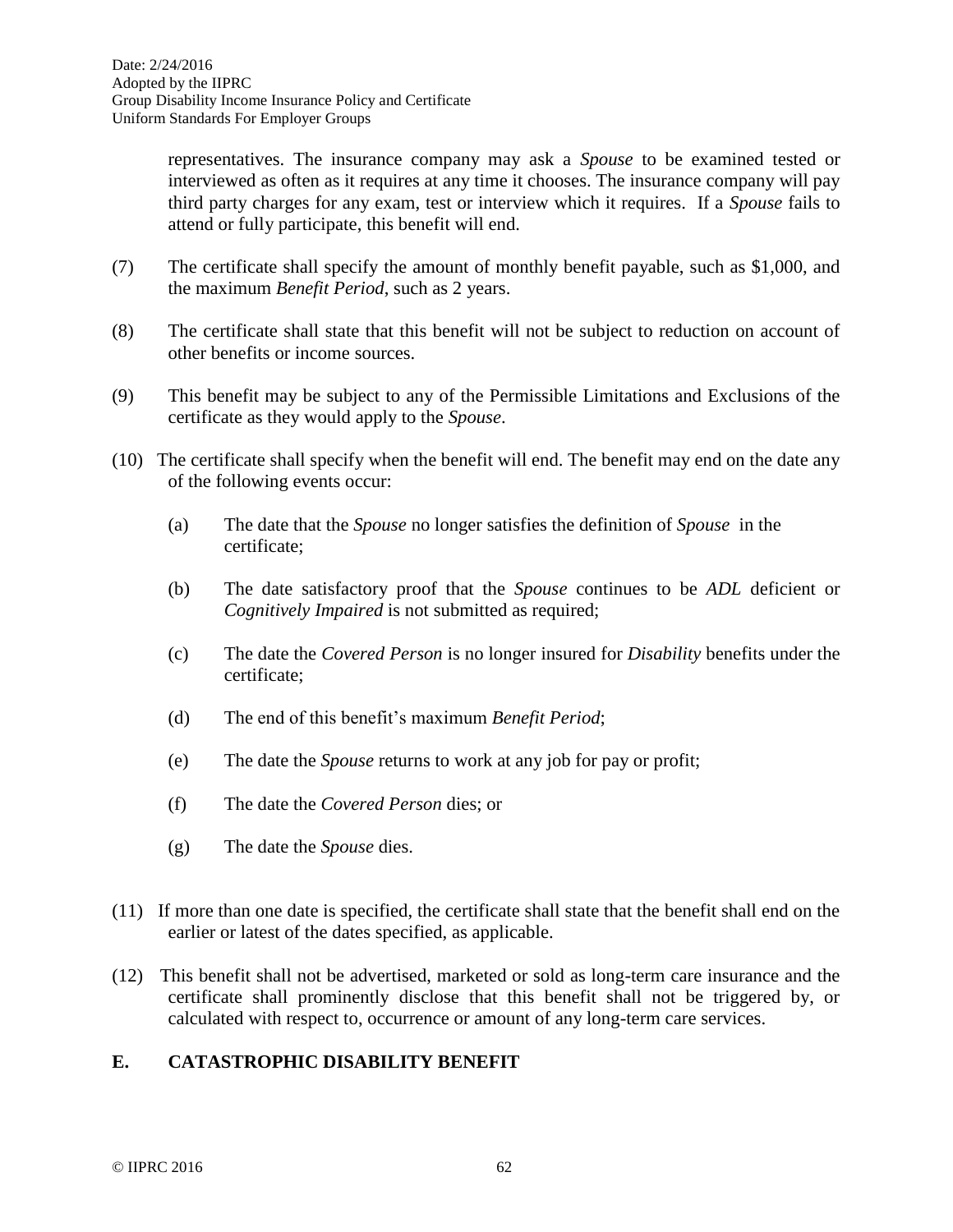representatives. The insurance company may ask a *Spouse* to be examined tested or interviewed as often as it requires at any time it chooses. The insurance company will pay third party charges for any exam, test or interview which it requires. If a *Spouse* fails to attend or fully participate, this benefit will end.

(7) The certificate shall specify the amount of monthly benefit payable, such as $1,000, and the maximum *Benefit Period*, such as 2 years.

(8) The certificate shall state that this benefit will not be subject to reduction on account of other benefits or income sources.

(9) This benefit may be subject to any of the Permissible Limitations and Exclusions of the certificate as they would apply to the *Spouse*.

(10) The certificate shall specify when the benefit will end. The benefit may end on the date any of the following events occur:

(a) The date that the *Spouse* no longer satisfies the definition of *Spouse* in the certificate;

(b) The date satisfactory proof that the *Spouse* continues to be *ADL* deficient or *Cognitively Impaired* is not submitted as required;

(c) The date the *Covered Person* is no longer insured for *Disability* benefits under the certificate;

(d) The end of this benefit's maximum *Benefit Period*;

(e) The date the *Spouse* returns to work at any job for pay or profit;

(f) The date the *Covered Person* dies; or

(g) The date the *Spouse* dies.

(11) If more than one date is specified, the certificate shall state that the benefit shall end on the earlier or latest of the dates specified, as applicable.

(12) This benefit shall not be advertised, marketed or sold as long-term care insurance and the certificate shall prominently disclose that this benefit shall not be triggered by, or calculated with respect to, occurrence or amount of any long-term care services.

## E. CATASTROPHIC DISABILITY BENEFIT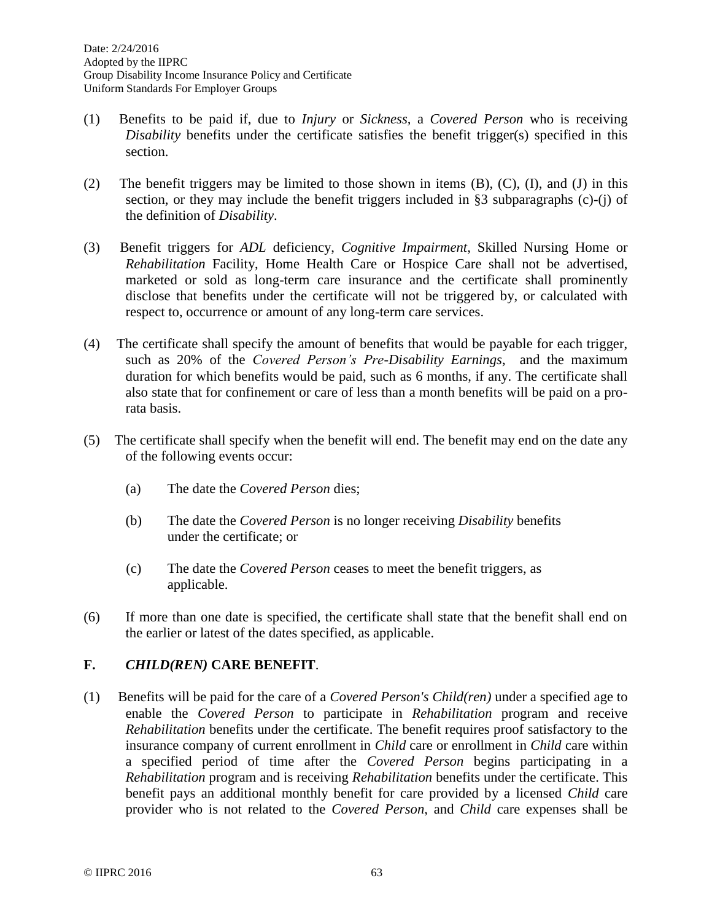(1) Benefits to be paid if, due to *Injury* or *Sickness*, a *Covered Person* who is receiving *Disability* benefits under the certificate satisfies the benefit trigger(s) specified in this section.

(2) The benefit triggers may be limited to those shown in items (B), (C), (I), and (J) in this section, or they may include the benefit triggers included in §3 subparagraphs (c)-(j) of the definition of *Disability*.

(3) Benefit triggers for *ADL* deficiency, *Cognitive Impairment*, Skilled Nursing Home or *Rehabilitation* Facility, Home Health Care or Hospice Care shall not be advertised, marketed or sold as long-term care insurance and the certificate shall prominently disclose that benefits under the certificate will not be triggered by, or calculated with respect to, occurrence or amount of any long-term care services.

(4) The certificate shall specify the amount of benefits that would be payable for each trigger, such as 20% of the *Covered Person's Pre-Disability Earnings*, and the maximum duration for which benefits would be paid, such as 6 months, if any. The certificate shall also state that for confinement or care of less than a month benefits will be paid on a pro-rata basis.

(5) The certificate shall specify when the benefit will end. The benefit may end on the date any of the following events occur:

   (a) The date the *Covered Person* dies;

   (b) The date the *Covered Person* is no longer receiving *Disability* benefits under the certificate; or

   (c) The date the *Covered Person* ceases to meet the benefit triggers, as applicable.

(6) If more than one date is specified, the certificate shall state that the benefit shall end on the earlier or latest of the dates specified, as applicable.

## F. *CHILD(REN)* CARE BENEFIT.

(1) Benefits will be paid for the care of a *Covered Person's Child(ren)* under a specified age to enable the *Covered Person* to participate in *Rehabilitation* program and receive *Rehabilitation* benefits under the certificate. The benefit requires proof satisfactory to the insurance company of current enrollment in *Child* care or enrollment in *Child* care within a specified period of time after the *Covered Person* begins participating in a *Rehabilitation* program and is receiving *Rehabilitation* benefits under the certificate. This benefit pays an additional monthly benefit for care provided by a licensed *Child* care provider who is not related to the *Covered Person*, and *Child* care expenses shall be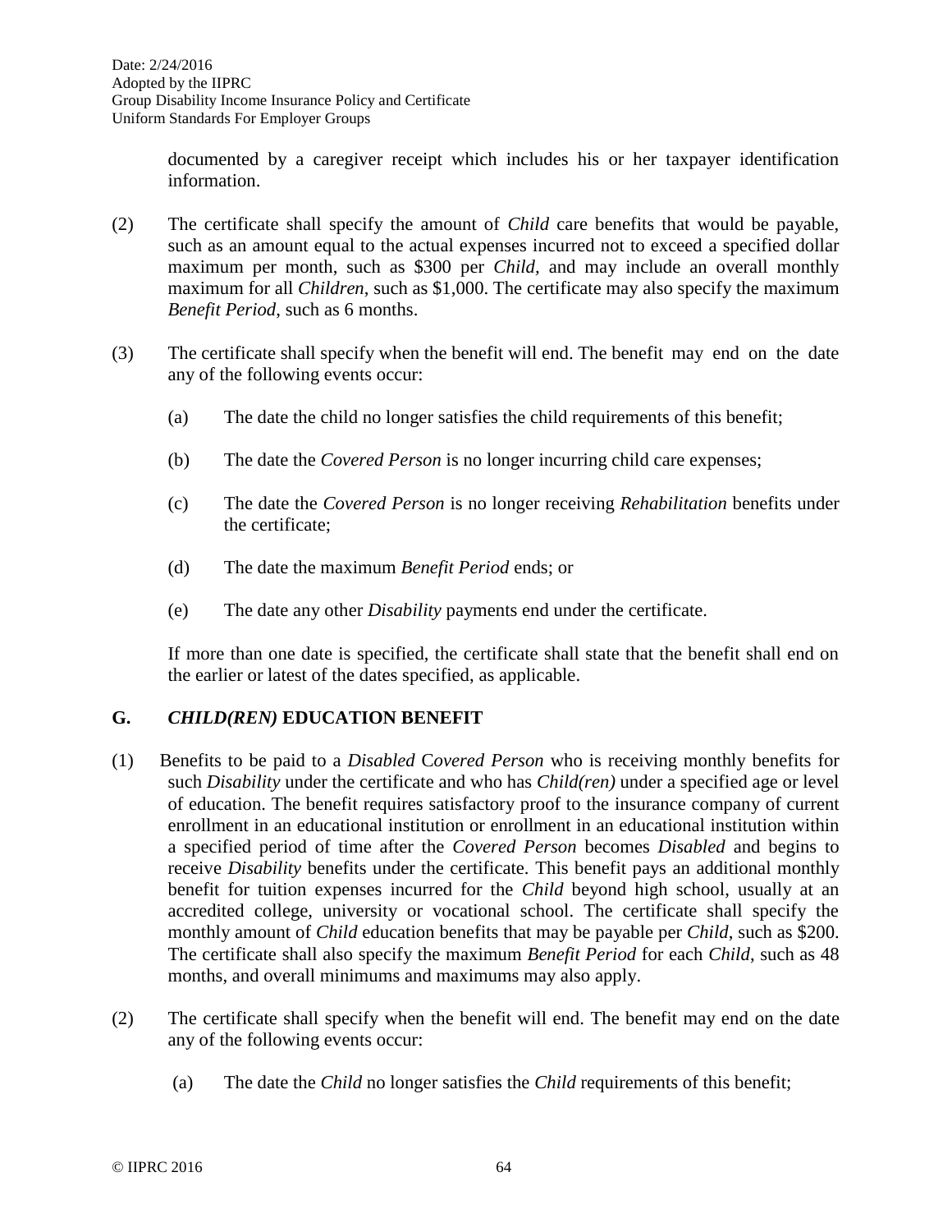documented by a caregiver receipt which includes his or her taxpayer identification information.

(2) The certificate shall specify the amount of *Child* care benefits that would be payable, such as an amount equal to the actual expenses incurred not to exceed a specified dollar maximum per month, such as $300 per *Child,* and may include an overall monthly maximum for all *Children*, such as $1,000. The certificate may also specify the maximum *Benefit Period*, such as 6 months.

(3) The certificate shall specify when the benefit will end. The benefit may end on the date any of the following events occur:

(a) The date the child no longer satisfies the child requirements of this benefit;

(b) The date the *Covered Person* is no longer incurring child care expenses;

(c) The date the *Covered Person* is no longer receiving *Rehabilitation* benefits under the certificate;

(d) The date the maximum *Benefit Period* ends; or

(e) The date any other *Disability* payments end under the certificate.

If more than one date is specified, the certificate shall state that the benefit shall end on the earlier or latest of the dates specified, as applicable.

## G. *CHILD(REN)* EDUCATION BENEFIT

(1) Benefits to be paid to a *Disabled* C*overed Person* who is receiving monthly benefits for such *Disability* under the certificate and who has *Child(ren)* under a specified age or level of education. The benefit requires satisfactory proof to the insurance company of current enrollment in an educational institution or enrollment in an educational institution within a specified period of time after the *Covered Person* becomes *Disabled* and begins to receive *Disability* benefits under the certificate. This benefit pays an additional monthly benefit for tuition expenses incurred for the *Child* beyond high school, usually at an accredited college, university or vocational school. The certificate shall specify the monthly amount of *Child* education benefits that may be payable per *Child*, such as $200. The certificate shall also specify the maximum *Benefit Period* for each *Child*, such as 48 months, and overall minimums and maximums may also apply.

(2) The certificate shall specify when the benefit will end. The benefit may end on the date any of the following events occur:

(a) The date the *Child* no longer satisfies the *Child* requirements of this benefit;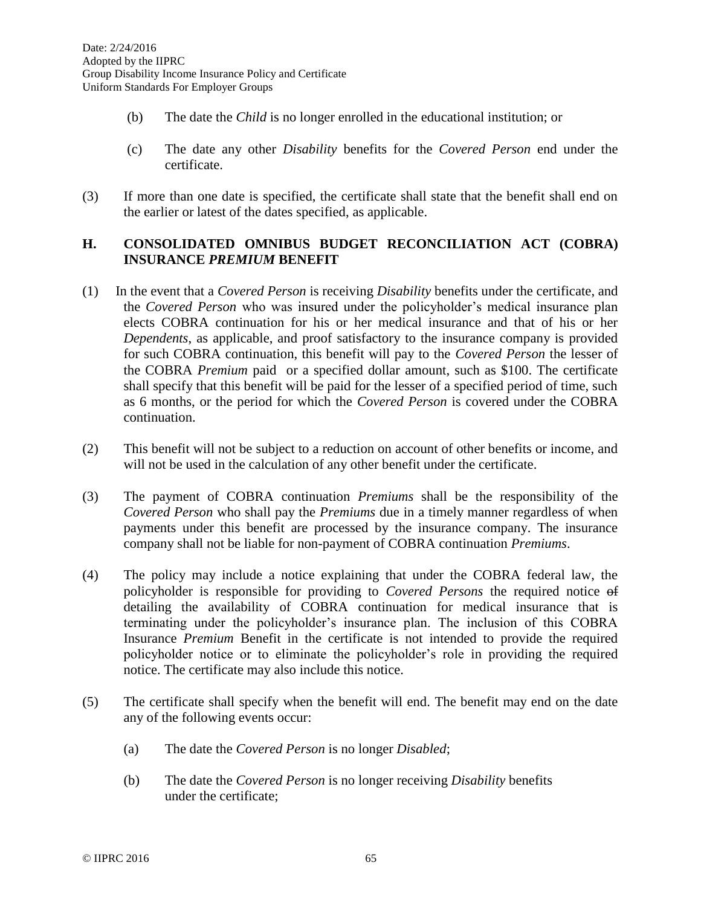(b) The date the *Child* is no longer enrolled in the educational institution; or

(c) The date any other *Disability* benefits for the *Covered Person* end under the certificate.

(3) If more than one date is specified, the certificate shall state that the benefit shall end on the earlier or latest of the dates specified, as applicable.

## H. CONSOLIDATED OMNIBUS BUDGET RECONCILIATION ACT (COBRA) INSURANCE *PREMIUM* BENEFIT

(1) In the event that a *Covered Person* is receiving *Disability* benefits under the certificate, and the *Covered Person* who was insured under the policyholder's medical insurance plan elects COBRA continuation for his or her medical insurance and that of his or her *Dependents*, as applicable, and proof satisfactory to the insurance company is provided for such COBRA continuation, this benefit will pay to the *Covered Person* the lesser of the COBRA *Premium* paid or a specified dollar amount, such as $100. The certificate shall specify that this benefit will be paid for the lesser of a specified period of time, such as 6 months, or the period for which the *Covered Person* is covered under the COBRA continuation.

(2) This benefit will not be subject to a reduction on account of other benefits or income, and will not be used in the calculation of any other benefit under the certificate.

(3) The payment of COBRA continuation *Premiums* shall be the responsibility of the *Covered Person* who shall pay the *Premiums* due in a timely manner regardless of when payments under this benefit are processed by the insurance company. The insurance company shall not be liable for non-payment of COBRA continuation *Premiums*.

(4) The policy may include a notice explaining that under the COBRA federal law, the policyholder is responsible for providing to *Covered Persons* the required notice ~~of~~ detailing the availability of COBRA continuation for medical insurance that is terminating under the policyholder's insurance plan. The inclusion of this COBRA Insurance *Premium* Benefit in the certificate is not intended to provide the required policyholder notice or to eliminate the policyholder's role in providing the required notice. The certificate may also include this notice.

(5) The certificate shall specify when the benefit will end. The benefit may end on the date any of the following events occur:

(a) The date the *Covered Person* is no longer *Disabled*;

(b) The date the *Covered Person* is no longer receiving *Disability* benefits under the certificate;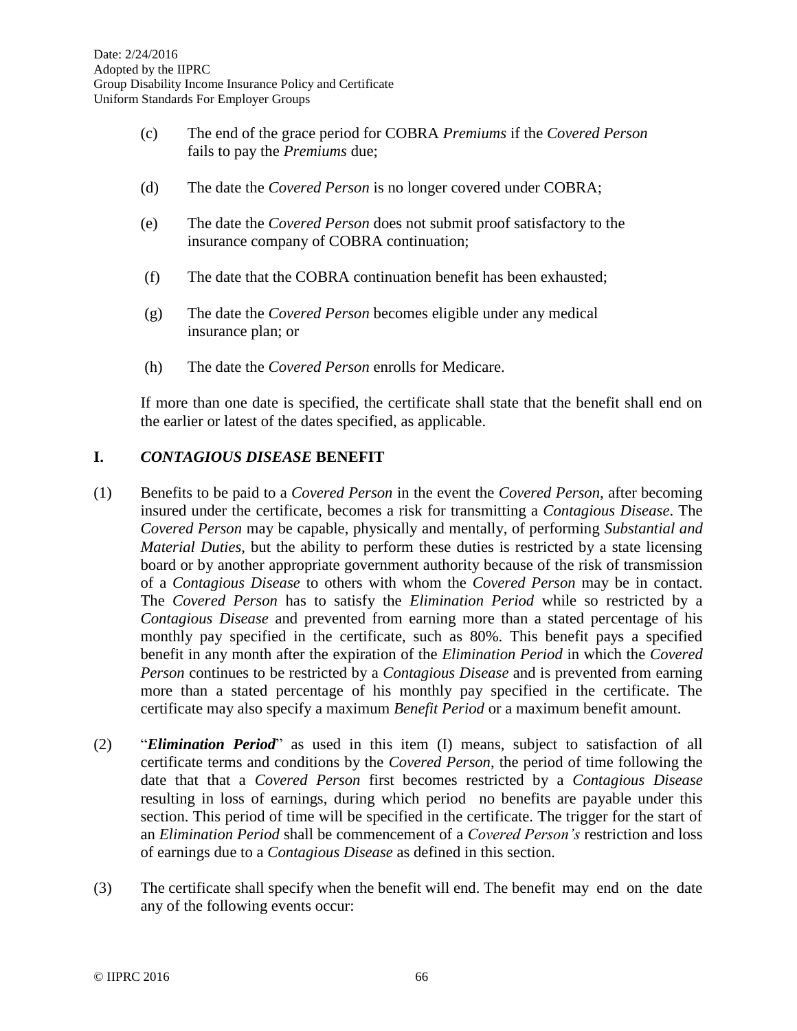(c) The end of the grace period for COBRA *Premiums* if the *Covered Person* fails to pay the *Premiums* due;

(d) The date the *Covered Person* is no longer covered under COBRA;

(e) The date the *Covered Person* does not submit proof satisfactory to the insurance company of COBRA continuation;

(f) The date that the COBRA continuation benefit has been exhausted;

(g) The date the *Covered Person* becomes eligible under any medical insurance plan; or

(h) The date the *Covered Person* enrolls for Medicare.

If more than one date is specified, the certificate shall state that the benefit shall end on the earlier or latest of the dates specified, as applicable.

## I. *CONTAGIOUS DISEASE* BENEFIT

(1) Benefits to be paid to a *Covered Person* in the event the *Covered Person,* after becoming insured under the certificate, becomes a risk for transmitting a *Contagious Disease*. The *Covered Person* may be capable, physically and mentally, of performing *Substantial and Material Duties,* but the ability to perform these duties is restricted by a state licensing board or by another appropriate government authority because of the risk of transmission of a *Contagious Disease* to others with whom the *Covered Person* may be in contact. The *Covered Person* has to satisfy the *Elimination Period* while so restricted by a *Contagious Disease* and prevented from earning more than a stated percentage of his monthly pay specified in the certificate, such as 80%. This benefit pays a specified benefit in any month after the expiration of the *Elimination Period* in which the *Covered Person* continues to be restricted by a *Contagious Disease* and is prevented from earning more than a stated percentage of his monthly pay specified in the certificate. The certificate may also specify a maximum *Benefit Period* or a maximum benefit amount.

(2) "***Elimination Period***" as used in this item (I) means, subject to satisfaction of all certificate terms and conditions by the *Covered Person*, the period of time following the date that that a *Covered Person* first becomes restricted by a *Contagious Disease* resulting in loss of earnings, during which period no benefits are payable under this section. This period of time will be specified in the certificate. The trigger for the start of an *Elimination Period* shall be commencement of a *Covered Person's* restriction and loss of earnings due to a *Contagious Disease* as defined in this section.

(3) The certificate shall specify when the benefit will end. The benefit may end on the date any of the following events occur: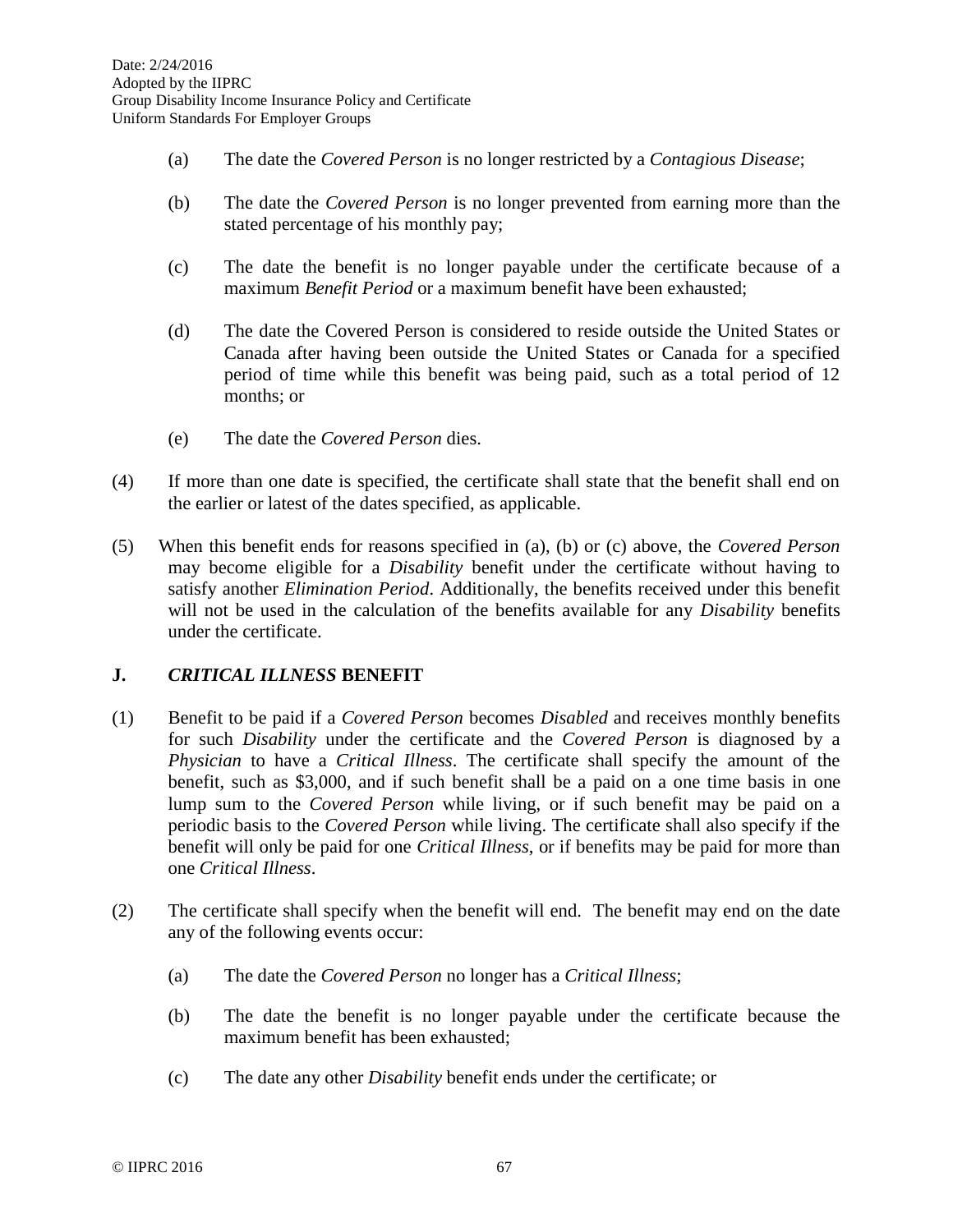(a) The date the *Covered Person* is no longer restricted by a *Contagious Disease*;

(b) The date the *Covered Person* is no longer prevented from earning more than the stated percentage of his monthly pay;

(c) The date the benefit is no longer payable under the certificate because of a maximum *Benefit Period* or a maximum benefit have been exhausted;

(d) The date the Covered Person is considered to reside outside the United States or Canada after having been outside the United States or Canada for a specified period of time while this benefit was being paid, such as a total period of 12 months; or

(e) The date the *Covered Person* dies.

(4) If more than one date is specified, the certificate shall state that the benefit shall end on the earlier or latest of the dates specified, as applicable.

(5) When this benefit ends for reasons specified in (a), (b) or (c) above, the *Covered Person* may become eligible for a *Disability* benefit under the certificate without having to satisfy another *Elimination Period*. Additionally, the benefits received under this benefit will not be used in the calculation of the benefits available for any *Disability* benefits under the certificate.

## J. *CRITICAL ILLNESS* BENEFIT

(1) Benefit to be paid if a *Covered Person* becomes *Disabled* and receives monthly benefits for such *Disability* under the certificate and the *Covered Person* is diagnosed by a *Physician* to have a *Critical Illness*. The certificate shall specify the amount of the benefit, such as $3,000, and if such benefit shall be a paid on a one time basis in one lump sum to the *Covered Person* while living, or if such benefit may be paid on a periodic basis to the *Covered Person* while living. The certificate shall also specify if the benefit will only be paid for one *Critical Illness*, or if benefits may be paid for more than one *Critical Illness*.

(2) The certificate shall specify when the benefit will end. The benefit may end on the date any of the following events occur:

(a) The date the *Covered Person* no longer has a *Critical Illness*;

(b) The date the benefit is no longer payable under the certificate because the maximum benefit has been exhausted;

(c) The date any other *Disability* benefit ends under the certificate; or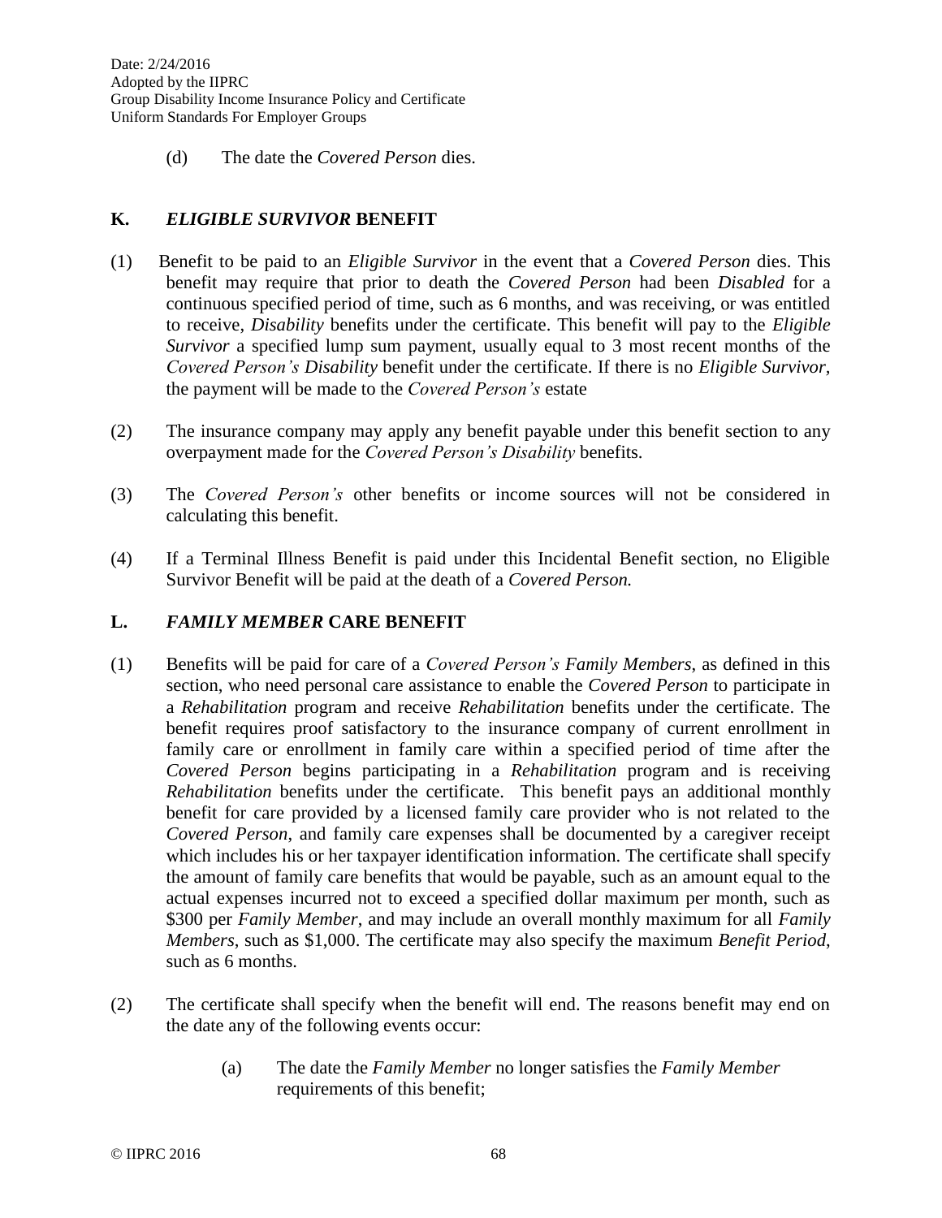(d) The date the *Covered Person* dies.

## K. *ELIGIBLE SURVIVOR* BENEFIT

(1) Benefit to be paid to an *Eligible Survivor* in the event that a *Covered Person* dies. This benefit may require that prior to death the *Covered Person* had been *Disabled* for a continuous specified period of time, such as 6 months, and was receiving, or was entitled to receive, *Disability* benefits under the certificate. This benefit will pay to the *Eligible Survivor* a specified lump sum payment, usually equal to 3 most recent months of the *Covered Person's Disability* benefit under the certificate. If there is no *Eligible Survivor,* the payment will be made to the *Covered Person's* estate

(2) The insurance company may apply any benefit payable under this benefit section to any overpayment made for the *Covered Person's Disability* benefits.

(3) The *Covered Person's* other benefits or income sources will not be considered in calculating this benefit.

(4) If a Terminal Illness Benefit is paid under this Incidental Benefit section, no Eligible Survivor Benefit will be paid at the death of a *Covered Person.*

## L. *FAMILY MEMBER* CARE BENEFIT

(1) Benefits will be paid for care of a *Covered Person's Family Members*, as defined in this section, who need personal care assistance to enable the *Covered Person* to participate in a *Rehabilitation* program and receive *Rehabilitation* benefits under the certificate. The benefit requires proof satisfactory to the insurance company of current enrollment in family care or enrollment in family care within a specified period of time after the *Covered Person* begins participating in a *Rehabilitation* program and is receiving *Rehabilitation* benefits under the certificate. This benefit pays an additional monthly benefit for care provided by a licensed family care provider who is not related to the *Covered Person*, and family care expenses shall be documented by a caregiver receipt which includes his or her taxpayer identification information. The certificate shall specify the amount of family care benefits that would be payable, such as an amount equal to the actual expenses incurred not to exceed a specified dollar maximum per month, such as $300 per *Family Member*, and may include an overall monthly maximum for all *Family Members*, such as $1,000. The certificate may also specify the maximum *Benefit Period*, such as 6 months.

(2) The certificate shall specify when the benefit will end. The reasons benefit may end on the date any of the following events occur:

(a) The date the *Family Member* no longer satisfies the *Family Member* requirements of this benefit;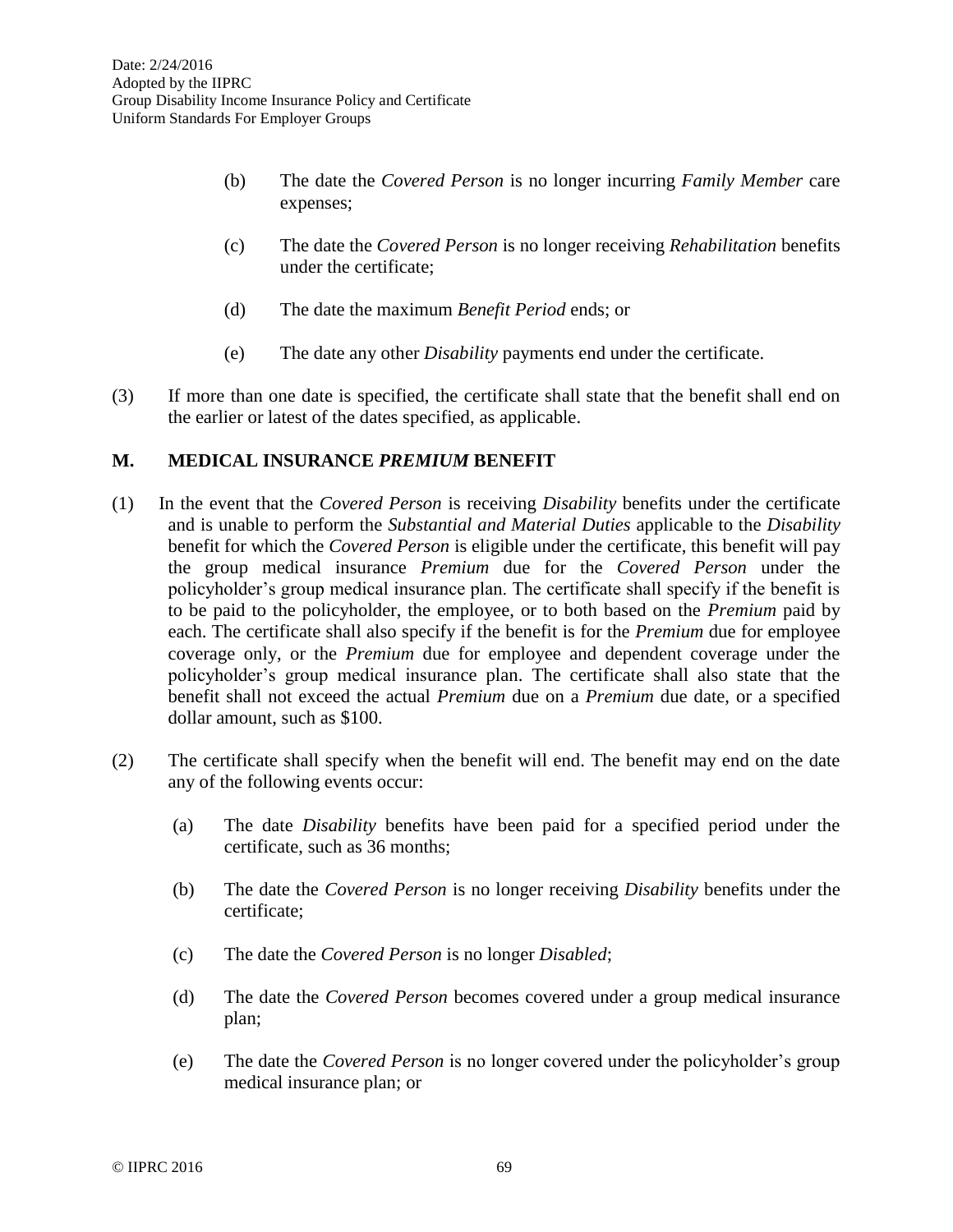(b) The date the *Covered Person* is no longer incurring *Family Member* care expenses;

(c) The date the *Covered Person* is no longer receiving *Rehabilitation* benefits under the certificate;

(d) The date the maximum *Benefit Period* ends; or

(e) The date any other *Disability* payments end under the certificate.

(3) If more than one date is specified, the certificate shall state that the benefit shall end on the earlier or latest of the dates specified, as applicable.

## M. MEDICAL INSURANCE *PREMIUM* BENEFIT

(1) In the event that the *Covered Person* is receiving *Disability* benefits under the certificate and is unable to perform the *Substantial and Material Duties* applicable to the *Disability* benefit for which the *Covered Person* is eligible under the certificate, this benefit will pay the group medical insurance *Premium* due for the *Covered Person* under the policyholder's group medical insurance plan. The certificate shall specify if the benefit is to be paid to the policyholder, the employee, or to both based on the *Premium* paid by each. The certificate shall also specify if the benefit is for the *Premium* due for employee coverage only, or the *Premium* due for employee and dependent coverage under the policyholder's group medical insurance plan. The certificate shall also state that the benefit shall not exceed the actual *Premium* due on a *Premium* due date, or a specified dollar amount, such as $100.

(2) The certificate shall specify when the benefit will end. The benefit may end on the date any of the following events occur:

(a) The date *Disability* benefits have been paid for a specified period under the certificate, such as 36 months;

(b) The date the *Covered Person* is no longer receiving *Disability* benefits under the certificate;

(c) The date the *Covered Person* is no longer *Disabled*;

(d) The date the *Covered Person* becomes covered under a group medical insurance plan;

(e) The date the *Covered Person* is no longer covered under the policyholder's group medical insurance plan; or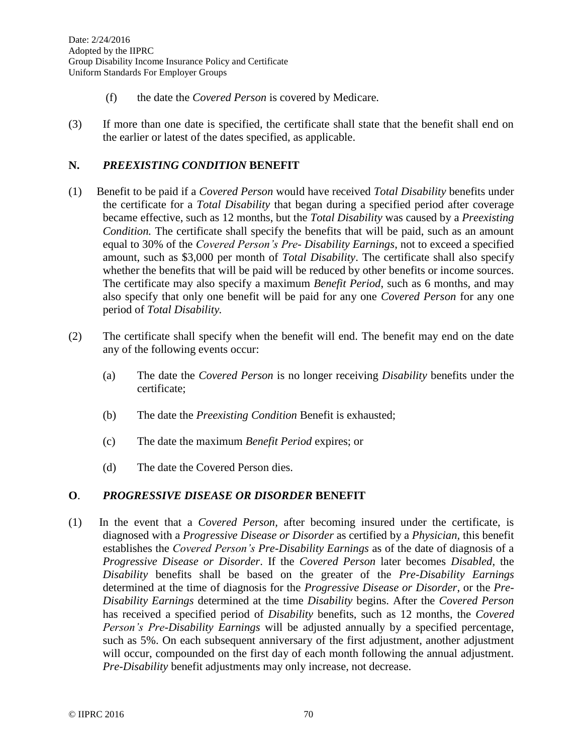(f) the date the *Covered Person* is covered by Medicare.

(3) If more than one date is specified, the certificate shall state that the benefit shall end on the earlier or latest of the dates specified, as applicable.

## N. *PREEXISTING CONDITION* BENEFIT

(1) Benefit to be paid if a *Covered Person* would have received *Total Disability* benefits under the certificate for a *Total Disability* that began during a specified period after coverage became effective, such as 12 months, but the *Total Disability* was caused by a *Preexisting Condition.* The certificate shall specify the benefits that will be paid, such as an amount equal to 30% of the *Covered Person's Pre- Disability Earnings*, not to exceed a specified amount, such as $3,000 per month of *Total Disability*. The certificate shall also specify whether the benefits that will be paid will be reduced by other benefits or income sources. The certificate may also specify a maximum *Benefit Period*, such as 6 months, and may also specify that only one benefit will be paid for any one *Covered Person* for any one period of *Total Disability.*

(2) The certificate shall specify when the benefit will end. The benefit may end on the date any of the following events occur:

(a) The date the *Covered Person* is no longer receiving *Disability* benefits under the certificate;

(b) The date the *Preexisting Condition* Benefit is exhausted;

(c) The date the maximum *Benefit Period* expires; or

(d) The date the Covered Person dies.

## O. *PROGRESSIVE DISEASE OR DISORDER* BENEFIT

(1) In the event that a *Covered Person*, after becoming insured under the certificate, is diagnosed with a *Progressive Disease or Disorder* as certified by a *Physician*, this benefit establishes the *Covered Person's Pre-Disability Earnings* as of the date of diagnosis of a *Progressive Disease or Disorder*. If the *Covered Person* later becomes *Disabled*, the *Disability* benefits shall be based on the greater of the *Pre-Disability Earnings* determined at the time of diagnosis for the *Progressive Disease or Disorder*, or the *Pre-Disability Earnings* determined at the time *Disability* begins. After the *Covered Person* has received a specified period of *Disability* benefits, such as 12 months, the *Covered Person's Pre-Disability Earnings* will be adjusted annually by a specified percentage, such as 5%. On each subsequent anniversary of the first adjustment, another adjustment will occur, compounded on the first day of each month following the annual adjustment. *Pre-Disability* benefit adjustments may only increase, not decrease.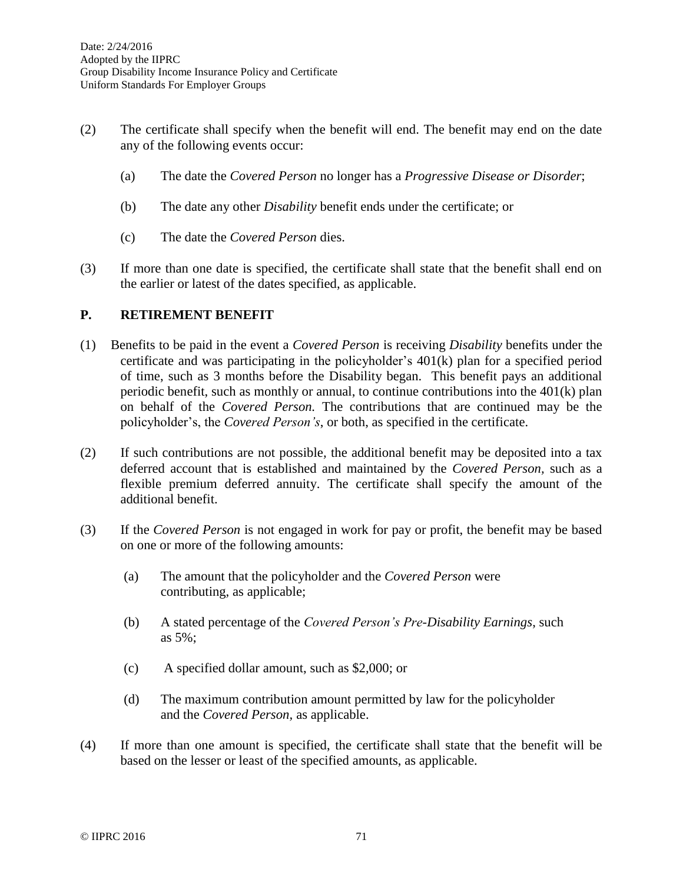(2) The certificate shall specify when the benefit will end. The benefit may end on the date any of the following events occur:

   (a) The date the *Covered Person* no longer has a *Progressive Disease or Disorder*;

   (b) The date any other *Disability* benefit ends under the certificate; or

   (c) The date the *Covered Person* dies.

(3) If more than one date is specified, the certificate shall state that the benefit shall end on the earlier or latest of the dates specified, as applicable.

## P. RETIREMENT BENEFIT

(1) Benefits to be paid in the event a *Covered Person* is receiving *Disability* benefits under the certificate and was participating in the policyholder's 401(k) plan for a specified period of time, such as 3 months before the Disability began. This benefit pays an additional periodic benefit, such as monthly or annual, to continue contributions into the 401(k) plan on behalf of the *Covered Person.* The contributions that are continued may be the policyholder's, the *Covered Person's*, or both, as specified in the certificate.

(2) If such contributions are not possible, the additional benefit may be deposited into a tax deferred account that is established and maintained by the *Covered Person,* such as a flexible premium deferred annuity. The certificate shall specify the amount of the additional benefit.

(3) If the *Covered Person* is not engaged in work for pay or profit, the benefit may be based on one or more of the following amounts:

   (a) The amount that the policyholder and the *Covered Person* were contributing, as applicable;

   (b) A stated percentage of the *Covered Person's Pre-Disability Earnings*, such as 5%;

   (c) A specified dollar amount, such as $2,000; or

   (d) The maximum contribution amount permitted by law for the policyholder and the *Covered Person,* as applicable.

(4) If more than one amount is specified, the certificate shall state that the benefit will be based on the lesser or least of the specified amounts, as applicable.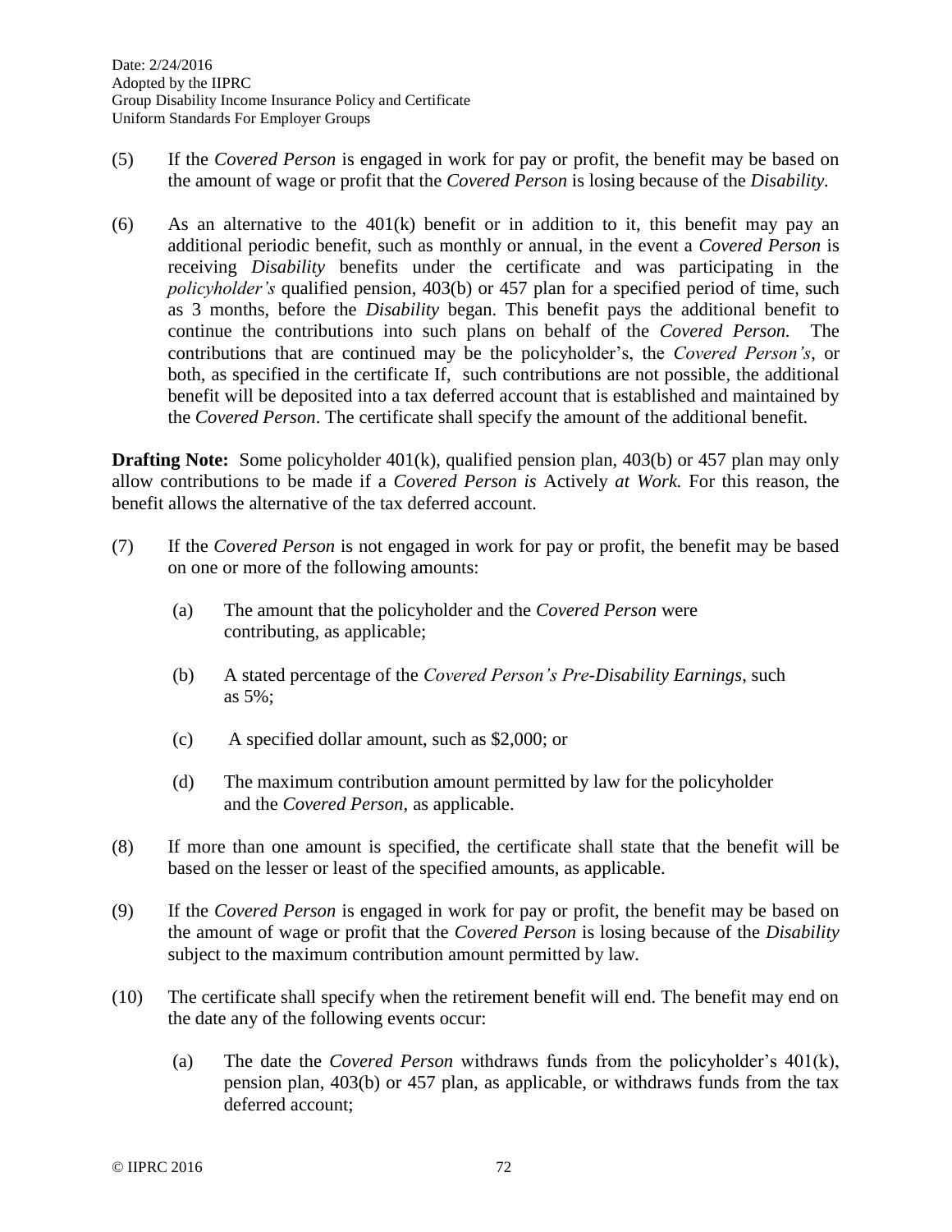(5) If the *Covered Person* is engaged in work for pay or profit, the benefit may be based on the amount of wage or profit that the *Covered Person* is losing because of the *Disability.*

(6) As an alternative to the 401(k) benefit or in addition to it, this benefit may pay an additional periodic benefit, such as monthly or annual, in the event a *Covered Person* is receiving *Disability* benefits under the certificate and was participating in the *policyholder's* qualified pension, 403(b) or 457 plan for a specified period of time, such as 3 months, before the *Disability* began. This benefit pays the additional benefit to continue the contributions into such plans on behalf of the *Covered Person.* The contributions that are continued may be the policyholder's, the *Covered Person's*, or both, as specified in the certificate If, such contributions are not possible, the additional benefit will be deposited into a tax deferred account that is established and maintained by the *Covered Person*. The certificate shall specify the amount of the additional benefit.

**Drafting Note:** Some policyholder 401(k), qualified pension plan, 403(b) or 457 plan may only allow contributions to be made if a *Covered Person is* Actively *at Work.* For this reason, the benefit allows the alternative of the tax deferred account.

(7) If the *Covered Person* is not engaged in work for pay or profit, the benefit may be based on one or more of the following amounts:

  (a) The amount that the policyholder and the *Covered Person* were contributing, as applicable;

  (b) A stated percentage of the *Covered Person's Pre-Disability Earnings*, such as 5%;

  (c) A specified dollar amount, such as $2,000; or

  (d) The maximum contribution amount permitted by law for the policyholder and the *Covered Person*, as applicable.

(8) If more than one amount is specified, the certificate shall state that the benefit will be based on the lesser or least of the specified amounts, as applicable.

(9) If the *Covered Person* is engaged in work for pay or profit, the benefit may be based on the amount of wage or profit that the *Covered Person* is losing because of the *Disability* subject to the maximum contribution amount permitted by law.

(10) The certificate shall specify when the retirement benefit will end. The benefit may end on the date any of the following events occur:

  (a) The date the *Covered Person* withdraws funds from the policyholder's 401(k), pension plan, 403(b) or 457 plan, as applicable, or withdraws funds from the tax deferred account;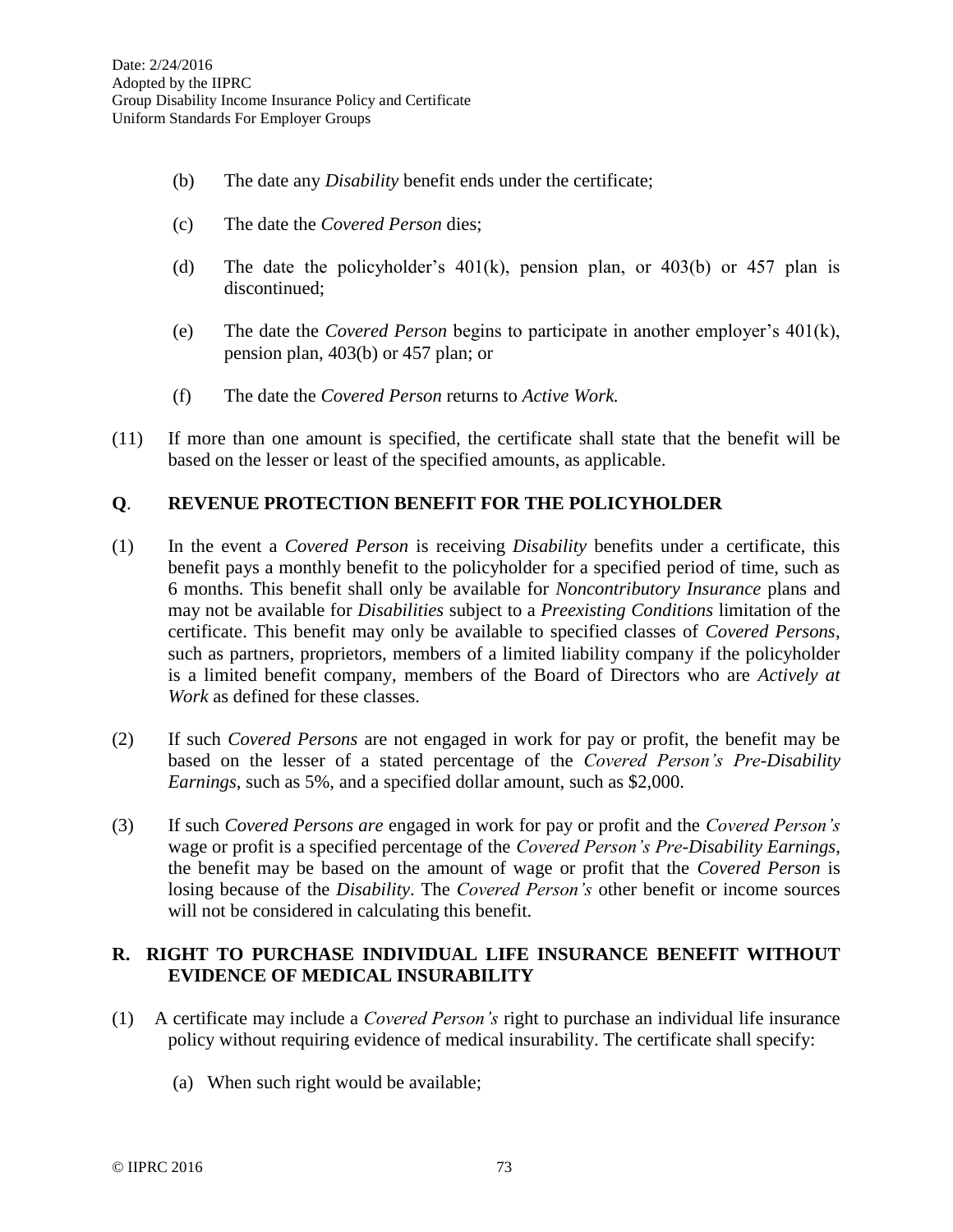(b) The date any *Disability* benefit ends under the certificate;

(c) The date the *Covered Person* dies;

(d) The date the policyholder's 401(k), pension plan, or 403(b) or 457 plan is discontinued;

(e) The date the *Covered Person* begins to participate in another employer's 401(k), pension plan, 403(b) or 457 plan; or

(f) The date the *Covered Person* returns to *Active Work.*

(11) If more than one amount is specified, the certificate shall state that the benefit will be based on the lesser or least of the specified amounts, as applicable.

## Q. REVENUE PROTECTION BENEFIT FOR THE POLICYHOLDER

(1) In the event a *Covered Person* is receiving *Disability* benefits under a certificate, this benefit pays a monthly benefit to the policyholder for a specified period of time, such as 6 months. This benefit shall only be available for *Noncontributory Insurance* plans and may not be available for *Disabilities* subject to a *Preexisting Conditions* limitation of the certificate. This benefit may only be available to specified classes of *Covered Persons*, such as partners, proprietors, members of a limited liability company if the policyholder is a limited benefit company, members of the Board of Directors who are *Actively at Work* as defined for these classes.

(2) If such *Covered Persons* are not engaged in work for pay or profit, the benefit may be based on the lesser of a stated percentage of the *Covered Person's Pre-Disability Earnings*, such as 5%, and a specified dollar amount, such as $2,000.

(3) If such *Covered Persons are* engaged in work for pay or profit and the *Covered Person's* wage or profit is a specified percentage of the *Covered Person's Pre-Disability Earnings*, the benefit may be based on the amount of wage or profit that the *Covered Person* is losing because of the *Disability*. The *Covered Person's* other benefit or income sources will not be considered in calculating this benefit.

## R. RIGHT TO PURCHASE INDIVIDUAL LIFE INSURANCE BENEFIT WITHOUT EVIDENCE OF MEDICAL INSURABILITY

(1) A certificate may include a *Covered Person's* right to purchase an individual life insurance policy without requiring evidence of medical insurability. The certificate shall specify:

(a) When such right would be available;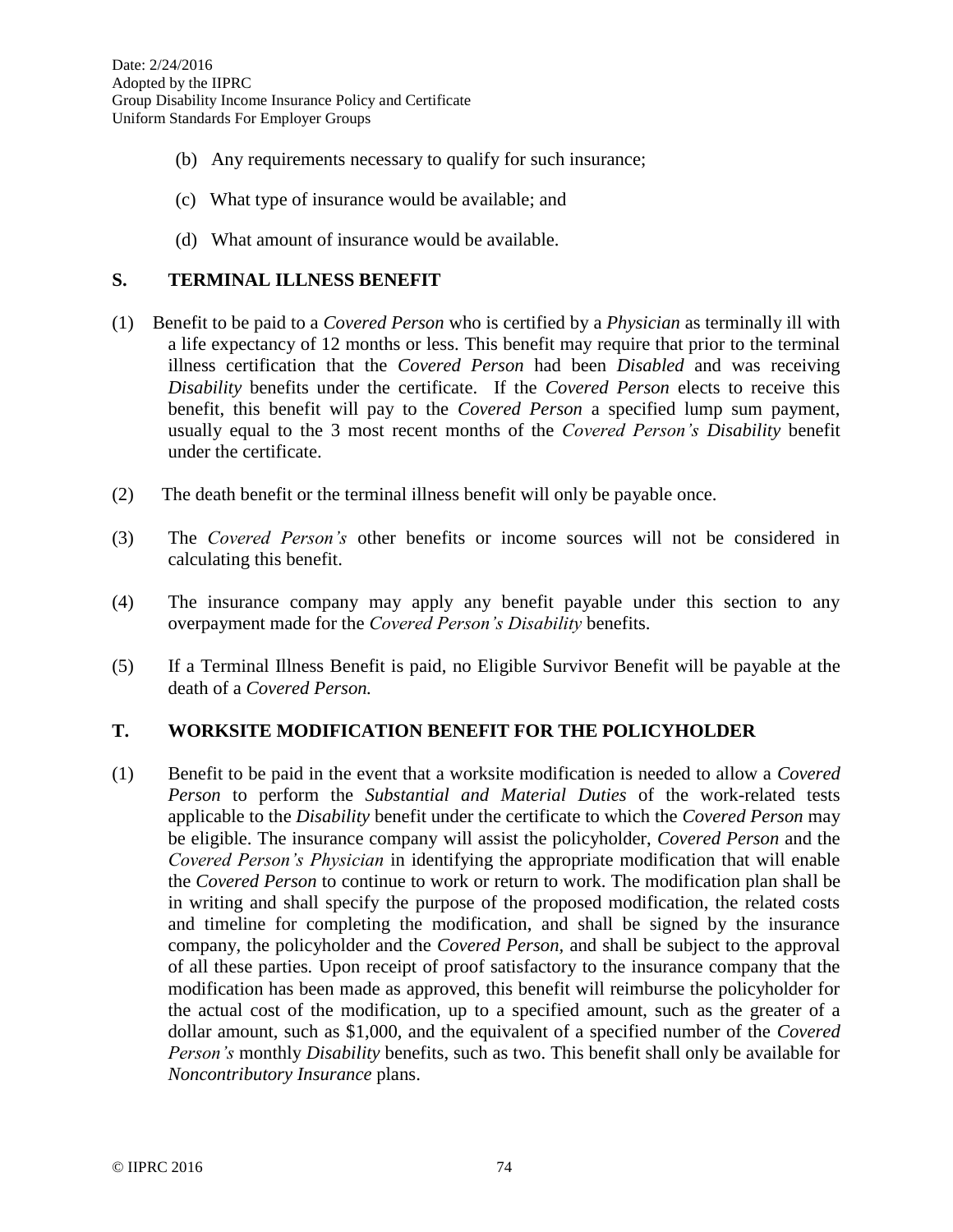(b) Any requirements necessary to qualify for such insurance;

(c) What type of insurance would be available; and

(d) What amount of insurance would be available.

## S. TERMINAL ILLNESS BENEFIT

(1) Benefit to be paid to a *Covered Person* who is certified by a *Physician* as terminally ill with a life expectancy of 12 months or less. This benefit may require that prior to the terminal illness certification that the *Covered Person* had been *Disabled* and was receiving *Disability* benefits under the certificate. If the *Covered Person* elects to receive this benefit, this benefit will pay to the *Covered Person* a specified lump sum payment, usually equal to the 3 most recent months of the *Covered Person's Disability* benefit under the certificate.

(2) The death benefit or the terminal illness benefit will only be payable once.

(3) The *Covered Person's* other benefits or income sources will not be considered in calculating this benefit.

(4) The insurance company may apply any benefit payable under this section to any overpayment made for the *Covered Person's Disability* benefits.

(5) If a Terminal Illness Benefit is paid, no Eligible Survivor Benefit will be payable at the death of a *Covered Person.*

## T. WORKSITE MODIFICATION BENEFIT FOR THE POLICYHOLDER

(1) Benefit to be paid in the event that a worksite modification is needed to allow a *Covered Person* to perform the *Substantial and Material Duties* of the work-related tests applicable to the *Disability* benefit under the certificate to which the *Covered Person* may be eligible. The insurance company will assist the policyholder, *Covered Person* and the *Covered Person's Physician* in identifying the appropriate modification that will enable the *Covered Person* to continue to work or return to work. The modification plan shall be in writing and shall specify the purpose of the proposed modification, the related costs and timeline for completing the modification, and shall be signed by the insurance company, the policyholder and the *Covered Person*, and shall be subject to the approval of all these parties. Upon receipt of proof satisfactory to the insurance company that the modification has been made as approved, this benefit will reimburse the policyholder for the actual cost of the modification, up to a specified amount, such as the greater of a dollar amount, such as $1,000, and the equivalent of a specified number of the *Covered Person's* monthly *Disability* benefits, such as two. This benefit shall only be available for *Noncontributory Insurance* plans.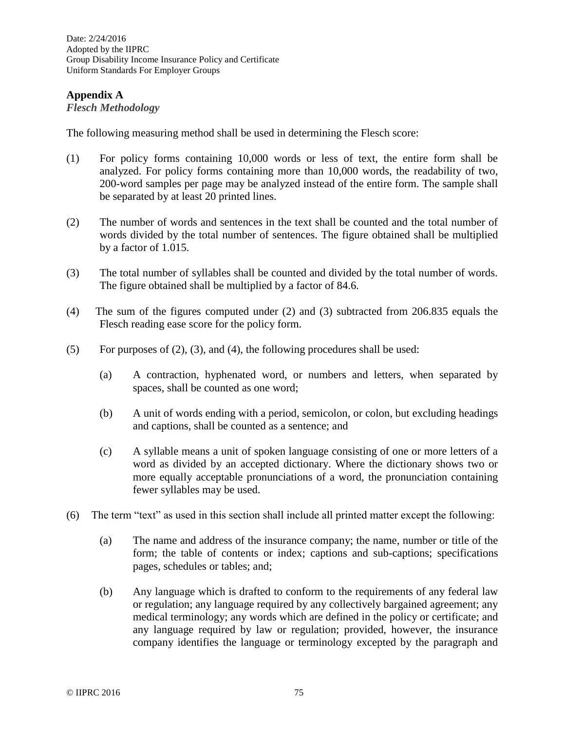## Appendix A

*Flesch Methodology*

The following measuring method shall be used in determining the Flesch score:

(1) For policy forms containing 10,000 words or less of text, the entire form shall be analyzed. For policy forms containing more than 10,000 words, the readability of two, 200-word samples per page may be analyzed instead of the entire form. The sample shall be separated by at least 20 printed lines.

(2) The number of words and sentences in the text shall be counted and the total number of words divided by the total number of sentences. The figure obtained shall be multiplied by a factor of 1.015.

(3) The total number of syllables shall be counted and divided by the total number of words. The figure obtained shall be multiplied by a factor of 84.6.

(4) The sum of the figures computed under (2) and (3) subtracted from 206.835 equals the Flesch reading ease score for the policy form.

(5) For purposes of (2), (3), and (4), the following procedures shall be used:

  (a) A contraction, hyphenated word, or numbers and letters, when separated by spaces, shall be counted as one word;

  (b) A unit of words ending with a period, semicolon, or colon, but excluding headings and captions, shall be counted as a sentence; and

  (c) A syllable means a unit of spoken language consisting of one or more letters of a word as divided by an accepted dictionary. Where the dictionary shows two or more equally acceptable pronunciations of a word, the pronunciation containing fewer syllables may be used.

(6) The term "text" as used in this section shall include all printed matter except the following:

  (a) The name and address of the insurance company; the name, number or title of the form; the table of contents or index; captions and sub-captions; specifications pages, schedules or tables; and;

  (b) Any language which is drafted to conform to the requirements of any federal law or regulation; any language required by any collectively bargained agreement; any medical terminology; any words which are defined in the policy or certificate; and any language required by law or regulation; provided, however, the insurance company identifies the language or terminology excepted by the paragraph and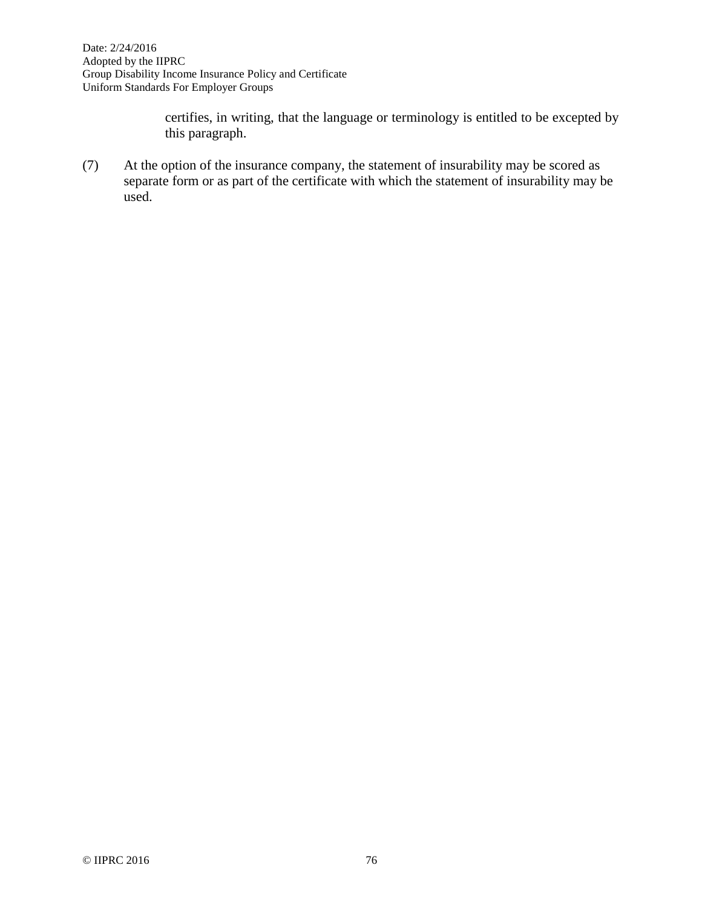certifies, in writing, that the language or terminology is entitled to be excepted by this paragraph.

(7) At the option of the insurance company, the statement of insurability may be scored as separate form or as part of the certificate with which the statement of insurability may be used.